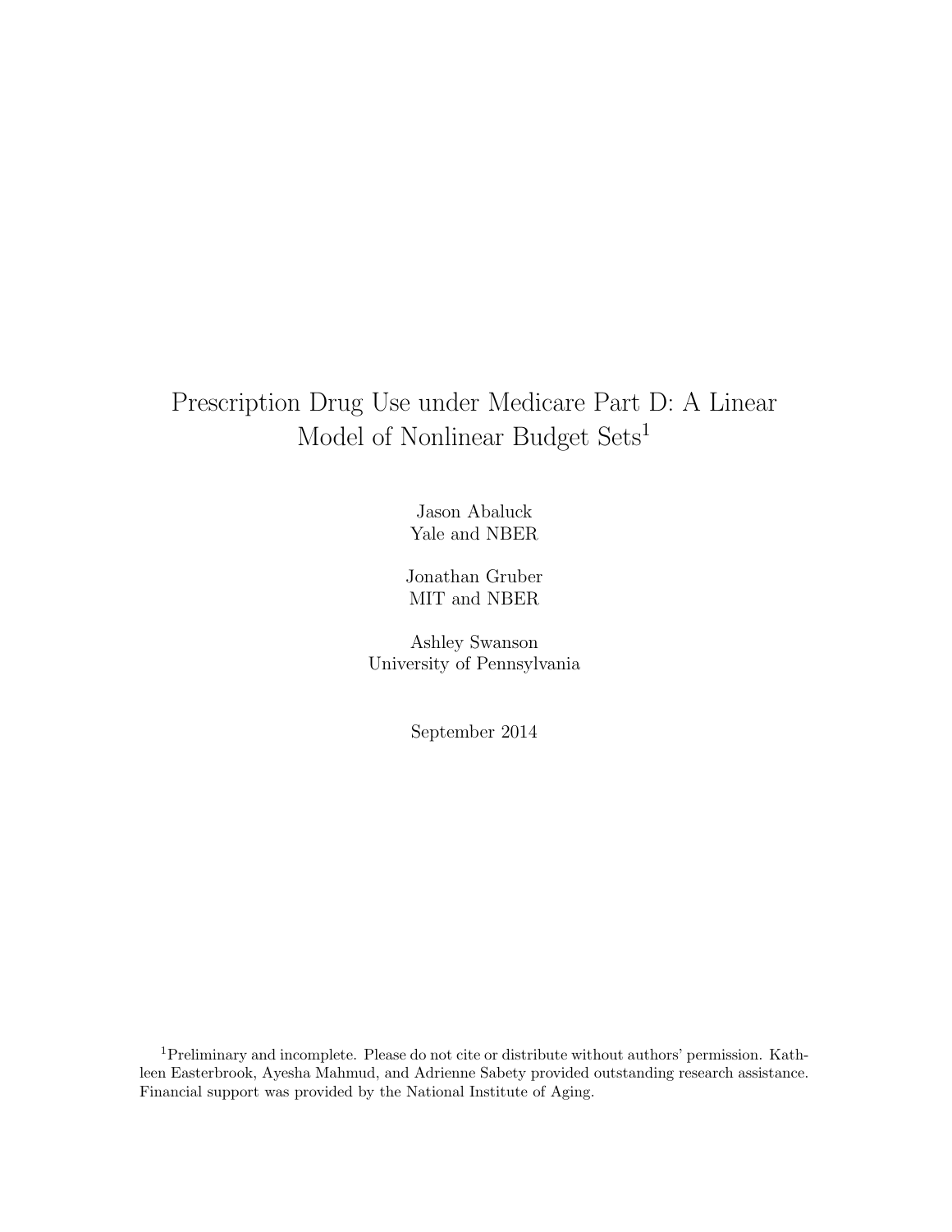# Prescription Drug Use under Medicare Part D: A Linear Model of Nonlinear Budget Sets[1]

Jason Abaluck
Yale and NBER

Jonathan Gruber
MIT and NBER

Ashley Swanson
University of Pennsylvania

September 2014

[1]Preliminary and incomplete. Please do not cite or distribute without authors' permission. Kathleen Easterbrook, Ayesha Mahmud, and Adrienne Sabety provided outstanding research assistance. Financial support was provided by the National Institute of Aging.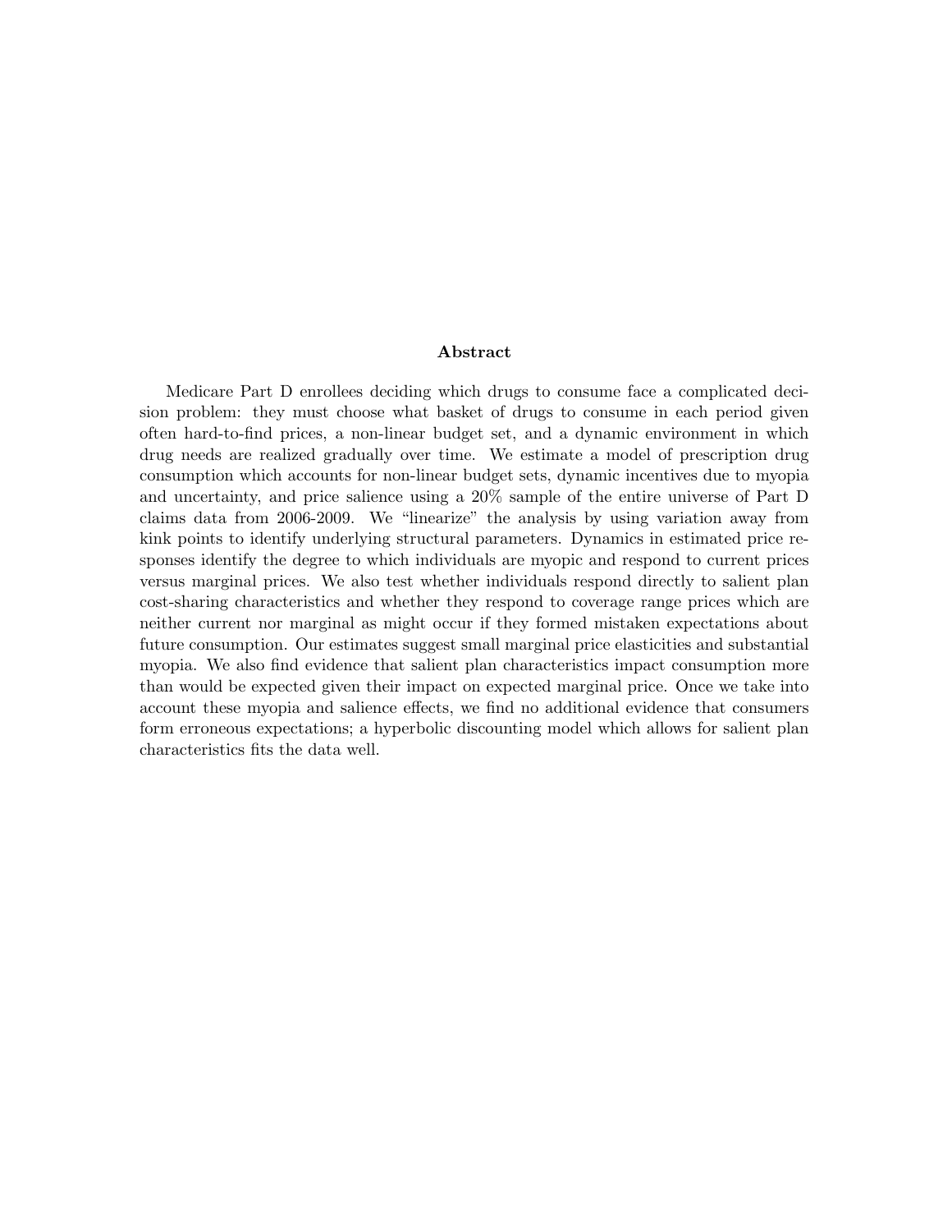## Abstract

Medicare Part D enrollees deciding which drugs to consume face a complicated decision problem: they must choose what basket of drugs to consume in each period given often hard-to-find prices, a non-linear budget set, and a dynamic environment in which drug needs are realized gradually over time. We estimate a model of prescription drug consumption which accounts for non-linear budget sets, dynamic incentives due to myopia and uncertainty, and price salience using a 20% sample of the entire universe of Part D claims data from 2006-2009. We "linearize" the analysis by using variation away from kink points to identify underlying structural parameters. Dynamics in estimated price responses identify the degree to which individuals are myopic and respond to current prices versus marginal prices. We also test whether individuals respond directly to salient plan cost-sharing characteristics and whether they respond to coverage range prices which are neither current nor marginal as might occur if they formed mistaken expectations about future consumption. Our estimates suggest small marginal price elasticities and substantial myopia. We also find evidence that salient plan characteristics impact consumption more than would be expected given their impact on expected marginal price. Once we take into account these myopia and salience effects, we find no additional evidence that consumers form erroneous expectations; a hyperbolic discounting model which allows for salient plan characteristics fits the data well.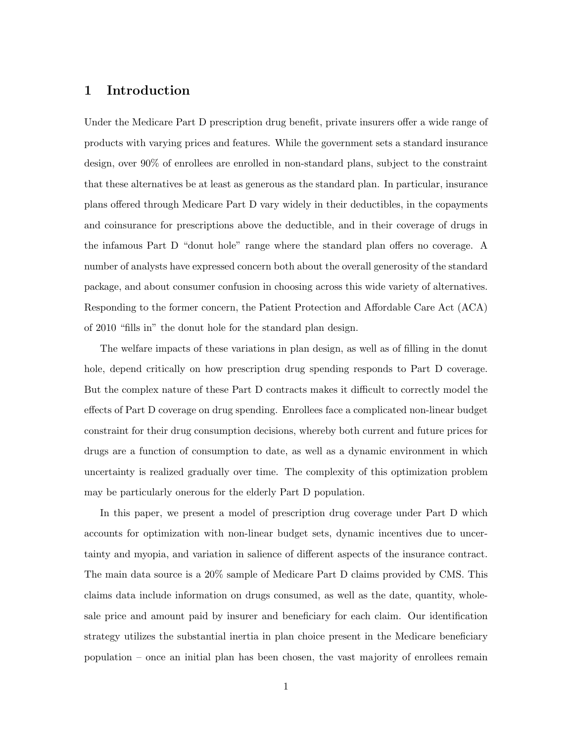# 1 Introduction

Under the Medicare Part D prescription drug benefit, private insurers offer a wide range of products with varying prices and features. While the government sets a standard insurance design, over 90% of enrollees are enrolled in non-standard plans, subject to the constraint that these alternatives be at least as generous as the standard plan. In particular, insurance plans offered through Medicare Part D vary widely in their deductibles, in the copayments and coinsurance for prescriptions above the deductible, and in their coverage of drugs in the infamous Part D "donut hole" range where the standard plan offers no coverage. A number of analysts have expressed concern both about the overall generosity of the standard package, and about consumer confusion in choosing across this wide variety of alternatives. Responding to the former concern, the Patient Protection and Affordable Care Act (ACA) of 2010 "fills in" the donut hole for the standard plan design.

The welfare impacts of these variations in plan design, as well as of filling in the donut hole, depend critically on how prescription drug spending responds to Part D coverage. But the complex nature of these Part D contracts makes it difficult to correctly model the effects of Part D coverage on drug spending. Enrollees face a complicated non-linear budget constraint for their drug consumption decisions, whereby both current and future prices for drugs are a function of consumption to date, as well as a dynamic environment in which uncertainty is realized gradually over time. The complexity of this optimization problem may be particularly onerous for the elderly Part D population.

In this paper, we present a model of prescription drug coverage under Part D which accounts for optimization with non-linear budget sets, dynamic incentives due to uncertainty and myopia, and variation in salience of different aspects of the insurance contract. The main data source is a 20% sample of Medicare Part D claims provided by CMS. This claims data include information on drugs consumed, as well as the date, quantity, wholesale price and amount paid by insurer and beneficiary for each claim. Our identification strategy utilizes the substantial inertia in plan choice present in the Medicare beneficiary population – once an initial plan has been chosen, the vast majority of enrollees remain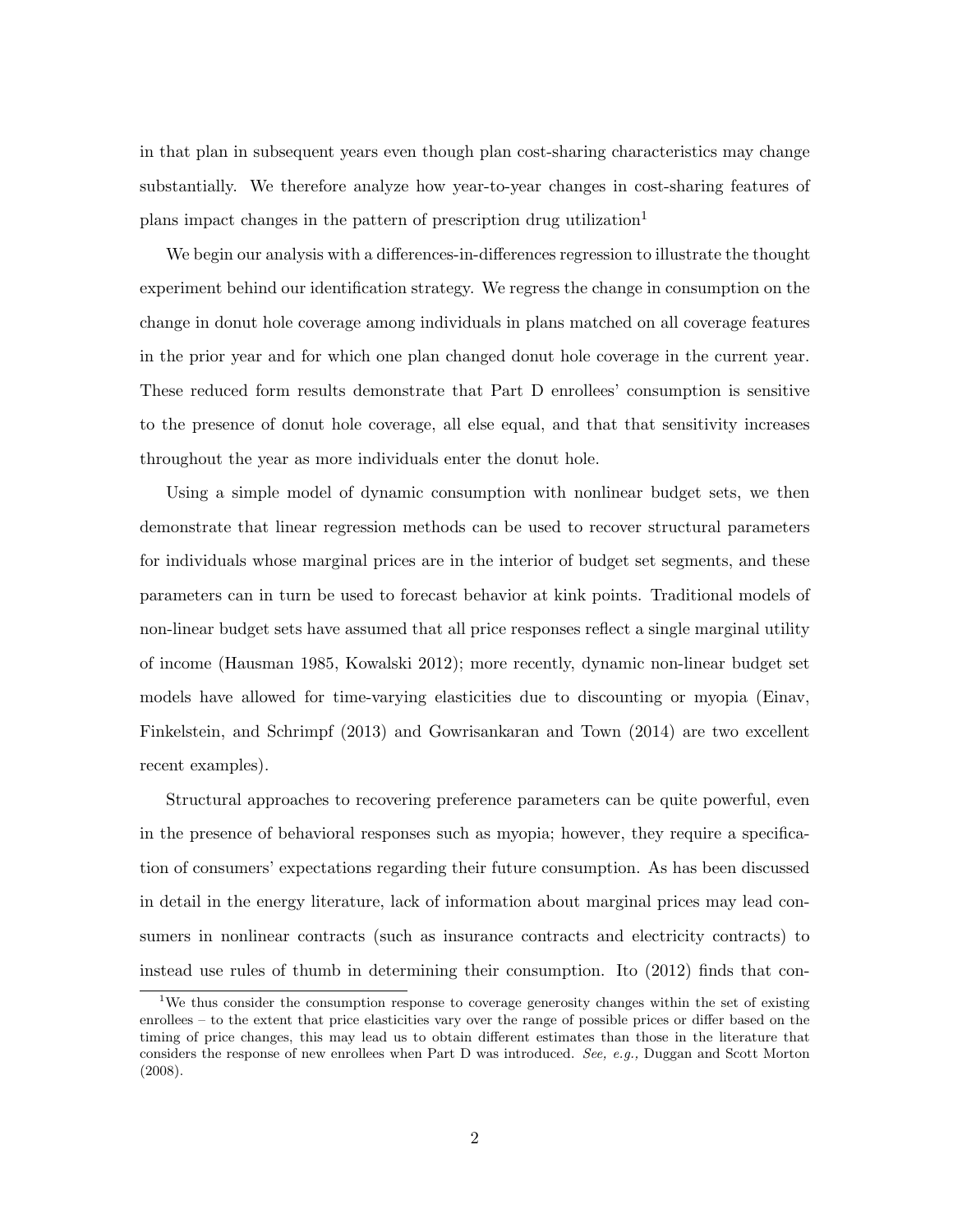in that plan in subsequent years even though plan cost-sharing characteristics may change substantially. We therefore analyze how year-to-year changes in cost-sharing features of plans impact changes in the pattern of prescription drug utilization[1]

We begin our analysis with a differences-in-differences regression to illustrate the thought experiment behind our identification strategy. We regress the change in consumption on the change in donut hole coverage among individuals in plans matched on all coverage features in the prior year and for which one plan changed donut hole coverage in the current year. These reduced form results demonstrate that Part D enrollees' consumption is sensitive to the presence of donut hole coverage, all else equal, and that that sensitivity increases throughout the year as more individuals enter the donut hole.

Using a simple model of dynamic consumption with nonlinear budget sets, we then demonstrate that linear regression methods can be used to recover structural parameters for individuals whose marginal prices are in the interior of budget set segments, and these parameters can in turn be used to forecast behavior at kink points. Traditional models of non-linear budget sets have assumed that all price responses reflect a single marginal utility of income (Hausman 1985, Kowalski 2012); more recently, dynamic non-linear budget set models have allowed for time-varying elasticities due to discounting or myopia (Einav, Finkelstein, and Schrimpf (2013) and Gowrisankaran and Town (2014) are two excellent recent examples).

Structural approaches to recovering preference parameters can be quite powerful, even in the presence of behavioral responses such as myopia; however, they require a specification of consumers' expectations regarding their future consumption. As has been discussed in detail in the energy literature, lack of information about marginal prices may lead consumers in nonlinear contracts (such as insurance contracts and electricity contracts) to instead use rules of thumb in determining their consumption. Ito (2012) finds that con-

[1] We thus consider the consumption response to coverage generosity changes within the set of existing enrollees – to the extent that price elasticities vary over the range of possible prices or differ based on the timing of price changes, this may lead us to obtain different estimates than those in the literature that considers the response of new enrollees when Part D was introduced. *See, e.g.,* Duggan and Scott Morton (2008).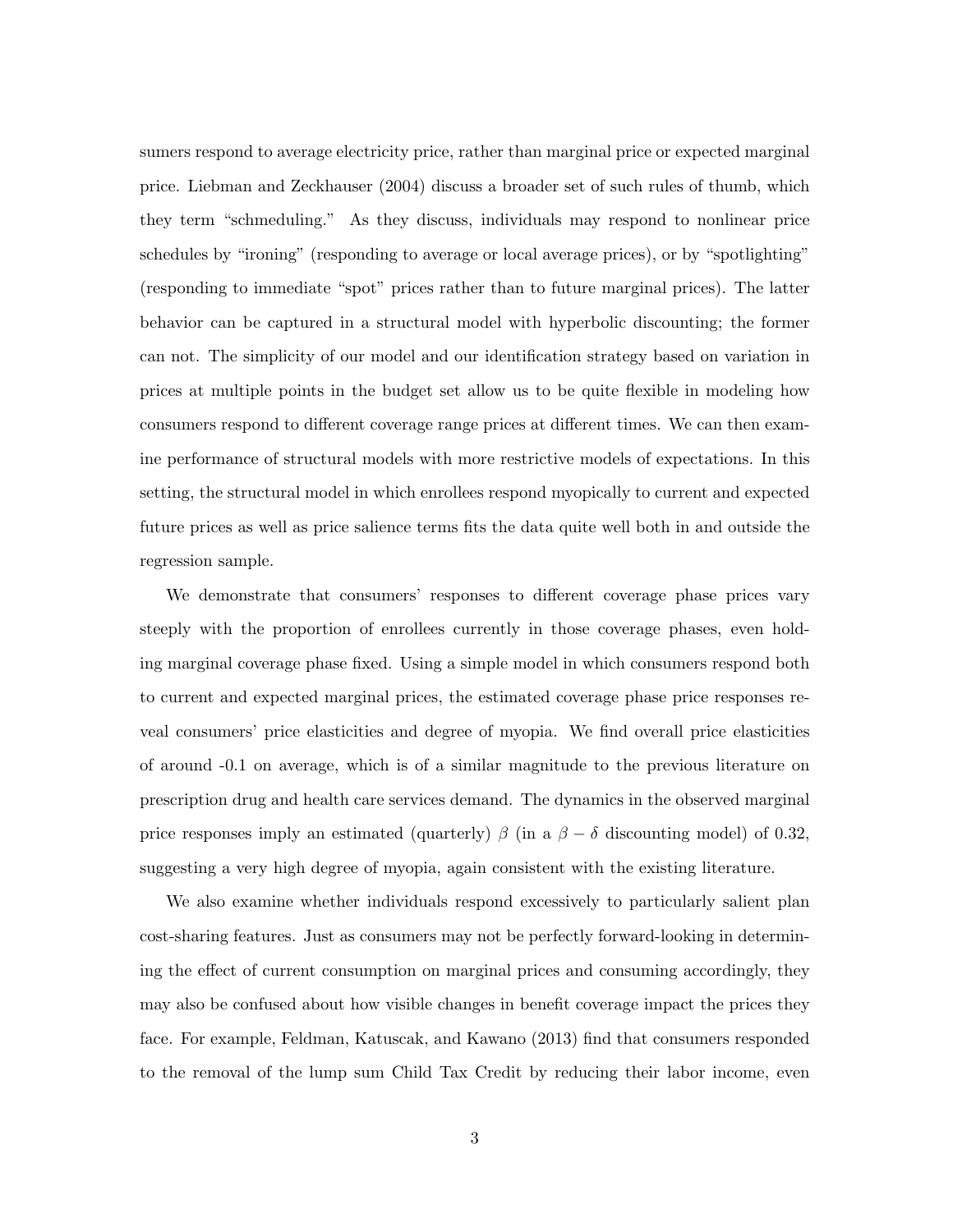sumers respond to average electricity price, rather than marginal price or expected marginal price. Liebman and Zeckhauser (2004) discuss a broader set of such rules of thumb, which they term "schmeduling." As they discuss, individuals may respond to nonlinear price schedules by "ironing" (responding to average or local average prices), or by "spotlighting" (responding to immediate "spot" prices rather than to future marginal prices). The latter behavior can be captured in a structural model with hyperbolic discounting; the former can not. The simplicity of our model and our identification strategy based on variation in prices at multiple points in the budget set allow us to be quite flexible in modeling how consumers respond to different coverage range prices at different times. We can then examine performance of structural models with more restrictive models of expectations. In this setting, the structural model in which enrollees respond myopically to current and expected future prices as well as price salience terms fits the data quite well both in and outside the regression sample.

We demonstrate that consumers' responses to different coverage phase prices vary steeply with the proportion of enrollees currently in those coverage phases, even holding marginal coverage phase fixed. Using a simple model in which consumers respond both to current and expected marginal prices, the estimated coverage phase price responses reveal consumers' price elasticities and degree of myopia. We find overall price elasticities of around -0.1 on average, which is of a similar magnitude to the previous literature on prescription drug and health care services demand. The dynamics in the observed marginal price responses imply an estimated (quarterly) $\beta$ (in a $\beta - \delta$ discounting model) of 0.32, suggesting a very high degree of myopia, again consistent with the existing literature.

We also examine whether individuals respond excessively to particularly salient plan cost-sharing features. Just as consumers may not be perfectly forward-looking in determining the effect of current consumption on marginal prices and consuming accordingly, they may also be confused about how visible changes in benefit coverage impact the prices they face. For example, Feldman, Katuscak, and Kawano (2013) find that consumers responded to the removal of the lump sum Child Tax Credit by reducing their labor income, even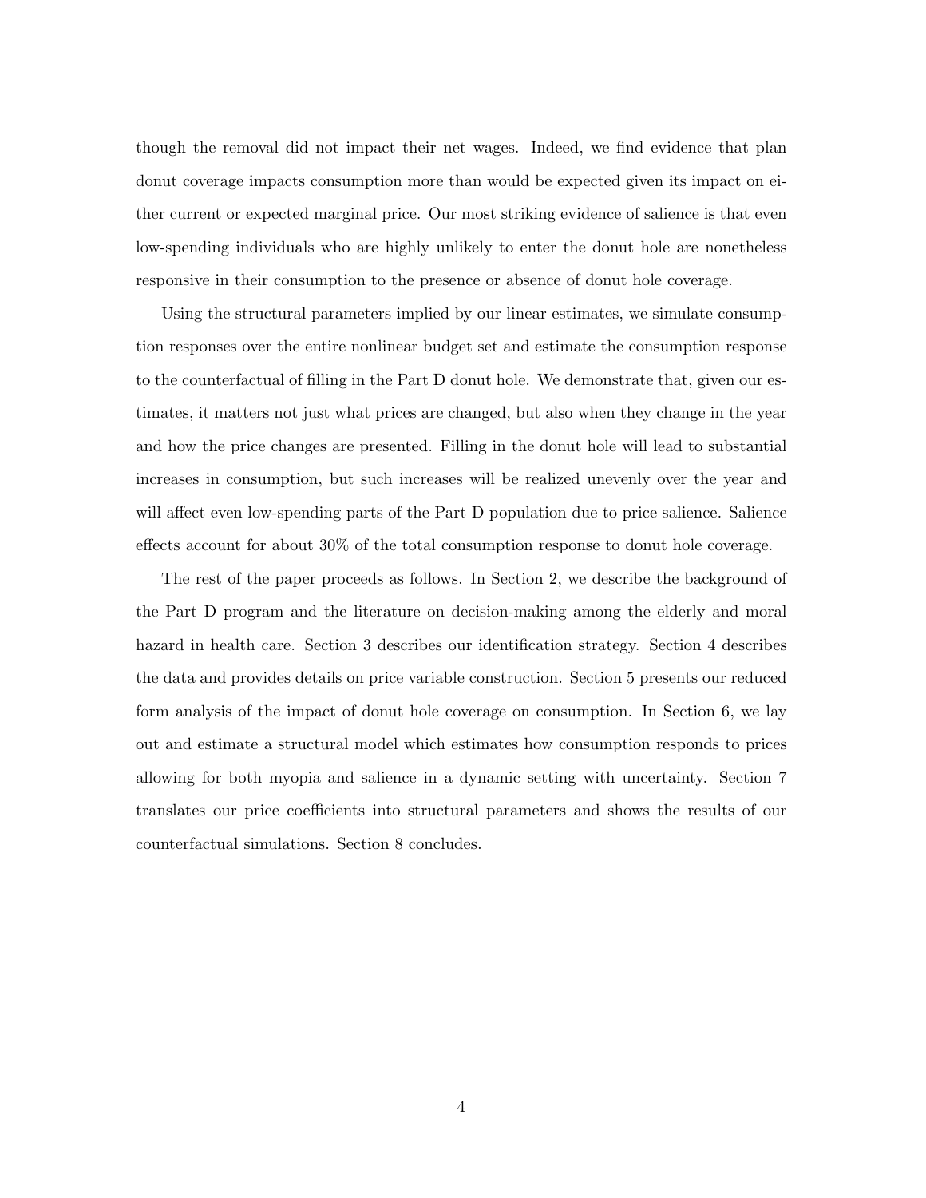though the removal did not impact their net wages. Indeed, we find evidence that plan donut coverage impacts consumption more than would be expected given its impact on either current or expected marginal price. Our most striking evidence of salience is that even low-spending individuals who are highly unlikely to enter the donut hole are nonetheless responsive in their consumption to the presence or absence of donut hole coverage.

Using the structural parameters implied by our linear estimates, we simulate consumption responses over the entire nonlinear budget set and estimate the consumption response to the counterfactual of filling in the Part D donut hole. We demonstrate that, given our estimates, it matters not just what prices are changed, but also when they change in the year and how the price changes are presented. Filling in the donut hole will lead to substantial increases in consumption, but such increases will be realized unevenly over the year and will affect even low-spending parts of the Part D population due to price salience. Salience effects account for about 30% of the total consumption response to donut hole coverage.

The rest of the paper proceeds as follows. In Section 2, we describe the background of the Part D program and the literature on decision-making among the elderly and moral hazard in health care. Section 3 describes our identification strategy. Section 4 describes the data and provides details on price variable construction. Section 5 presents our reduced form analysis of the impact of donut hole coverage on consumption. In Section 6, we lay out and estimate a structural model which estimates how consumption responds to prices allowing for both myopia and salience in a dynamic setting with uncertainty. Section 7 translates our price coefficients into structural parameters and shows the results of our counterfactual simulations. Section 8 concludes.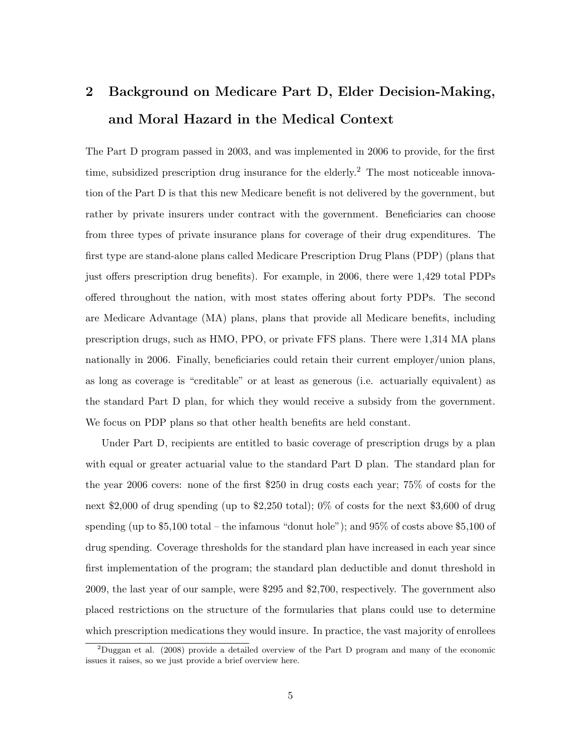## 2 Background on Medicare Part D, Elder Decision-Making, and Moral Hazard in the Medical Context

The Part D program passed in 2003, and was implemented in 2006 to provide, for the first time, subsidized prescription drug insurance for the elderly.[2] The most noticeable innovation of the Part D is that this new Medicare benefit is not delivered by the government, but rather by private insurers under contract with the government. Beneficiaries can choose from three types of private insurance plans for coverage of their drug expenditures. The first type are stand-alone plans called Medicare Prescription Drug Plans (PDP) (plans that just offers prescription drug benefits). For example, in 2006, there were 1,429 total PDPs offered throughout the nation, with most states offering about forty PDPs. The second are Medicare Advantage (MA) plans, plans that provide all Medicare benefits, including prescription drugs, such as HMO, PPO, or private FFS plans. There were 1,314 MA plans nationally in 2006. Finally, beneficiaries could retain their current employer/union plans, as long as coverage is "creditable" or at least as generous (i.e. actuarially equivalent) as the standard Part D plan, for which they would receive a subsidy from the government. We focus on PDP plans so that other health benefits are held constant.

Under Part D, recipients are entitled to basic coverage of prescription drugs by a plan with equal or greater actuarial value to the standard Part D plan. The standard plan for the year 2006 covers: none of the first $250 in drug costs each year; 75% of costs for the next $2,000 of drug spending (up to $2,250 total); 0% of costs for the next $3,600 of drug spending (up to $5,100 total – the infamous "donut hole"); and 95% of costs above $5,100 of drug spending. Coverage thresholds for the standard plan have increased in each year since first implementation of the program; the standard plan deductible and donut threshold in 2009, the last year of our sample, were $295 and $2,700, respectively. The government also placed restrictions on the structure of the formularies that plans could use to determine which prescription medications they would insure. In practice, the vast majority of enrollees

[2] Duggan et al. (2008) provide a detailed overview of the Part D program and many of the economic issues it raises, so we just provide a brief overview here.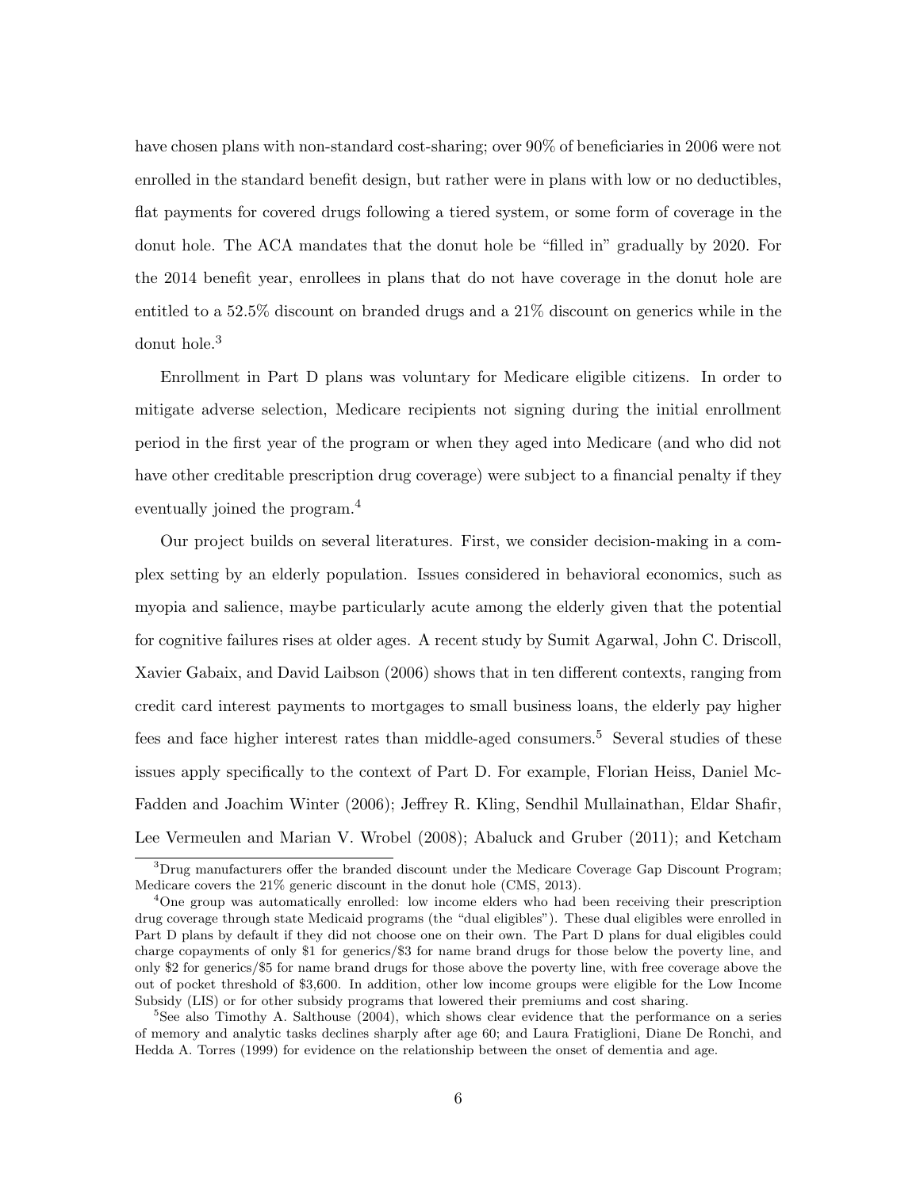have chosen plans with non-standard cost-sharing; over 90% of beneficiaries in 2006 were not enrolled in the standard benefit design, but rather were in plans with low or no deductibles, flat payments for covered drugs following a tiered system, or some form of coverage in the donut hole. The ACA mandates that the donut hole be "filled in" gradually by 2020. For the 2014 benefit year, enrollees in plans that do not have coverage in the donut hole are entitled to a 52.5% discount on branded drugs and a 21% discount on generics while in the donut hole.[3]

Enrollment in Part D plans was voluntary for Medicare eligible citizens. In order to mitigate adverse selection, Medicare recipients not signing during the initial enrollment period in the first year of the program or when they aged into Medicare (and who did not have other creditable prescription drug coverage) were subject to a financial penalty if they eventually joined the program.[4]

Our project builds on several literatures. First, we consider decision-making in a complex setting by an elderly population. Issues considered in behavioral economics, such as myopia and salience, maybe particularly acute among the elderly given that the potential for cognitive failures rises at older ages. A recent study by Sumit Agarwal, John C. Driscoll, Xavier Gabaix, and David Laibson (2006) shows that in ten different contexts, ranging from credit card interest payments to mortgages to small business loans, the elderly pay higher fees and face higher interest rates than middle-aged consumers.[5] Several studies of these issues apply specifically to the context of Part D. For example, Florian Heiss, Daniel McFadden and Joachim Winter (2006); Jeffrey R. Kling, Sendhil Mullainathan, Eldar Shafir, Lee Vermeulen and Marian V. Wrobel (2008); Abaluck and Gruber (2011); and Ketcham

[3]Drug manufacturers offer the branded discount under the Medicare Coverage Gap Discount Program; Medicare covers the 21% generic discount in the donut hole (CMS, 2013).

[4]One group was automatically enrolled: low income elders who had been receiving their prescription drug coverage through state Medicaid programs (the "dual eligibles"). These dual eligibles were enrolled in Part D plans by default if they did not choose one on their own. The Part D plans for dual eligibles could charge copayments of only \$1 for generics/\$3 for name brand drugs for those below the poverty line, and only \$2 for generics/\$5 for name brand drugs for those above the poverty line, with free coverage above the out of pocket threshold of \$3,600. In addition, other low income groups were eligible for the Low Income Subsidy (LIS) or for other subsidy programs that lowered their premiums and cost sharing.

[5]See also Timothy A. Salthouse (2004), which shows clear evidence that the performance on a series of memory and analytic tasks declines sharply after age 60; and Laura Fratiglioni, Diane De Ronchi, and Hedda A. Torres (1999) for evidence on the relationship between the onset of dementia and age.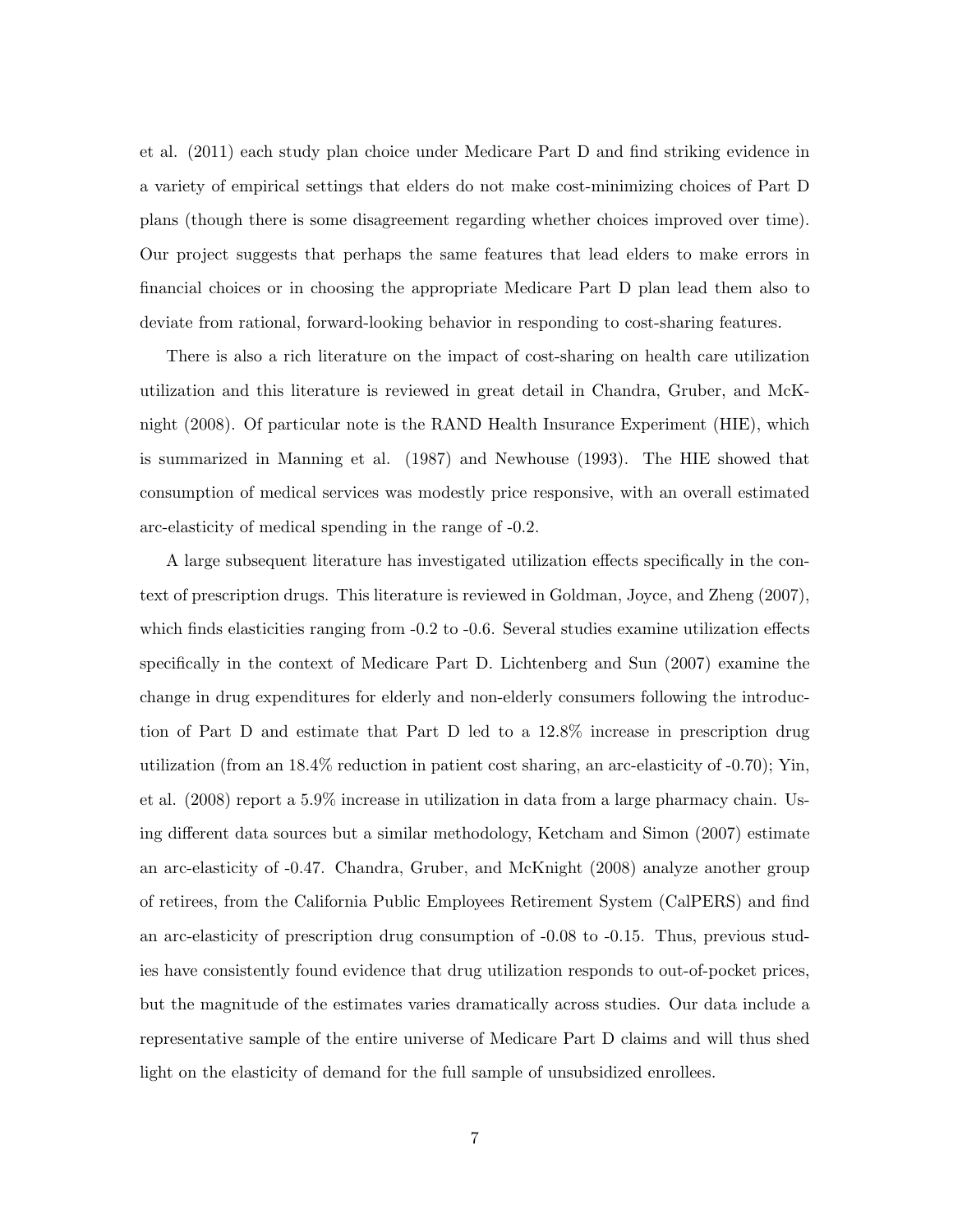et al. (2011) each study plan choice under Medicare Part D and find striking evidence in a variety of empirical settings that elders do not make cost-minimizing choices of Part D plans (though there is some disagreement regarding whether choices improved over time). Our project suggests that perhaps the same features that lead elders to make errors in financial choices or in choosing the appropriate Medicare Part D plan lead them also to deviate from rational, forward-looking behavior in responding to cost-sharing features.

There is also a rich literature on the impact of cost-sharing on health care utilization utilization and this literature is reviewed in great detail in Chandra, Gruber, and McKnight (2008). Of particular note is the RAND Health Insurance Experiment (HIE), which is summarized in Manning et al. (1987) and Newhouse (1993). The HIE showed that consumption of medical services was modestly price responsive, with an overall estimated arc-elasticity of medical spending in the range of -0.2.

A large subsequent literature has investigated utilization effects specifically in the context of prescription drugs. This literature is reviewed in Goldman, Joyce, and Zheng (2007), which finds elasticities ranging from -0.2 to -0.6. Several studies examine utilization effects specifically in the context of Medicare Part D. Lichtenberg and Sun (2007) examine the change in drug expenditures for elderly and non-elderly consumers following the introduction of Part D and estimate that Part D led to a 12.8% increase in prescription drug utilization (from an 18.4% reduction in patient cost sharing, an arc-elasticity of -0.70); Yin, et al. (2008) report a 5.9% increase in utilization in data from a large pharmacy chain. Using different data sources but a similar methodology, Ketcham and Simon (2007) estimate an arc-elasticity of -0.47. Chandra, Gruber, and McKnight (2008) analyze another group of retirees, from the California Public Employees Retirement System (CalPERS) and find an arc-elasticity of prescription drug consumption of -0.08 to -0.15. Thus, previous studies have consistently found evidence that drug utilization responds to out-of-pocket prices, but the magnitude of the estimates varies dramatically across studies. Our data include a representative sample of the entire universe of Medicare Part D claims and will thus shed light on the elasticity of demand for the full sample of unsubsidized enrollees.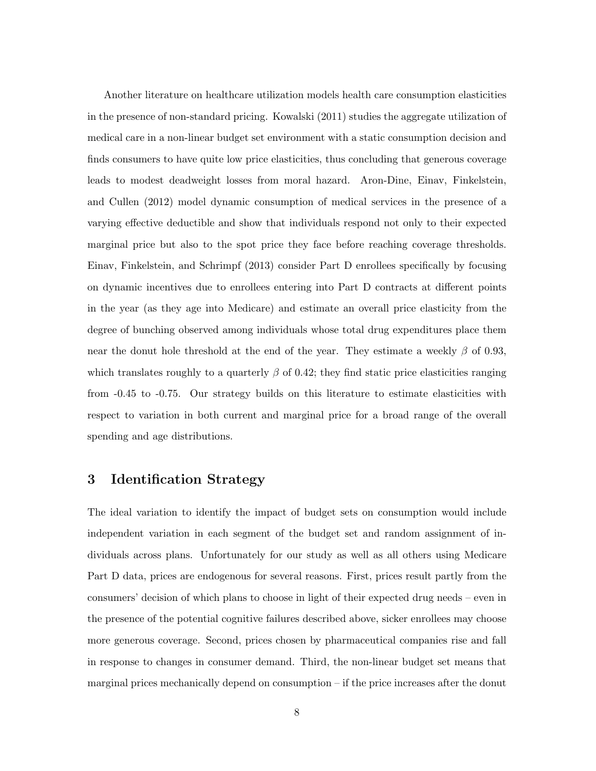Another literature on healthcare utilization models health care consumption elasticities in the presence of non-standard pricing. Kowalski (2011) studies the aggregate utilization of medical care in a non-linear budget set environment with a static consumption decision and finds consumers to have quite low price elasticities, thus concluding that generous coverage leads to modest deadweight losses from moral hazard. Aron-Dine, Einav, Finkelstein, and Cullen (2012) model dynamic consumption of medical services in the presence of a varying effective deductible and show that individuals respond not only to their expected marginal price but also to the spot price they face before reaching coverage thresholds. Einav, Finkelstein, and Schrimpf (2013) consider Part D enrollees specifically by focusing on dynamic incentives due to enrollees entering into Part D contracts at different points in the year (as they age into Medicare) and estimate an overall price elasticity from the degree of bunching observed among individuals whose total drug expenditures place them near the donut hole threshold at the end of the year. They estimate a weekly $\beta$ of 0.93, which translates roughly to a quarterly $\beta$ of 0.42; they find static price elasticities ranging from -0.45 to -0.75. Our strategy builds on this literature to estimate elasticities with respect to variation in both current and marginal price for a broad range of the overall spending and age distributions.

## 3 Identification Strategy

The ideal variation to identify the impact of budget sets on consumption would include independent variation in each segment of the budget set and random assignment of individuals across plans. Unfortunately for our study as well as all others using Medicare Part D data, prices are endogenous for several reasons. First, prices result partly from the consumers' decision of which plans to choose in light of their expected drug needs – even in the presence of the potential cognitive failures described above, sicker enrollees may choose more generous coverage. Second, prices chosen by pharmaceutical companies rise and fall in response to changes in consumer demand. Third, the non-linear budget set means that marginal prices mechanically depend on consumption – if the price increases after the donut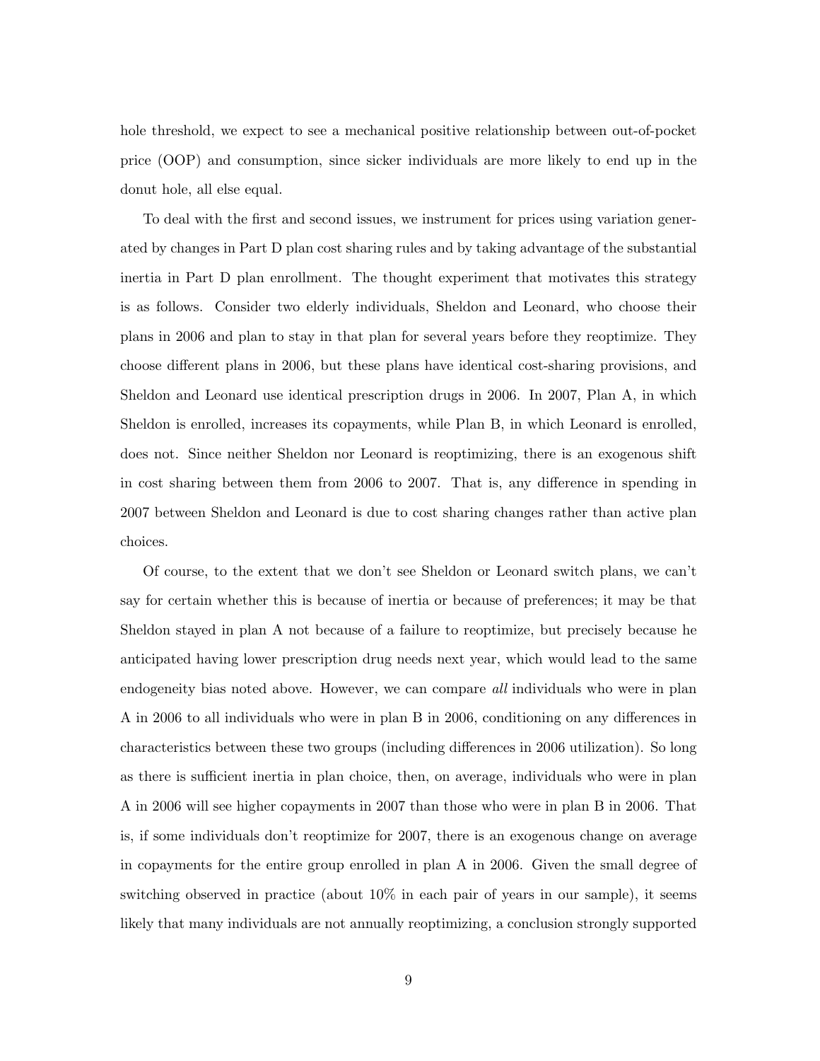hole threshold, we expect to see a mechanical positive relationship between out-of-pocket price (OOP) and consumption, since sicker individuals are more likely to end up in the donut hole, all else equal.

To deal with the first and second issues, we instrument for prices using variation generated by changes in Part D plan cost sharing rules and by taking advantage of the substantial inertia in Part D plan enrollment. The thought experiment that motivates this strategy is as follows. Consider two elderly individuals, Sheldon and Leonard, who choose their plans in 2006 and plan to stay in that plan for several years before they reoptimize. They choose different plans in 2006, but these plans have identical cost-sharing provisions, and Sheldon and Leonard use identical prescription drugs in 2006. In 2007, Plan A, in which Sheldon is enrolled, increases its copayments, while Plan B, in which Leonard is enrolled, does not. Since neither Sheldon nor Leonard is reoptimizing, there is an exogenous shift in cost sharing between them from 2006 to 2007. That is, any difference in spending in 2007 between Sheldon and Leonard is due to cost sharing changes rather than active plan choices.

Of course, to the extent that we don't see Sheldon or Leonard switch plans, we can't say for certain whether this is because of inertia or because of preferences; it may be that Sheldon stayed in plan A not because of a failure to reoptimize, but precisely because he anticipated having lower prescription drug needs next year, which would lead to the same endogeneity bias noted above. However, we can compare *all* individuals who were in plan A in 2006 to all individuals who were in plan B in 2006, conditioning on any differences in characteristics between these two groups (including differences in 2006 utilization). So long as there is sufficient inertia in plan choice, then, on average, individuals who were in plan A in 2006 will see higher copayments in 2007 than those who were in plan B in 2006. That is, if some individuals don't reoptimize for 2007, there is an exogenous change on average in copayments for the entire group enrolled in plan A in 2006. Given the small degree of switching observed in practice (about 10% in each pair of years in our sample), it seems likely that many individuals are not annually reoptimizing, a conclusion strongly supported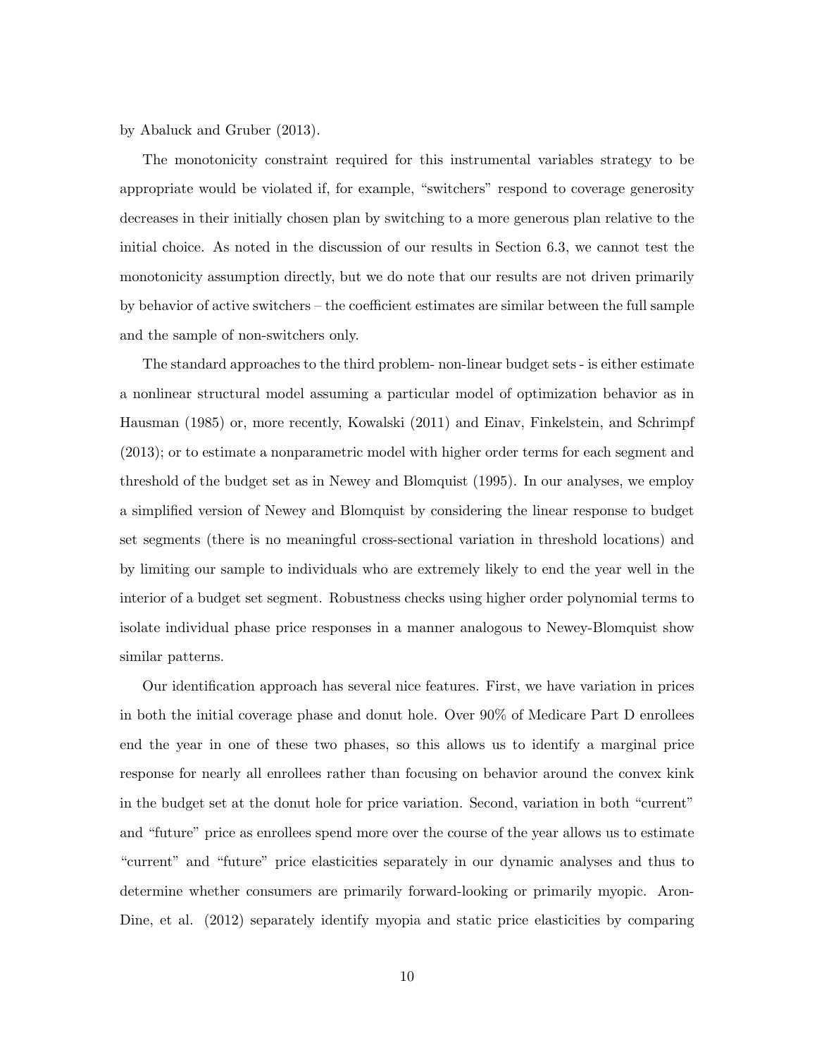by Abaluck and Gruber (2013).

The monotonicity constraint required for this instrumental variables strategy to be appropriate would be violated if, for example, "switchers" respond to coverage generosity decreases in their initially chosen plan by switching to a more generous plan relative to the initial choice. As noted in the discussion of our results in Section 6.3, we cannot test the monotonicity assumption directly, but we do note that our results are not driven primarily by behavior of active switchers – the coefficient estimates are similar between the full sample and the sample of non-switchers only.

The standard approaches to the third problem- non-linear budget sets - is either estimate a nonlinear structural model assuming a particular model of optimization behavior as in Hausman (1985) or, more recently, Kowalski (2011) and Einav, Finkelstein, and Schrimpf (2013); or to estimate a nonparametric model with higher order terms for each segment and threshold of the budget set as in Newey and Blomquist (1995). In our analyses, we employ a simplified version of Newey and Blomquist by considering the linear response to budget set segments (there is no meaningful cross-sectional variation in threshold locations) and by limiting our sample to individuals who are extremely likely to end the year well in the interior of a budget set segment. Robustness checks using higher order polynomial terms to isolate individual phase price responses in a manner analogous to Newey-Blomquist show similar patterns.

Our identification approach has several nice features. First, we have variation in prices in both the initial coverage phase and donut hole. Over 90% of Medicare Part D enrollees end the year in one of these two phases, so this allows us to identify a marginal price response for nearly all enrollees rather than focusing on behavior around the convex kink in the budget set at the donut hole for price variation. Second, variation in both "current" and "future" price as enrollees spend more over the course of the year allows us to estimate "current" and "future" price elasticities separately in our dynamic analyses and thus to determine whether consumers are primarily forward-looking or primarily myopic. Aron-Dine, et al. (2012) separately identify myopia and static price elasticities by comparing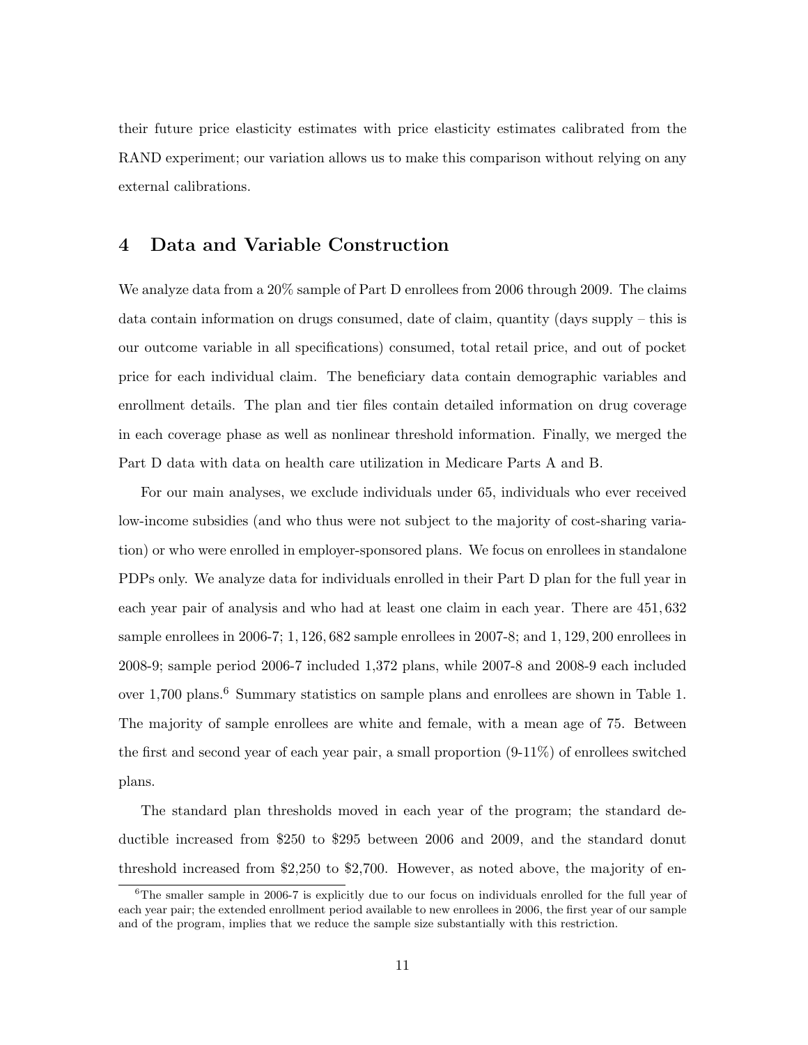their future price elasticity estimates with price elasticity estimates calibrated from the RAND experiment; our variation allows us to make this comparison without relying on any external calibrations.

## 4 Data and Variable Construction

We analyze data from a 20% sample of Part D enrollees from 2006 through 2009. The claims data contain information on drugs consumed, date of claim, quantity (days supply – this is our outcome variable in all specifications) consumed, total retail price, and out of pocket price for each individual claim. The beneficiary data contain demographic variables and enrollment details. The plan and tier files contain detailed information on drug coverage in each coverage phase as well as nonlinear threshold information. Finally, we merged the Part D data with data on health care utilization in Medicare Parts A and B.

For our main analyses, we exclude individuals under 65, individuals who ever received low-income subsidies (and who thus were not subject to the majority of cost-sharing variation) or who were enrolled in employer-sponsored plans. We focus on enrollees in standalone PDPs only. We analyze data for individuals enrolled in their Part D plan for the full year in each year pair of analysis and who had at least one claim in each year. There are 451,632 sample enrollees in 2006-7; 1,126,682 sample enrollees in 2007-8; and 1,129,200 enrollees in 2008-9; sample period 2006-7 included 1,372 plans, while 2007-8 and 2008-9 each included over 1,700 plans.[6] Summary statistics on sample plans and enrollees are shown in Table 1. The majority of sample enrollees are white and female, with a mean age of 75. Between the first and second year of each year pair, a small proportion (9-11%) of enrollees switched plans.

The standard plan thresholds moved in each year of the program; the standard deductible increased from $250 to $295 between 2006 and 2009, and the standard donut threshold increased from $2,250 to $2,700. However, as noted above, the majority of en-

[6] The smaller sample in 2006-7 is explicitly due to our focus on individuals enrolled for the full year of each year pair; the extended enrollment period available to new enrollees in 2006, the first year of our sample and of the program, implies that we reduce the sample size substantially with this restriction.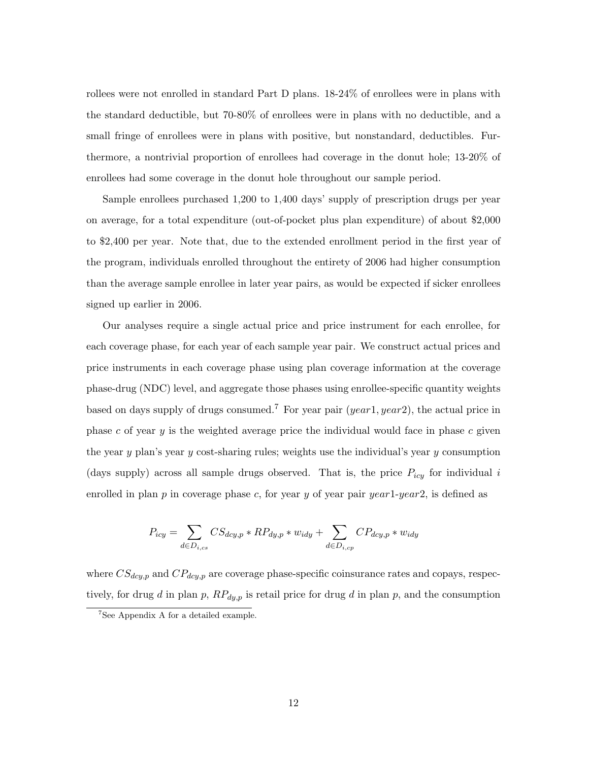rollees were not enrolled in standard Part D plans. 18-24% of enrollees were in plans with the standard deductible, but 70-80% of enrollees were in plans with no deductible, and a small fringe of enrollees were in plans with positive, but nonstandard, deductibles. Furthermore, a nontrivial proportion of enrollees had coverage in the donut hole; 13-20% of enrollees had some coverage in the donut hole throughout our sample period.

Sample enrollees purchased 1,200 to 1,400 days' supply of prescription drugs per year on average, for a total expenditure (out-of-pocket plus plan expenditure) of about $2,000 to $2,400 per year. Note that, due to the extended enrollment period in the first year of the program, individuals enrolled throughout the entirety of 2006 had higher consumption than the average sample enrollee in later year pairs, as would be expected if sicker enrollees signed up earlier in 2006.

Our analyses require a single actual price and price instrument for each enrollee, for each coverage phase, for each year of each sample year pair. We construct actual prices and price instruments in each coverage phase using plan coverage information at the coverage phase-drug (NDC) level, and aggregate those phases using enrollee-specific quantity weights based on days supply of drugs consumed.[7] For year pair $(year1, year2)$, the actual price in phase $c$ of year $y$ is the weighted average price the individual would face in phase $c$ given the year $y$ plan's year $y$ cost-sharing rules; weights use the individual's year $y$ consumption (days supply) across all sample drugs observed. That is, the price $P_{icy}$ for individual $i$ enrolled in plan $p$ in coverage phase $c$, for year $y$ of year pair $year1$-$year2$, is defined as

$$P_{icy} = \sum_{d \in D_{i,cs}} CS_{dcy,p} * RP_{dy,p} * w_{idy} + \sum_{d \in D_{i,cp}} CP_{dcy,p} * w_{idy}$$

where $CS_{dcy,p}$ and $CP_{dcy,p}$ are coverage phase-specific coinsurance rates and copays, respectively, for drug $d$ in plan $p$, $RP_{dy,p}$ is retail price for drug $d$ in plan $p$, and the consumption

[7] See Appendix A for a detailed example.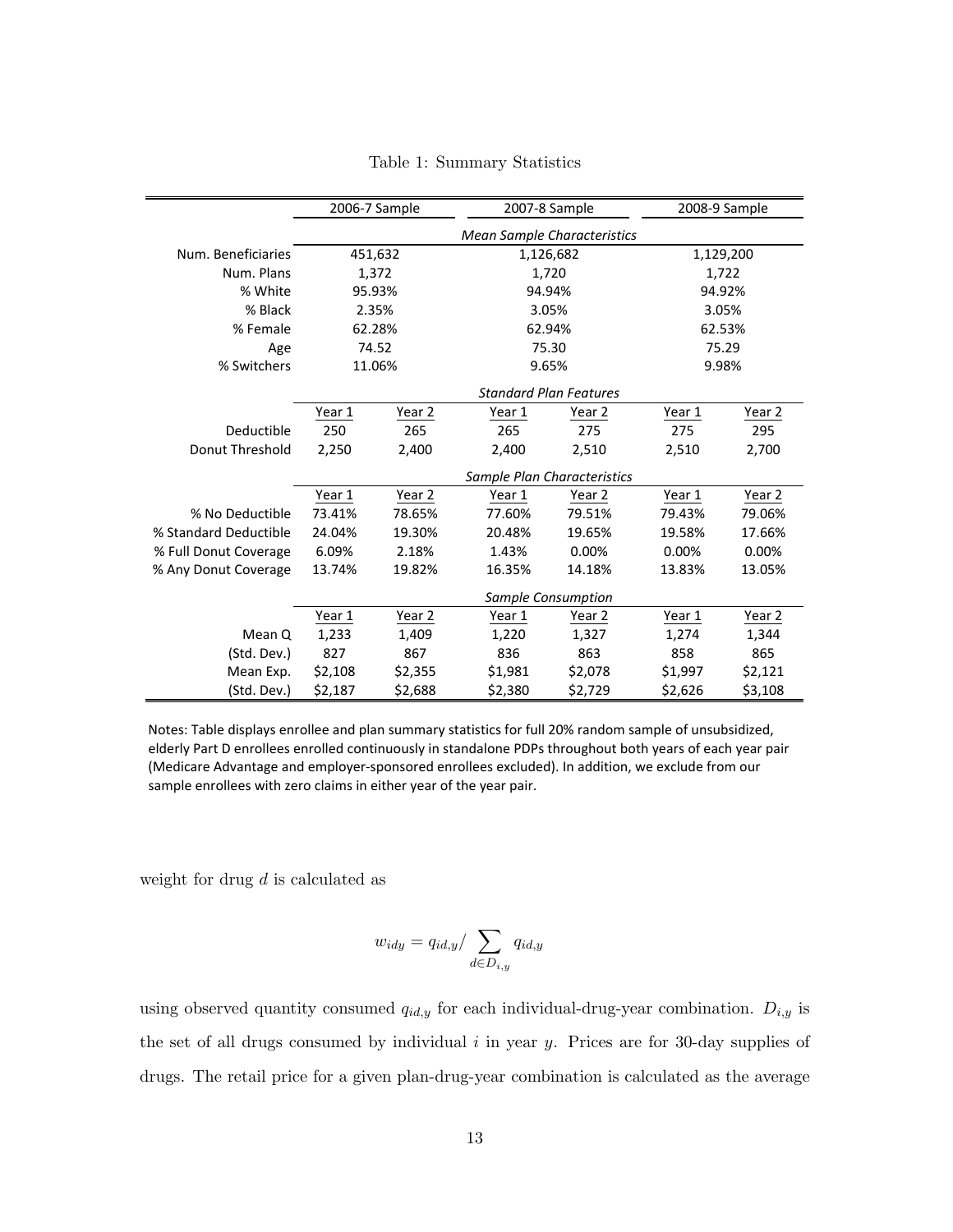Table 1: Summary Statistics

| | 2006-7 Sample | | 2007-8 Sample | | 2008-9 Sample | |
|---|---|---|---|---|---|---|
| | *Mean Sample Characteristics* | | | | | |
| Num. Beneficiaries | 451,632 | | 1,126,682 | | 1,129,200 | |
| Num. Plans | 1,372 | | 1,720 | | 1,722 | |
| % White | 95.93% | | 94.94% | | 94.92% | |
| % Black | 2.35% | | 3.05% | | 3.05% | |
| % Female | 62.28% | | 62.94% | | 62.53% | |
| Age | 74.52 | | 75.30 | | 75.29 | |
| % Switchers | 11.06% | | 9.65% | | 9.98% | |
| | *Standard Plan Features* | | | | | |
| | Year 1 | Year 2 | Year 1 | Year 2 | Year 1 | Year 2 |
| Deductible | 250 | 265 | 265 | 275 | 275 | 295 |
| Donut Threshold | 2,250 | 2,400 | 2,400 | 2,510 | 2,510 | 2,700 |
| | *Sample Plan Characteristics* | | | | | |
| | Year 1 | Year 2 | Year 1 | Year 2 | Year 1 | Year 2 |
| % No Deductible | 73.41% | 78.65% | 77.60% | 79.51% | 79.43% | 79.06% |
| % Standard Deductible | 24.04% | 19.30% | 20.48% | 19.65% | 19.58% | 17.66% |
| % Full Donut Coverage | 6.09% | 2.18% | 1.43% | 0.00% | 0.00% | 0.00% |
| % Any Donut Coverage | 13.74% | 19.82% | 16.35% | 14.18% | 13.83% | 13.05% |
| | *Sample Consumption* | | | | | |
| | Year 1 | Year 2 | Year 1 | Year 2 | Year 1 | Year 2 |
| Mean Q | 1,233 | 1,409 | 1,220 | 1,327 | 1,274 | 1,344 |
| (Std. Dev.) | 827 | 867 | 836 | 863 | 858 | 865 |
| Mean Exp. | \$2,108 | \$2,355 | \$1,981 | \$2,078 | \$1,997 | \$2,121 |
| (Std. Dev.) | \$2,187 | \$2,688 | \$2,380 | \$2,729 | \$2,626 | \$3,108 |

Notes: Table displays enrollee and plan summary statistics for full 20% random sample of unsubsidized, elderly Part D enrollees enrolled continuously in standalone PDPs throughout both years of each year pair (Medicare Advantage and employer-sponsored enrollees excluded). In addition, we exclude from our sample enrollees with zero claims in either year of the year pair.

weight for drug $d$ is calculated as

$$w_{idy} = q_{id,y} / \sum_{d \in D_{i,y}} q_{id,y}$$

using observed quantity consumed $q_{id,y}$ for each individual-drug-year combination. $D_{i,y}$ is the set of all drugs consumed by individual $i$ in year $y$. Prices are for 30-day supplies of drugs. The retail price for a given plan-drug-year combination is calculated as the average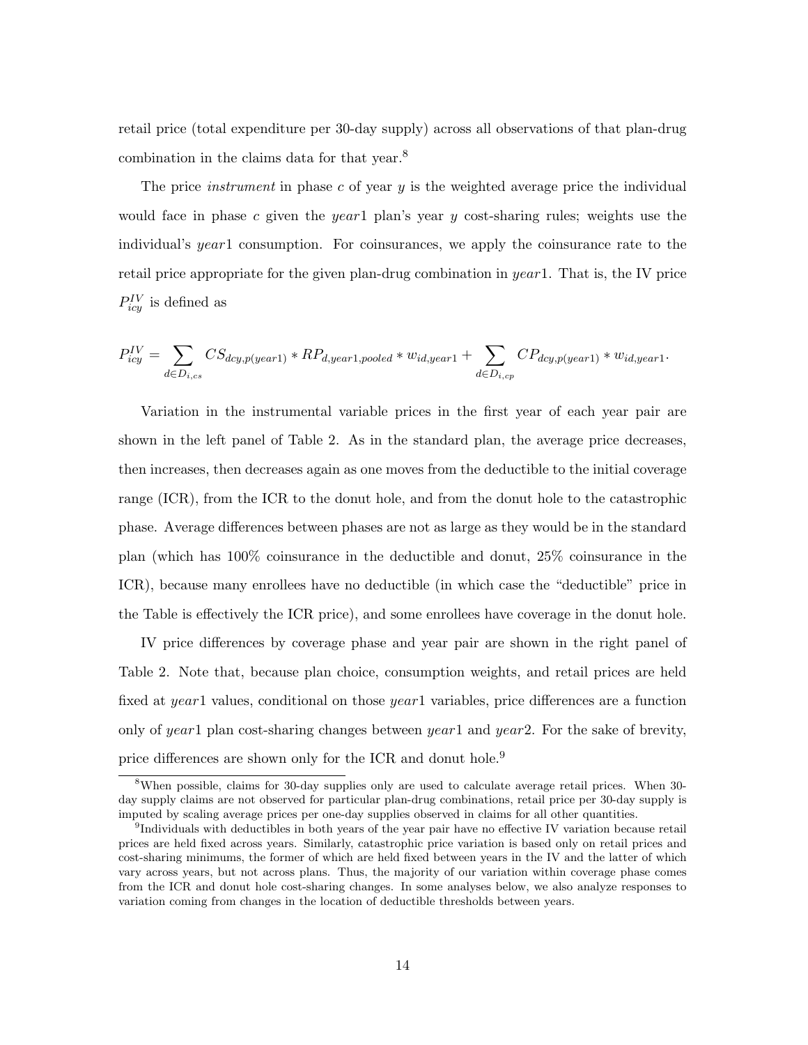retail price (total expenditure per 30-day supply) across all observations of that plan-drug combination in the claims data for that year.[8]

The price *instrument* in phase $c$ of year $y$ is the weighted average price the individual would face in phase $c$ given the $year1$ plan's year $y$ cost-sharing rules; weights use the individual's $year1$ consumption. For coinsurances, we apply the coinsurance rate to the retail price appropriate for the given plan-drug combination in $year1$. That is, the IV price $P^{IV}_{icy}$ is defined as

$$P^{IV}_{icy} = \sum_{d \in D_{i,cs}} CS_{dcy,p(year1)} * RP_{d,year1,pooled} * w_{id,year1} + \sum_{d \in D_{i,cp}} CP_{dcy,p(year1)} * w_{id,year1}.$$

Variation in the instrumental variable prices in the first year of each year pair are shown in the left panel of Table 2. As in the standard plan, the average price decreases, then increases, then decreases again as one moves from the deductible to the initial coverage range (ICR), from the ICR to the donut hole, and from the donut hole to the catastrophic phase. Average differences between phases are not as large as they would be in the standard plan (which has 100% coinsurance in the deductible and donut, 25% coinsurance in the ICR), because many enrollees have no deductible (in which case the "deductible" price in the Table is effectively the ICR price), and some enrollees have coverage in the donut hole.

IV price differences by coverage phase and year pair are shown in the right panel of Table 2. Note that, because plan choice, consumption weights, and retail prices are held fixed at $year1$ values, conditional on those $year1$ variables, price differences are a function only of $year1$ plan cost-sharing changes between $year1$ and $year2$. For the sake of brevity, price differences are shown only for the ICR and donut hole.[9]

[8]When possible, claims for 30-day supplies only are used to calculate average retail prices. When 30-day supply claims are not observed for particular plan-drug combinations, retail price per 30-day supply is imputed by scaling average prices per one-day supplies observed in claims for all other quantities.

[9]Individuals with deductibles in both years of the year pair have no effective IV variation because retail prices are held fixed across years. Similarly, catastrophic price variation is based only on retail prices and cost-sharing minimums, the former of which are held fixed between years in the IV and the latter of which vary across years, but not across plans. Thus, the majority of our variation within coverage phase comes from the ICR and donut hole cost-sharing changes. In some analyses below, we also analyze responses to variation coming from changes in the location of deductible thresholds between years.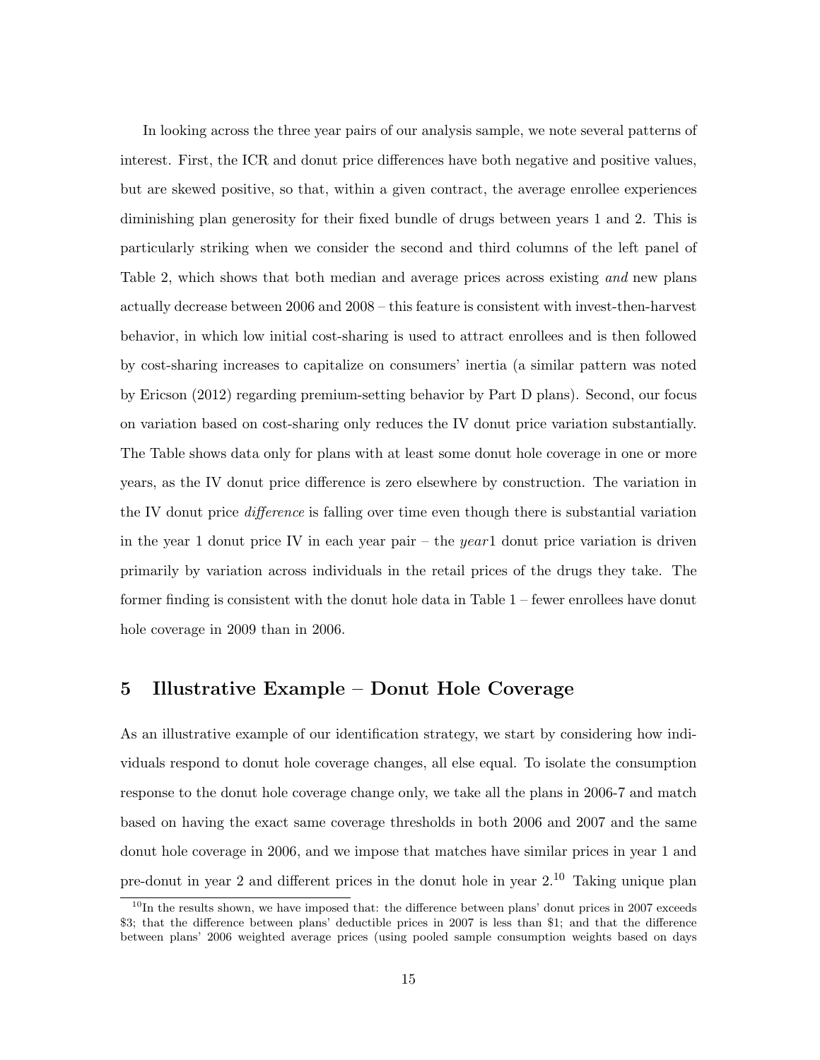In looking across the three year pairs of our analysis sample, we note several patterns of interest. First, the ICR and donut price differences have both negative and positive values, but are skewed positive, so that, within a given contract, the average enrollee experiences diminishing plan generosity for their fixed bundle of drugs between years 1 and 2. This is particularly striking when we consider the second and third columns of the left panel of Table 2, which shows that both median and average prices across existing *and* new plans actually decrease between 2006 and 2008 – this feature is consistent with invest-then-harvest behavior, in which low initial cost-sharing is used to attract enrollees and is then followed by cost-sharing increases to capitalize on consumers' inertia (a similar pattern was noted by Ericson (2012) regarding premium-setting behavior by Part D plans). Second, our focus on variation based on cost-sharing only reduces the IV donut price variation substantially. The Table shows data only for plans with at least some donut hole coverage in one or more years, as the IV donut price difference is zero elsewhere by construction. The variation in the IV donut price *difference* is falling over time even though there is substantial variation in the year 1 donut price IV in each year pair – the *year*1 donut price variation is driven primarily by variation across individuals in the retail prices of the drugs they take. The former finding is consistent with the donut hole data in Table 1 – fewer enrollees have donut hole coverage in 2009 than in 2006.

## 5 Illustrative Example – Donut Hole Coverage

As an illustrative example of our identification strategy, we start by considering how individuals respond to donut hole coverage changes, all else equal. To isolate the consumption response to the donut hole coverage change only, we take all the plans in 2006-7 and match based on having the exact same coverage thresholds in both 2006 and 2007 and the same donut hole coverage in 2006, and we impose that matches have similar prices in year 1 and pre-donut in year 2 and different prices in the donut hole in year 2.[10] Taking unique plan

[10] In the results shown, we have imposed that: the difference between plans' donut prices in 2007 exceeds \$3; that the difference between plans' deductible prices in 2007 is less than \$1; and that the difference between plans' 2006 weighted average prices (using pooled sample consumption weights based on days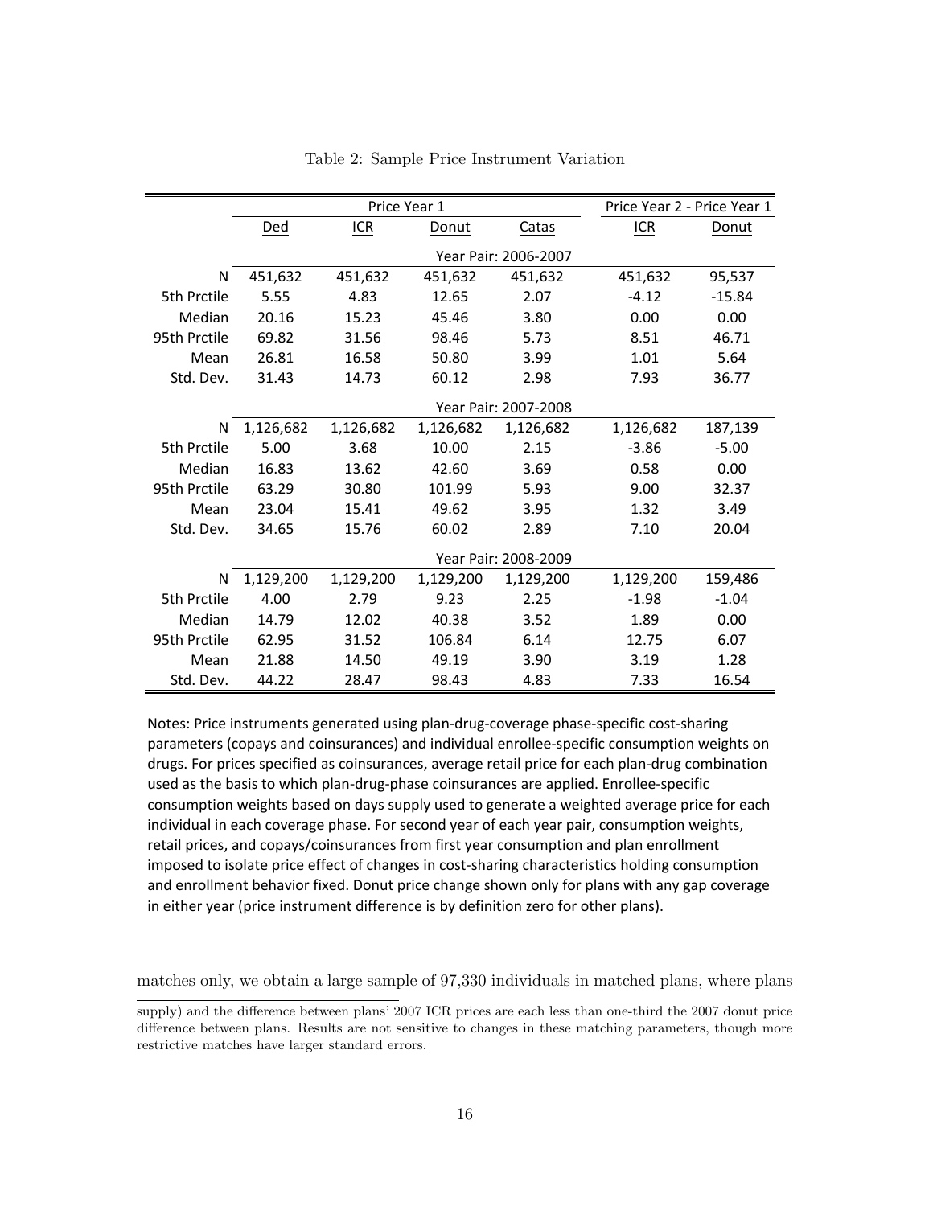Table 2: Sample Price Instrument Variation

| | Price Year 1 | | | | Price Year 2 - Price Year 1 | |
|---|---|---|---|---|---|---|
| | Ded | ICR | Donut | Catas | ICR | Donut |
| | Year Pair: 2006-2007 | | | | | |
| N | 451,632 | 451,632 | 451,632 | 451,632 | 451,632 | 95,537 |
| 5th Prctile | 5.55 | 4.83 | 12.65 | 2.07 | -4.12 | -15.84 |
| Median | 20.16 | 15.23 | 45.46 | 3.80 | 0.00 | 0.00 |
| 95th Prctile | 69.82 | 31.56 | 98.46 | 5.73 | 8.51 | 46.71 |
| Mean | 26.81 | 16.58 | 50.80 | 3.99 | 1.01 | 5.64 |
| Std. Dev. | 31.43 | 14.73 | 60.12 | 2.98 | 7.93 | 36.77 |
| | Year Pair: 2007-2008 | | | | | |
| N | 1,126,682 | 1,126,682 | 1,126,682 | 1,126,682 | 1,126,682 | 187,139 |
| 5th Prctile | 5.00 | 3.68 | 10.00 | 2.15 | -3.86 | -5.00 |
| Median | 16.83 | 13.62 | 42.60 | 3.69 | 0.58 | 0.00 |
| 95th Prctile | 63.29 | 30.80 | 101.99 | 5.93 | 9.00 | 32.37 |
| Mean | 23.04 | 15.41 | 49.62 | 3.95 | 1.32 | 3.49 |
| Std. Dev. | 34.65 | 15.76 | 60.02 | 2.89 | 7.10 | 20.04 |
| | Year Pair: 2008-2009 | | | | | |
| N | 1,129,200 | 1,129,200 | 1,129,200 | 1,129,200 | 1,129,200 | 159,486 |
| 5th Prctile | 4.00 | 2.79 | 9.23 | 2.25 | -1.98 | -1.04 |
| Median | 14.79 | 12.02 | 40.38 | 3.52 | 1.89 | 0.00 |
| 95th Prctile | 62.95 | 31.52 | 106.84 | 6.14 | 12.75 | 6.07 |
| Mean | 21.88 | 14.50 | 49.19 | 3.90 | 3.19 | 1.28 |
| Std. Dev. | 44.22 | 28.47 | 98.43 | 4.83 | 7.33 | 16.54 |

Notes: Price instruments generated using plan-drug-coverage phase-specific cost-sharing parameters (copays and coinsurances) and individual enrollee-specific consumption weights on drugs. For prices specified as coinsurances, average retail price for each plan-drug combination used as the basis to which plan-drug-phase coinsurances are applied. Enrollee-specific consumption weights based on days supply used to generate a weighted average price for each individual in each coverage phase. For second year of each year pair, consumption weights, retail prices, and copays/coinsurances from first year consumption and plan enrollment imposed to isolate price effect of changes in cost-sharing characteristics holding consumption and enrollment behavior fixed. Donut price change shown only for plans with any gap coverage in either year (price instrument difference is by definition zero for other plans).

matches only, we obtain a large sample of 97,330 individuals in matched plans, where plans

supply) and the difference between plans' 2007 ICR prices are each less than one-third the 2007 donut price difference between plans. Results are not sensitive to changes in these matching parameters, though more restrictive matches have larger standard errors.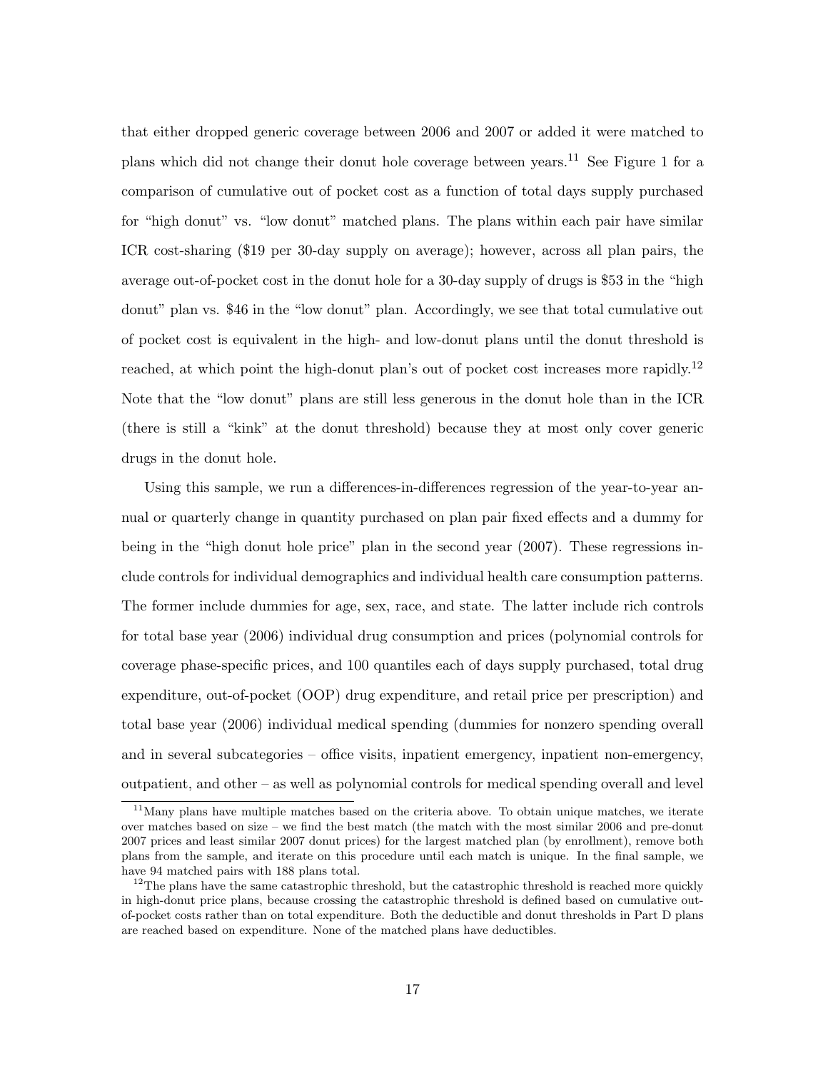that either dropped generic coverage between 2006 and 2007 or added it were matched to plans which did not change their donut hole coverage between years.[11] See Figure 1 for a comparison of cumulative out of pocket cost as a function of total days supply purchased for "high donut" vs. "low donut" matched plans. The plans within each pair have similar ICR cost-sharing ($19 per 30-day supply on average); however, across all plan pairs, the average out-of-pocket cost in the donut hole for a 30-day supply of drugs is $53 in the "high donut" plan vs. $46 in the "low donut" plan. Accordingly, we see that total cumulative out of pocket cost is equivalent in the high- and low-donut plans until the donut threshold is reached, at which point the high-donut plan's out of pocket cost increases more rapidly.[12] Note that the "low donut" plans are still less generous in the donut hole than in the ICR (there is still a "kink" at the donut threshold) because they at most only cover generic drugs in the donut hole.

Using this sample, we run a differences-in-differences regression of the year-to-year annual or quarterly change in quantity purchased on plan pair fixed effects and a dummy for being in the "high donut hole price" plan in the second year (2007). These regressions include controls for individual demographics and individual health care consumption patterns. The former include dummies for age, sex, race, and state. The latter include rich controls for total base year (2006) individual drug consumption and prices (polynomial controls for coverage phase-specific prices, and 100 quantiles each of days supply purchased, total drug expenditure, out-of-pocket (OOP) drug expenditure, and retail price per prescription) and total base year (2006) individual medical spending (dummies for nonzero spending overall and in several subcategories – office visits, inpatient emergency, inpatient non-emergency, outpatient, and other – as well as polynomial controls for medical spending overall and level

[11] Many plans have multiple matches based on the criteria above. To obtain unique matches, we iterate over matches based on size – we find the best match (the match with the most similar 2006 and pre-donut 2007 prices and least similar 2007 donut prices) for the largest matched plan (by enrollment), remove both plans from the sample, and iterate on this procedure until each match is unique. In the final sample, we have 94 matched pairs with 188 plans total.

[12] The plans have the same catastrophic threshold, but the catastrophic threshold is reached more quickly in high-donut price plans, because crossing the catastrophic threshold is defined based on cumulative out-of-pocket costs rather than on total expenditure. Both the deductible and donut thresholds in Part D plans are reached based on expenditure. None of the matched plans have deductibles.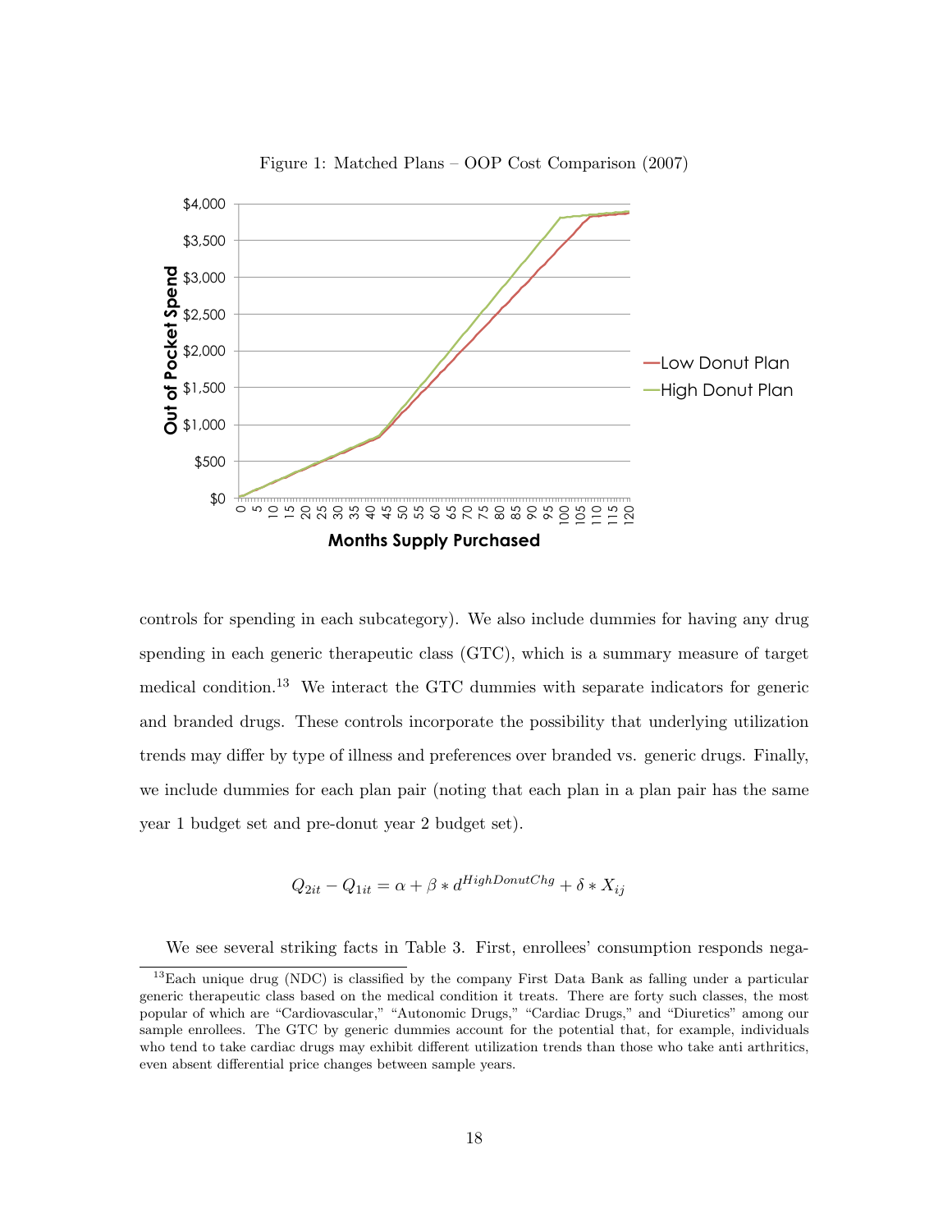Figure 1: Matched Plans – OOP Cost Comparison (2007)

controls for spending in each subcategory). We also include dummies for having any drug spending in each generic therapeutic class (GTC), which is a summary measure of target medical condition.[13] We interact the GTC dummies with separate indicators for generic and branded drugs. These controls incorporate the possibility that underlying utilization trends may differ by type of illness and preferences over branded vs. generic drugs. Finally, we include dummies for each plan pair (noting that each plan in a plan pair has the same year 1 budget set and pre-donut year 2 budget set).

$$Q_{2it} - Q_{1it} = \alpha + \beta * d^{HighDonutChg} + \delta * X_{ij}$$

We see several striking facts in Table 3. First, enrollees' consumption responds nega-

[13] Each unique drug (NDC) is classified by the company First Data Bank as falling under a particular generic therapeutic class based on the medical condition it treats. There are forty such classes, the most popular of which are "Cardiovascular," "Autonomic Drugs," "Cardiac Drugs," and "Diuretics" among our sample enrollees. The GTC by generic dummies account for the potential that, for example, individuals who tend to take cardiac drugs may exhibit different utilization trends than those who take anti arthritics, even absent differential price changes between sample years.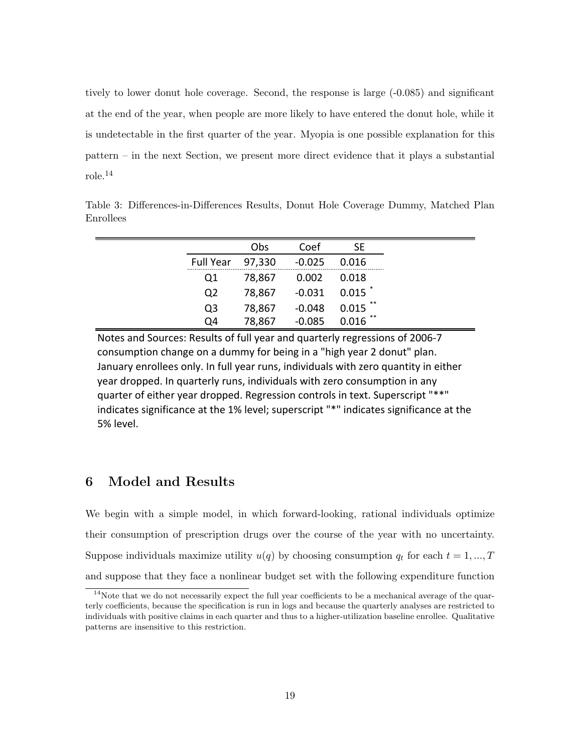tively to lower donut hole coverage. Second, the response is large (-0.085) and significant at the end of the year, when people are more likely to have entered the donut hole, while it is undetectable in the first quarter of the year. Myopia is one possible explanation for this pattern – in the next Section, we present more direct evidence that it plays a substantial role.[14]

Table 3: Differences-in-Differences Results, Donut Hole Coverage Dummy, Matched Plan Enrollees

| | Obs | Coef | SE |
|---|---|---|---|
| Full Year | 97,330 | -0.025 | 0.016 |
| Q1 | 78,867 | 0.002 | 0.018 |
| Q2 | 78,867 | -0.031 | 0.015 * |
| Q3 | 78,867 | -0.048 | 0.015 ** |
| Q4 | 78,867 | -0.085 | 0.016 ** |

Notes and Sources: Results of full year and quarterly regressions of 2006-7 consumption change on a dummy for being in a "high year 2 donut" plan. January enrollees only. In full year runs, individuals with zero quantity in either year dropped. In quarterly runs, individuals with zero consumption in any quarter of either year dropped. Regression controls in text. Superscript "**" indicates significance at the 1% level; superscript "*" indicates significance at the 5% level.

## 6 Model and Results

We begin with a simple model, in which forward-looking, rational individuals optimize their consumption of prescription drugs over the course of the year with no uncertainty. Suppose individuals maximize utility $u(q)$ by choosing consumption $q_t$ for each $t = 1, ..., T$ and suppose that they face a nonlinear budget set with the following expenditure function

[14]Note that we do not necessarily expect the full year coefficients to be a mechanical average of the quarterly coefficients, because the specification is run in logs and because the quarterly analyses are restricted to individuals with positive claims in each quarter and thus to a higher-utilization baseline enrollee. Qualitative patterns are insensitive to this restriction.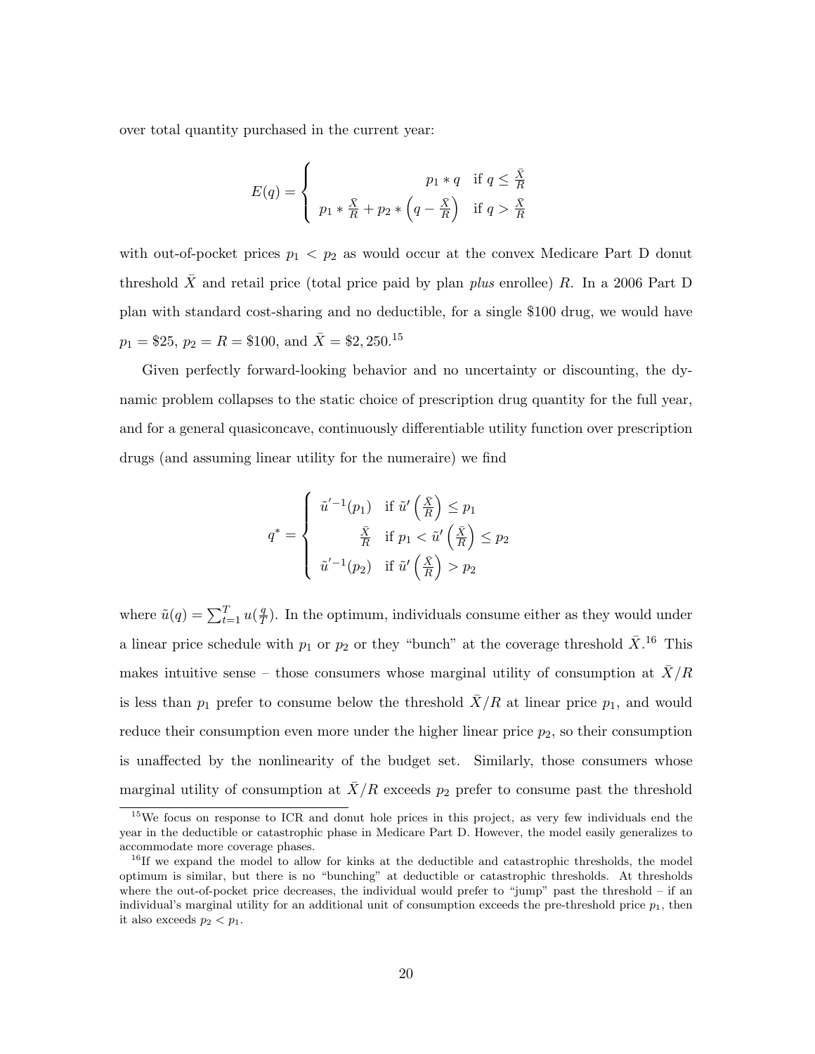over total quantity purchased in the current year:

$$E(q) = \begin{cases} p_1 * q & \text{if } q \leq \frac{\bar{X}}{R} \\ p_1 * \frac{\bar{X}}{R} + p_2 * \left(q - \frac{\bar{X}}{R}\right) & \text{if } q > \frac{\bar{X}}{R} \end{cases}$$

with out-of-pocket prices $p_1 < p_2$ as would occur at the convex Medicare Part D donut threshold $\bar{X}$ and retail price (total price paid by plan *plus* enrollee) $R$. In a 2006 Part D plan with standard cost-sharing and no deductible, for a single \$100 drug, we would have $p_1 = \$25$, $p_2 = R = \$100$, and $\bar{X} = \$2,250$.[15]

Given perfectly forward-looking behavior and no uncertainty or discounting, the dynamic problem collapses to the static choice of prescription drug quantity for the full year, and for a general quasiconcave, continuously differentiable utility function over prescription drugs (and assuming linear utility for the numeraire) we find

$$q^* = \begin{cases} \tilde{u}'^{-1}(p_1) & \text{if } \tilde{u}'\left(\frac{\bar{X}}{R}\right) \leq p_1 \\ \frac{\bar{X}}{R} & \text{if } p_1 < \tilde{u}'\left(\frac{\bar{X}}{R}\right) \leq p_2 \\ \tilde{u}'^{-1}(p_2) & \text{if } \tilde{u}'\left(\frac{\bar{X}}{R}\right) > p_2 \end{cases}$$

where $\tilde{u}(q) = \sum_{t=1}^{T} u(\frac{q}{T})$. In the optimum, individuals consume either as they would under a linear price schedule with $p_1$ or $p_2$ or they "bunch" at the coverage threshold $\bar{X}$.[16] This makes intuitive sense – those consumers whose marginal utility of consumption at $\bar{X}/R$ is less than $p_1$ prefer to consume below the threshold $\bar{X}/R$ at linear price $p_1$, and would reduce their consumption even more under the higher linear price $p_2$, so their consumption is unaffected by the nonlinearity of the budget set. Similarly, those consumers whose marginal utility of consumption at $\bar{X}/R$ exceeds $p_2$ prefer to consume past the threshold

[15] We focus on response to ICR and donut hole prices in this project, as very few individuals end the year in the deductible or catastrophic phase in Medicare Part D. However, the model easily generalizes to accommodate more coverage phases.

[16] If we expand the model to allow for kinks at the deductible and catastrophic thresholds, the model optimum is similar, but there is no "bunching" at deductible or catastrophic thresholds. At thresholds where the out-of-pocket price decreases, the individual would prefer to "jump" past the threshold – if an individual's marginal utility for an additional unit of consumption exceeds the pre-threshold price $p_1$, then it also exceeds $p_2 < p_1$.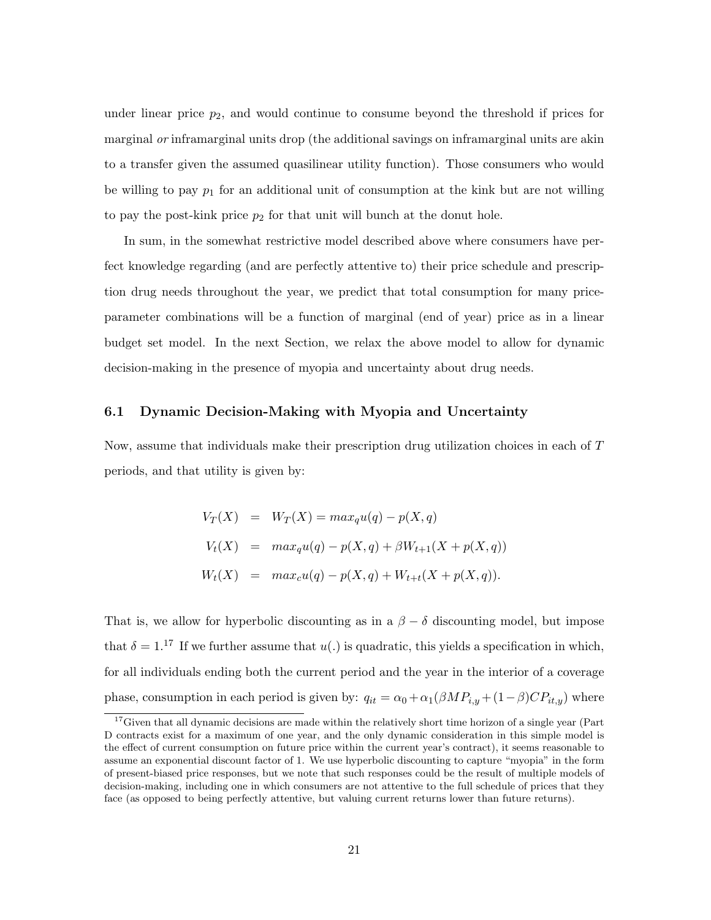under linear price $p_2$, and would continue to consume beyond the threshold if prices for marginal *or* inframarginal units drop (the additional savings on inframarginal units are akin to a transfer given the assumed quasilinear utility function). Those consumers who would be willing to pay $p_1$ for an additional unit of consumption at the kink but are not willing to pay the post-kink price $p_2$ for that unit will bunch at the donut hole.

In sum, in the somewhat restrictive model described above where consumers have perfect knowledge regarding (and are perfectly attentive to) their price schedule and prescription drug needs throughout the year, we predict that total consumption for many price-parameter combinations will be a function of marginal (end of year) price as in a linear budget set model. In the next Section, we relax the above model to allow for dynamic decision-making in the presence of myopia and uncertainty about drug needs.

### 6.1 Dynamic Decision-Making with Myopia and Uncertainty

Now, assume that individuals make their prescription drug utilization choices in each of $T$ periods, and that utility is given by:

$$
\begin{aligned}
V_T(X) &= W_T(X) = max_q u(q) - p(X,q) \\
V_t(X) &= max_q u(q) - p(X,q) + \beta W_{t+1}(X + p(X,q)) \\
W_t(X) &= max_c u(q) - p(X,q) + W_{t+t}(X + p(X,q)).
\end{aligned}
$$

That is, we allow for hyperbolic discounting as in a $\beta - \delta$ discounting model, but impose that $\delta = 1$.[17] If we further assume that $u(.)$ is quadratic, this yields a specification in which, for all individuals ending both the current period and the year in the interior of a coverage phase, consumption in each period is given by: $q_{it} = \alpha_0 + \alpha_1(\beta MP_{i,y} + (1-\beta)CP_{it,y})$ where

[17] Given that all dynamic decisions are made within the relatively short time horizon of a single year (Part D contracts exist for a maximum of one year, and the only dynamic consideration in this simple model is the effect of current consumption on future price within the current year's contract), it seems reasonable to assume an exponential discount factor of 1. We use hyperbolic discounting to capture "myopia" in the form of present-biased price responses, but we note that such responses could be the result of multiple models of decision-making, including one in which consumers are not attentive to the full schedule of prices that they face (as opposed to being perfectly attentive, but valuing current returns lower than future returns).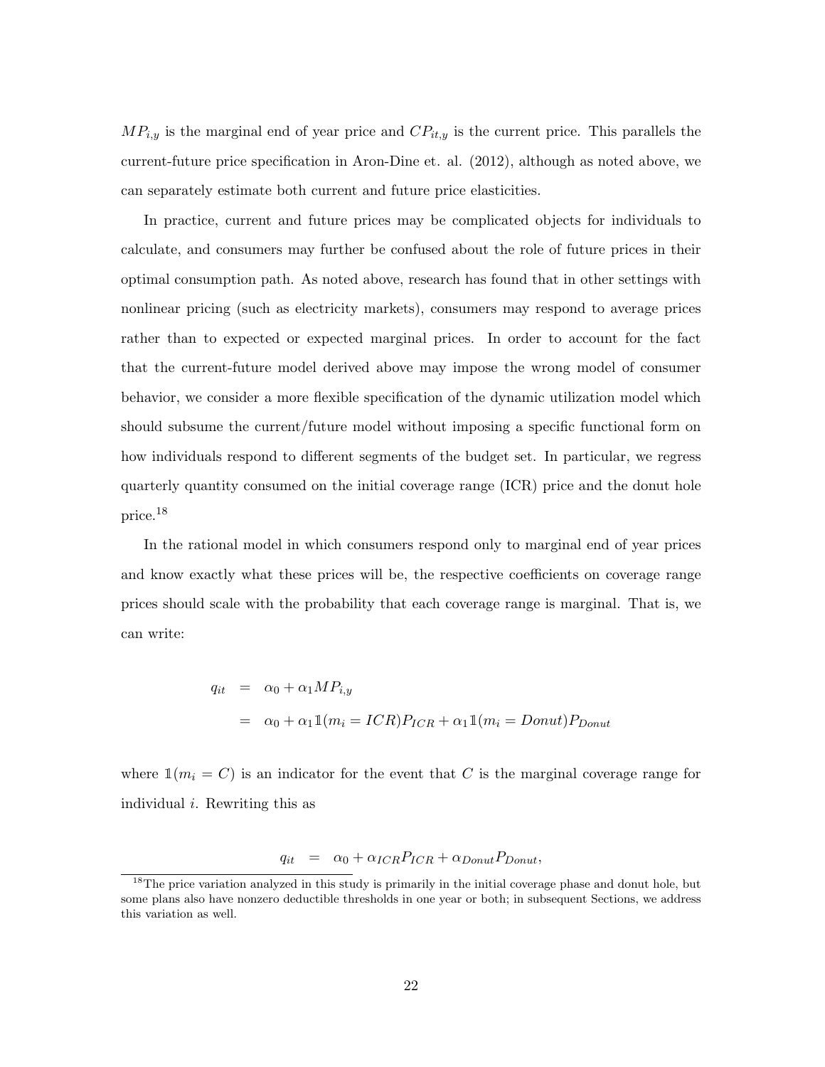$MP_{i,y}$ is the marginal end of year price and $CP_{it,y}$ is the current price. This parallels the current-future price specification in Aron-Dine et. al. (2012), although as noted above, we can separately estimate both current and future price elasticities.

In practice, current and future prices may be complicated objects for individuals to calculate, and consumers may further be confused about the role of future prices in their optimal consumption path. As noted above, research has found that in other settings with nonlinear pricing (such as electricity markets), consumers may respond to average prices rather than to expected or expected marginal prices. In order to account for the fact that the current-future model derived above may impose the wrong model of consumer behavior, we consider a more flexible specification of the dynamic utilization model which should subsume the current/future model without imposing a specific functional form on how individuals respond to different segments of the budget set. In particular, we regress quarterly quantity consumed on the initial coverage range (ICR) price and the donut hole price.[18]

In the rational model in which consumers respond only to marginal end of year prices and know exactly what these prices will be, the respective coefficients on coverage range prices should scale with the probability that each coverage range is marginal. That is, we can write:

$$
\begin{aligned}
q_{it} &= \alpha_0 + \alpha_1 MP_{i,y} \\
&= \alpha_0 + \alpha_1 \mathbb{1}(m_i = ICR) P_{ICR} + \alpha_1 \mathbb{1}(m_i = Donut) P_{Donut}
\end{aligned}
$$

where $\mathbb{1}(m_i = C)$ is an indicator for the event that $C$ is the marginal coverage range for individual $i$. Rewriting this as

$$
q_{it} = \alpha_0 + \alpha_{ICR} P_{ICR} + \alpha_{Donut} P_{Donut},
$$

[18] The price variation analyzed in this study is primarily in the initial coverage phase and donut hole, but some plans also have nonzero deductible thresholds in one year or both; in subsequent Sections, we address this variation as well.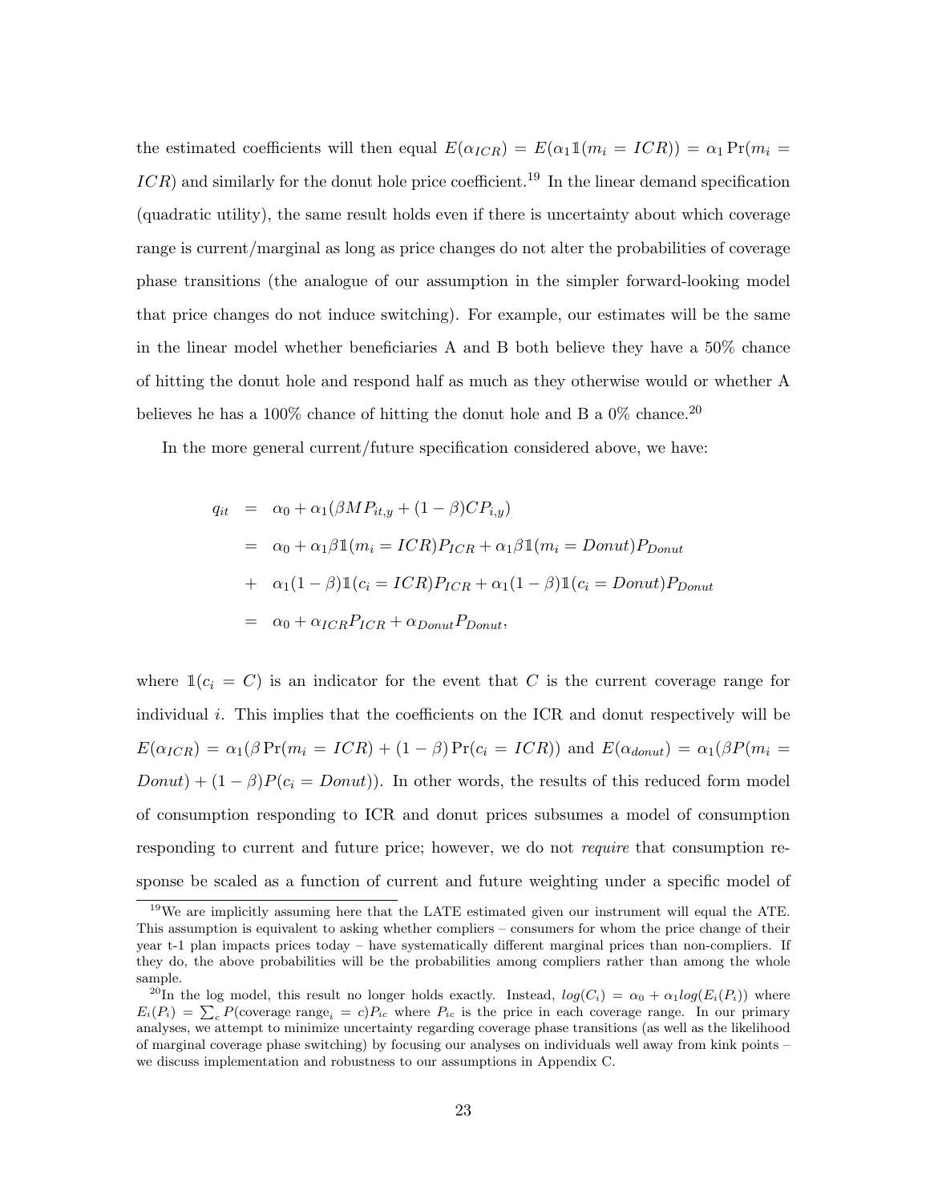the estimated coefficients will then equal $E(\alpha_{ICR}) = E(\alpha_1 \mathbb{1}(m_i = ICR)) = \alpha_1 \Pr(m_i = ICR)$ and similarly for the donut hole price coefficient.[19] In the linear demand specification (quadratic utility), the same result holds even if there is uncertainty about which coverage range is current/marginal as long as price changes do not alter the probabilities of coverage phase transitions (the analogue of our assumption in the simpler forward-looking model that price changes do not induce switching). For example, our estimates will be the same in the linear model whether beneficiaries A and B both believe they have a 50% chance of hitting the donut hole and respond half as much as they otherwise would or whether A believes he has a 100% chance of hitting the donut hole and B a 0% chance.[20]

In the more general current/future specification considered above, we have:

$$
\begin{aligned}
q_{it} &= \alpha_0 + \alpha_1(\beta MP_{it,y} + (1-\beta)CP_{i,y}) \\
&= \alpha_0 + \alpha_1 \beta \mathbb{1}(m_i = ICR)P_{ICR} + \alpha_1 \beta \mathbb{1}(m_i = Donut)P_{Donut} \\
&+ \alpha_1(1-\beta)\mathbb{1}(c_i = ICR)P_{ICR} + \alpha_1(1-\beta)\mathbb{1}(c_i = Donut)P_{Donut} \\
&= \alpha_0 + \alpha_{ICR}P_{ICR} + \alpha_{Donut}P_{Donut},
\end{aligned}
$$

where $\mathbb{1}(c_i = C)$ is an indicator for the event that $C$ is the current coverage range for individual $i$. This implies that the coefficients on the ICR and donut respectively will be $E(\alpha_{ICR}) = \alpha_1(\beta \Pr(m_i = ICR) + (1-\beta)\Pr(c_i = ICR))$ and $E(\alpha_{donut}) = \alpha_1(\beta P(m_i = Donut) + (1-\beta)P(c_i = Donut))$. In other words, the results of this reduced form model of consumption responding to ICR and donut prices subsumes a model of consumption responding to current and future price; however, we do not *require* that consumption response be scaled as a function of current and future weighting under a specific model of

[19] We are implicitly assuming here that the LATE estimated given our instrument will equal the ATE. This assumption is equivalent to asking whether compliers – consumers for whom the price change of their year t-1 plan impacts prices today – have systematically different marginal prices than non-compliers. If they do, the above probabilities will be the probabilities among compliers rather than among the whole sample.

[20] In the log model, this result no longer holds exactly. Instead, $log(C_i) = \alpha_0 + \alpha_1 log(E_i(P_i))$ where $E_i(P_i) = \sum_c P(\text{coverage range}_i = c)P_{ic}$ where $P_{ic}$ is the price in each coverage range. In our primary analyses, we attempt to minimize uncertainty regarding coverage phase transitions (as well as the likelihood of marginal coverage phase switching) by focusing our analyses on individuals well away from kink points – we discuss implementation and robustness to our assumptions in Appendix C.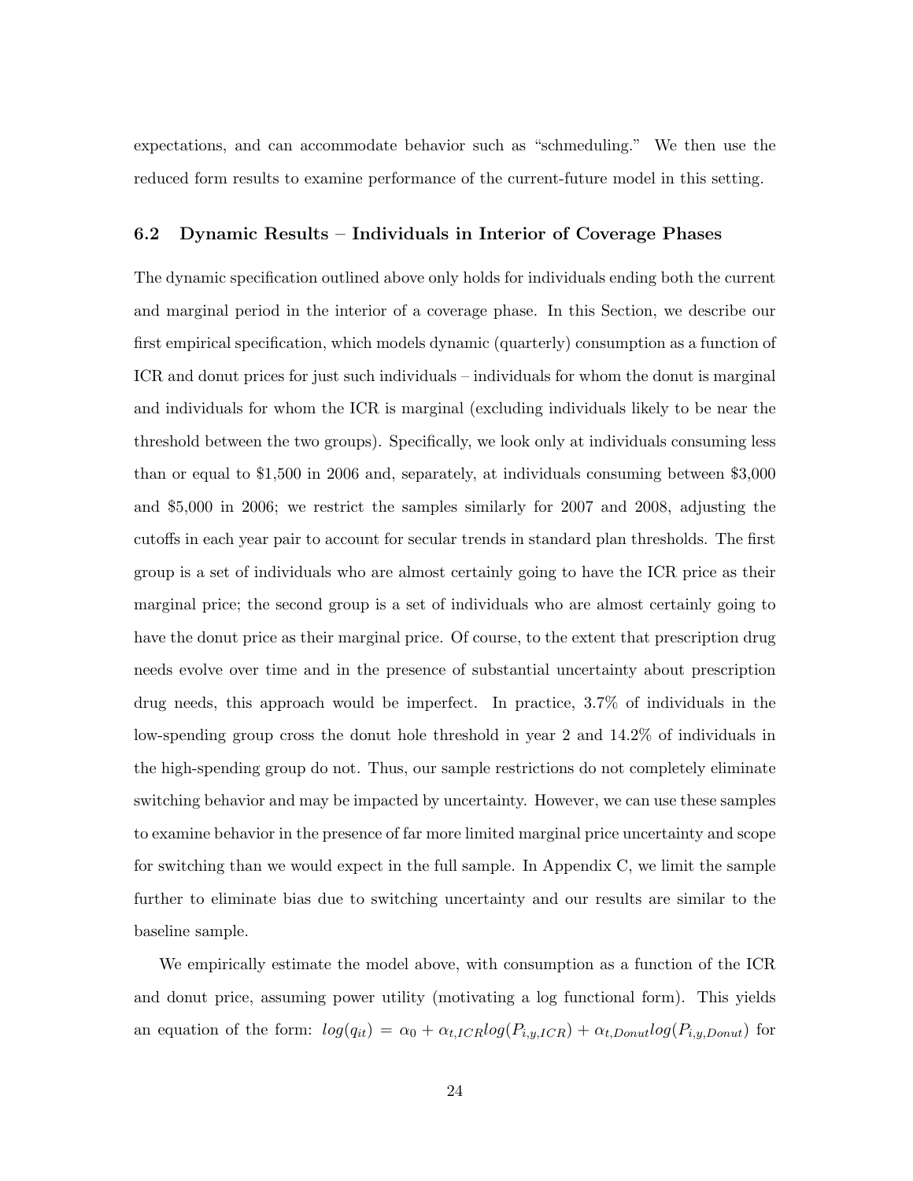expectations, and can accommodate behavior such as "schmeduling." We then use the reduced form results to examine performance of the current-future model in this setting.

### 6.2 Dynamic Results – Individuals in Interior of Coverage Phases

The dynamic specification outlined above only holds for individuals ending both the current and marginal period in the interior of a coverage phase. In this Section, we describe our first empirical specification, which models dynamic (quarterly) consumption as a function of ICR and donut prices for just such individuals – individuals for whom the donut is marginal and individuals for whom the ICR is marginal (excluding individuals likely to be near the threshold between the two groups). Specifically, we look only at individuals consuming less than or equal to \$1,500 in 2006 and, separately, at individuals consuming between \$3,000 and \$5,000 in 2006; we restrict the samples similarly for 2007 and 2008, adjusting the cutoffs in each year pair to account for secular trends in standard plan thresholds. The first group is a set of individuals who are almost certainly going to have the ICR price as their marginal price; the second group is a set of individuals who are almost certainly going to have the donut price as their marginal price. Of course, to the extent that prescription drug needs evolve over time and in the presence of substantial uncertainty about prescription drug needs, this approach would be imperfect. In practice, 3.7% of individuals in the low-spending group cross the donut hole threshold in year 2 and 14.2% of individuals in the high-spending group do not. Thus, our sample restrictions do not completely eliminate switching behavior and may be impacted by uncertainty. However, we can use these samples to examine behavior in the presence of far more limited marginal price uncertainty and scope for switching than we would expect in the full sample. In Appendix C, we limit the sample further to eliminate bias due to switching uncertainty and our results are similar to the baseline sample.

We empirically estimate the model above, with consumption as a function of the ICR and donut price, assuming power utility (motivating a log functional form). This yields an equation of the form: $log(q_{it}) = \alpha_0 + \alpha_{t,ICR}log(P_{i,y,ICR}) + \alpha_{t,Donut}log(P_{i,y,Donut})$ for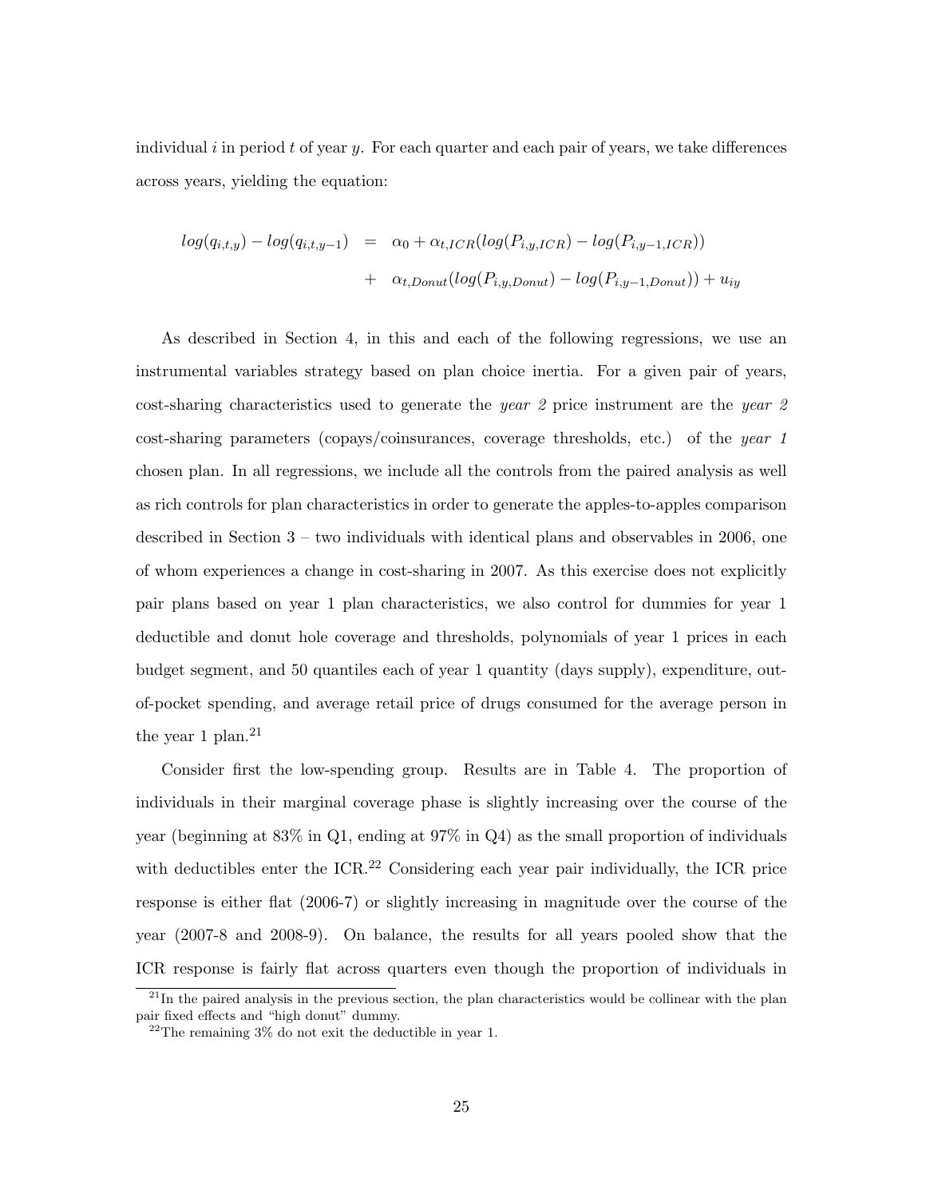individual $i$ in period $t$ of year $y$. For each quarter and each pair of years, we take differences across years, yielding the equation:

$$
\begin{aligned}
log(q_{i,t,y}) - log(q_{i,t,y-1}) &= \alpha_0 + \alpha_{t,ICR}(log(P_{i,y,ICR}) - log(P_{i,y-1,ICR})) \\
&+ \alpha_{t,Donut}(log(P_{i,y,Donut}) - log(P_{i,y-1,Donut})) + u_{iy}
\end{aligned}
$$

As described in Section 4, in this and each of the following regressions, we use an instrumental variables strategy based on plan choice inertia. For a given pair of years, cost-sharing characteristics used to generate the *year 2* price instrument are the *year 2* cost-sharing parameters (copays/coinsurances, coverage thresholds, etc.) of the *year 1* chosen plan. In all regressions, we include all the controls from the paired analysis as well as rich controls for plan characteristics in order to generate the apples-to-apples comparison described in Section 3 – two individuals with identical plans and observables in 2006, one of whom experiences a change in cost-sharing in 2007. As this exercise does not explicitly pair plans based on year 1 plan characteristics, we also control for dummies for year 1 deductible and donut hole coverage and thresholds, polynomials of year 1 prices in each budget segment, and 50 quantiles each of year 1 quantity (days supply), expenditure, out-of-pocket spending, and average retail price of drugs consumed for the average person in the year 1 plan.[21]

Consider first the low-spending group. Results are in Table 4. The proportion of individuals in their marginal coverage phase is slightly increasing over the course of the year (beginning at 83% in Q1, ending at 97% in Q4) as the small proportion of individuals with deductibles enter the ICR.[22] Considering each year pair individually, the ICR price response is either flat (2006-7) or slightly increasing in magnitude over the course of the year (2007-8 and 2008-9). On balance, the results for all years pooled show that the ICR response is fairly flat across quarters even though the proportion of individuals in

[21] In the paired analysis in the previous section, the plan characteristics would be collinear with the plan pair fixed effects and "high donut" dummy.

[22] The remaining 3% do not exit the deductible in year 1.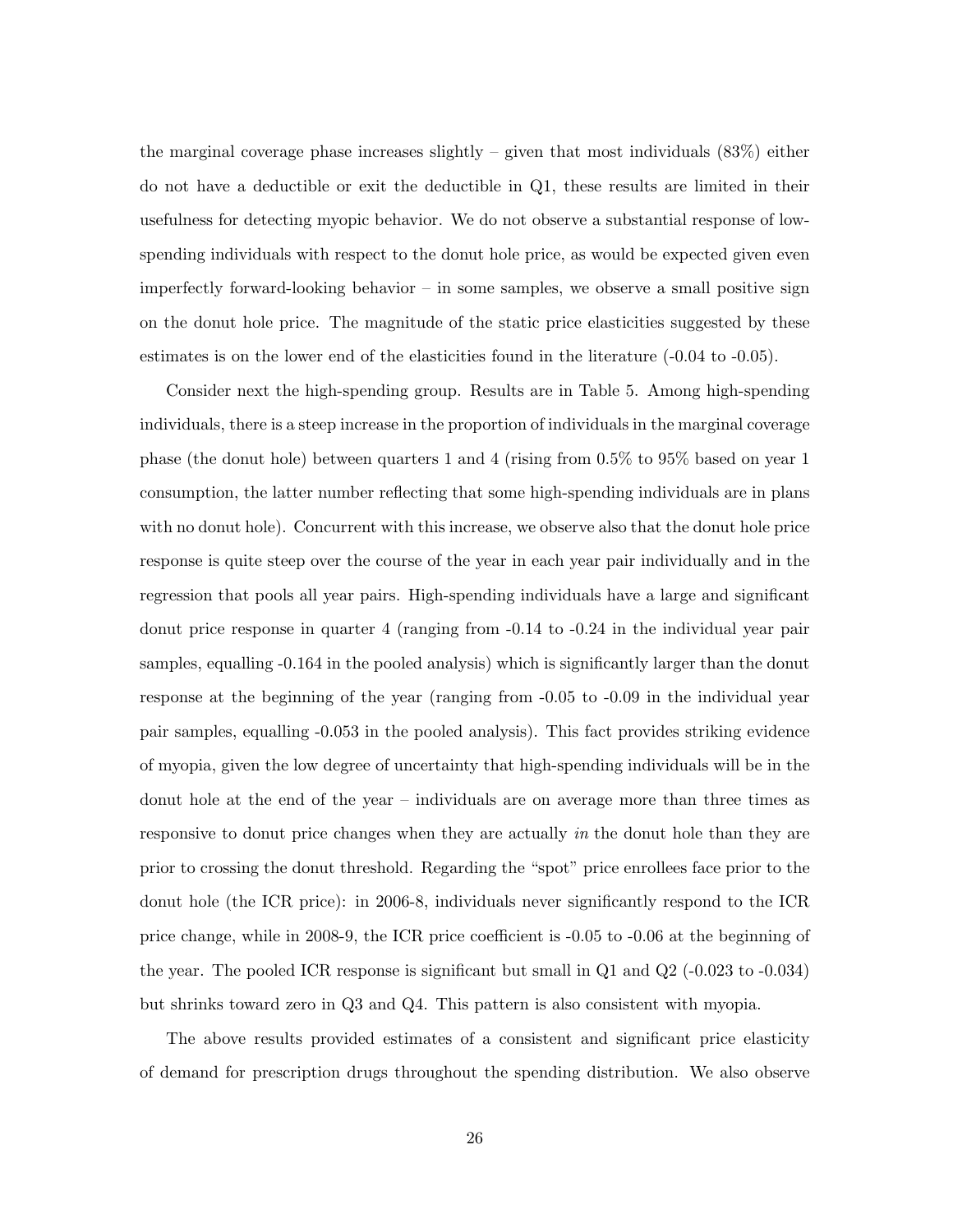the marginal coverage phase increases slightly – given that most individuals (83%) either do not have a deductible or exit the deductible in Q1, these results are limited in their usefulness for detecting myopic behavior. We do not observe a substantial response of low-spending individuals with respect to the donut hole price, as would be expected given even imperfectly forward-looking behavior – in some samples, we observe a small positive sign on the donut hole price. The magnitude of the static price elasticities suggested by these estimates is on the lower end of the elasticities found in the literature (-0.04 to -0.05).

Consider next the high-spending group. Results are in Table 5. Among high-spending individuals, there is a steep increase in the proportion of individuals in the marginal coverage phase (the donut hole) between quarters 1 and 4 (rising from 0.5% to 95% based on year 1 consumption, the latter number reflecting that some high-spending individuals are in plans with no donut hole). Concurrent with this increase, we observe also that the donut hole price response is quite steep over the course of the year in each year pair individually and in the regression that pools all year pairs. High-spending individuals have a large and significant donut price response in quarter 4 (ranging from -0.14 to -0.24 in the individual year pair samples, equalling -0.164 in the pooled analysis) which is significantly larger than the donut response at the beginning of the year (ranging from -0.05 to -0.09 in the individual year pair samples, equalling -0.053 in the pooled analysis). This fact provides striking evidence of myopia, given the low degree of uncertainty that high-spending individuals will be in the donut hole at the end of the year – individuals are on average more than three times as responsive to donut price changes when they are actually *in* the donut hole than they are prior to crossing the donut threshold. Regarding the "spot" price enrollees face prior to the donut hole (the ICR price): in 2006-8, individuals never significantly respond to the ICR price change, while in 2008-9, the ICR price coefficient is -0.05 to -0.06 at the beginning of the year. The pooled ICR response is significant but small in Q1 and Q2 (-0.023 to -0.034) but shrinks toward zero in Q3 and Q4. This pattern is also consistent with myopia.

The above results provided estimates of a consistent and significant price elasticity of demand for prescription drugs throughout the spending distribution. We also observe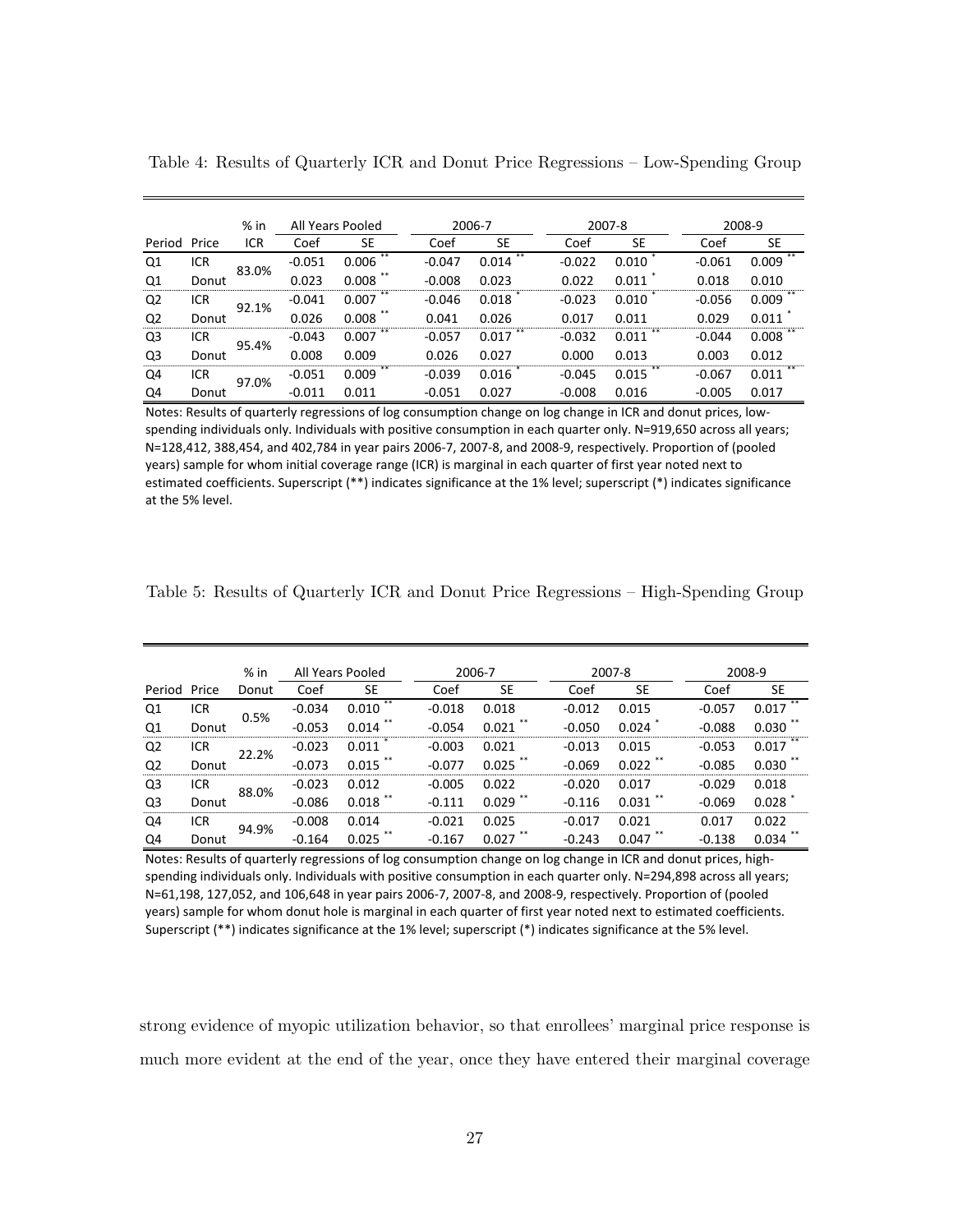Table 4: Results of Quarterly ICR and Donut Price Regressions – Low-Spending Group

| Period | Price | % in ICR | All Years Pooled | | 2006-7 | | 2007-8 | | 2008-9 | |
|---|---|---|---|---|---|---|---|---|---|---|
| | | | Coef | SE | Coef | SE | Coef | SE | Coef | SE |
| Q1 | ICR | 83.0% | -0.051 | 0.006 ** | -0.047 | 0.014 ** | -0.022 | 0.010 * | -0.061 | 0.009 ** |
| Q1 | Donut | | 0.023 | 0.008 ** | -0.008 | 0.023 | 0.022 | 0.011 * | 0.018 | 0.010 |
| Q2 | ICR | 92.1% | -0.041 | 0.007 ** | -0.046 | 0.018 * | -0.023 | 0.010 * | -0.056 | 0.009 ** |
| Q2 | Donut | | 0.026 | 0.008 ** | 0.041 | 0.026 | 0.017 | 0.011 | 0.029 | 0.011 * |
| Q3 | ICR | 95.4% | -0.043 | 0.007 ** | -0.057 | 0.017 ** | -0.032 | 0.011 ** | -0.044 | 0.008 ** |
| Q3 | Donut | | 0.008 | 0.009 | 0.026 | 0.027 | 0.000 | 0.013 | 0.003 | 0.012 |
| Q4 | ICR | 97.0% | -0.051 | 0.009 ** | -0.039 | 0.016 * | -0.045 | 0.015 ** | -0.067 | 0.011 ** |
| Q4 | Donut | | -0.011 | 0.011 | -0.051 | 0.027 | -0.008 | 0.016 | -0.005 | 0.017 |

Notes: Results of quarterly regressions of log consumption change on log change in ICR and donut prices, low-spending individuals only. Individuals with positive consumption in each quarter only. N=919,650 across all years; N=128,412, 388,454, and 402,784 in year pairs 2006-7, 2007-8, and 2008-9, respectively. Proportion of (pooled years) sample for whom initial coverage range (ICR) is marginal in each quarter of first year noted next to estimated coefficients. Superscript (**) indicates significance at the 1% level; superscript (*) indicates significance at the 5% level.

Table 5: Results of Quarterly ICR and Donut Price Regressions – High-Spending Group

| Period | Price | % in Donut | All Years Pooled | | 2006-7 | | 2007-8 | | 2008-9 | |
|---|---|---|---|---|---|---|---|---|---|---|
| | | | Coef | SE | Coef | SE | Coef | SE | Coef | SE |
| Q1 | ICR | 0.5% | -0.034 | 0.010 ** | -0.018 | 0.018 | -0.012 | 0.015 | -0.057 | 0.017 ** |
| Q1 | Donut | | -0.053 | 0.014 ** | -0.054 | 0.021 ** | -0.050 | 0.024 * | -0.088 | 0.030 ** |
| Q2 | ICR | 22.2% | -0.023 | 0.011 * | -0.003 | 0.021 | -0.013 | 0.015 | -0.053 | 0.017 ** |
| Q2 | Donut | | -0.073 | 0.015 ** | -0.077 | 0.025 ** | -0.069 | 0.022 ** | -0.085 | 0.030 ** |
| Q3 | ICR | 88.0% | -0.023 | 0.012 | -0.005 | 0.022 | -0.020 | 0.017 | -0.029 | 0.018 |
| Q3 | Donut | | -0.086 | 0.018 ** | -0.111 | 0.029 ** | -0.116 | 0.031 ** | -0.069 | 0.028 * |
| Q4 | ICR | 94.9% | -0.008 | 0.014 | -0.021 | 0.025 | -0.017 | 0.021 | 0.017 | 0.022 |
| Q4 | Donut | | -0.164 | 0.025 ** | -0.167 | 0.027 ** | -0.243 | 0.047 ** | -0.138 | 0.034 ** |

Notes: Results of quarterly regressions of log consumption change on log change in ICR and donut prices, high-spending individuals only. Individuals with positive consumption in each quarter only. N=294,898 across all years; N=61,198, 127,052, and 106,648 in year pairs 2006-7, 2007-8, and 2008-9, respectively. Proportion of (pooled years) sample for whom donut hole is marginal in each quarter of first year noted next to estimated coefficients. Superscript (**) indicates significance at the 1% level; superscript (*) indicates significance at the 5% level.

strong evidence of myopic utilization behavior, so that enrollees' marginal price response is much more evident at the end of the year, once they have entered their marginal coverage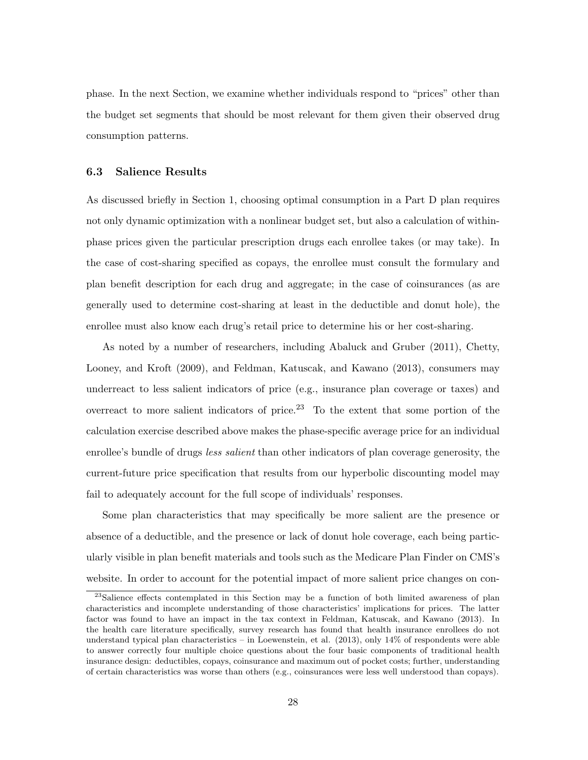phase. In the next Section, we examine whether individuals respond to "prices" other than the budget set segments that should be most relevant for them given their observed drug consumption patterns.

### 6.3 Salience Results

As discussed briefly in Section 1, choosing optimal consumption in a Part D plan requires not only dynamic optimization with a nonlinear budget set, but also a calculation of within-phase prices given the particular prescription drugs each enrollee takes (or may take). In the case of cost-sharing specified as copays, the enrollee must consult the formulary and plan benefit description for each drug and aggregate; in the case of coinsurances (as are generally used to determine cost-sharing at least in the deductible and donut hole), the enrollee must also know each drug's retail price to determine his or her cost-sharing.

As noted by a number of researchers, including Abaluck and Gruber (2011), Chetty, Looney, and Kroft (2009), and Feldman, Katuscak, and Kawano (2013), consumers may underreact to less salient indicators of price (e.g., insurance plan coverage or taxes) and overreact to more salient indicators of price.[23] To the extent that some portion of the calculation exercise described above makes the phase-specific average price for an individual enrollee's bundle of drugs *less salient* than other indicators of plan coverage generosity, the current-future price specification that results from our hyperbolic discounting model may fail to adequately account for the full scope of individuals' responses.

Some plan characteristics that may specifically be more salient are the presence or absence of a deductible, and the presence or lack of donut hole coverage, each being particularly visible in plan benefit materials and tools such as the Medicare Plan Finder on CMS's website. In order to account for the potential impact of more salient price changes on con-

[23] Salience effects contemplated in this Section may be a function of both limited awareness of plan characteristics and incomplete understanding of those characteristics' implications for prices. The latter factor was found to have an impact in the tax context in Feldman, Katuscak, and Kawano (2013). In the health care literature specifically, survey research has found that health insurance enrollees do not understand typical plan characteristics – in Loewenstein, et al. (2013), only 14% of respondents were able to answer correctly four multiple choice questions about the four basic components of traditional health insurance design: deductibles, copays, coinsurance and maximum out of pocket costs; further, understanding of certain characteristics was worse than others (e.g., coinsurances were less well understood than copays).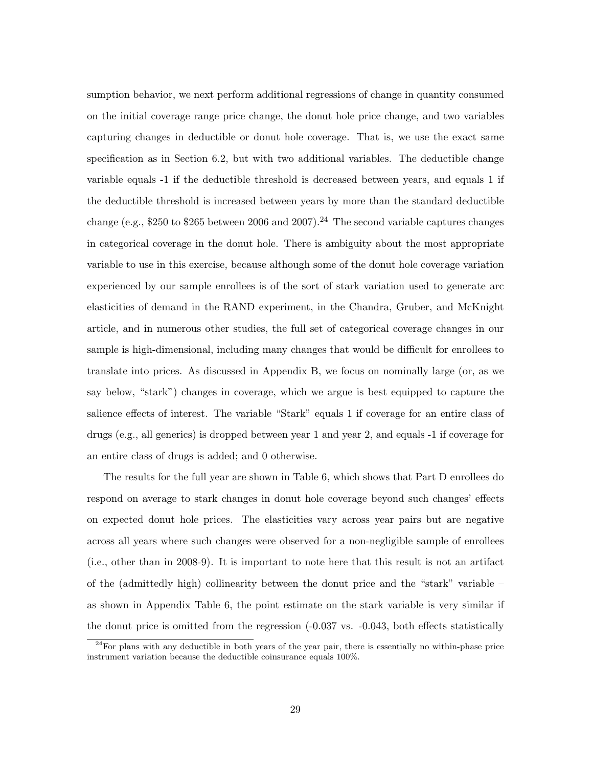sumption behavior, we next perform additional regressions of change in quantity consumed on the initial coverage range price change, the donut hole price change, and two variables capturing changes in deductible or donut hole coverage. That is, we use the exact same specification as in Section 6.2, but with two additional variables. The deductible change variable equals -1 if the deductible threshold is decreased between years, and equals 1 if the deductible threshold is increased between years by more than the standard deductible change (e.g., \$250 to \$265 between 2006 and 2007).[24] The second variable captures changes in categorical coverage in the donut hole. There is ambiguity about the most appropriate variable to use in this exercise, because although some of the donut hole coverage variation experienced by our sample enrollees is of the sort of stark variation used to generate arc elasticities of demand in the RAND experiment, in the Chandra, Gruber, and McKnight article, and in numerous other studies, the full set of categorical coverage changes in our sample is high-dimensional, including many changes that would be difficult for enrollees to translate into prices. As discussed in Appendix B, we focus on nominally large (or, as we say below, "stark") changes in coverage, which we argue is best equipped to capture the salience effects of interest. The variable "Stark" equals 1 if coverage for an entire class of drugs (e.g., all generics) is dropped between year 1 and year 2, and equals -1 if coverage for an entire class of drugs is added; and 0 otherwise.

The results for the full year are shown in Table 6, which shows that Part D enrollees do respond on average to stark changes in donut hole coverage beyond such changes' effects on expected donut hole prices. The elasticities vary across year pairs but are negative across all years where such changes were observed for a non-negligible sample of enrollees (i.e., other than in 2008-9). It is important to note here that this result is not an artifact of the (admittedly high) collinearity between the donut price and the "stark" variable – as shown in Appendix Table 6, the point estimate on the stark variable is very similar if the donut price is omitted from the regression (-0.037 vs. -0.043, both effects statistically

[24] For plans with any deductible in both years of the year pair, there is essentially no within-phase price instrument variation because the deductible coinsurance equals 100%.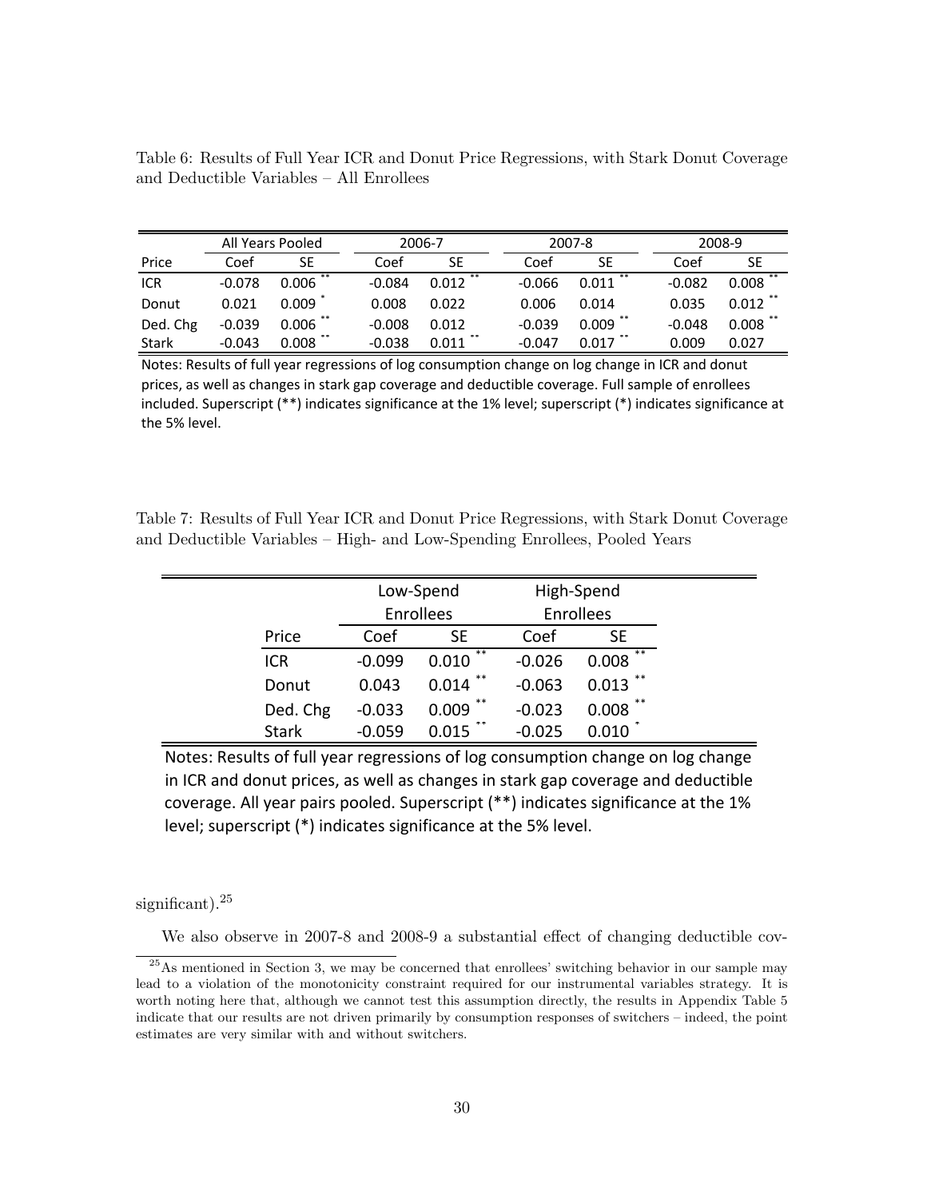Table 6: Results of Full Year ICR and Donut Price Regressions, with Stark Donut Coverage and Deductible Variables – All Enrollees

| | All Years Pooled | | 2006-7 | | 2007-8 | | 2008-9 | |
|---|---|---|---|---|---|---|---|---|
| Price | Coef | SE | Coef | SE | Coef | SE | Coef | SE |
| ICR | -0.078 | 0.006 ** | -0.084 | 0.012 ** | -0.066 | 0.011 ** | -0.082 | 0.008 ** |
| Donut | 0.021 | 0.009 * | 0.008 | 0.022 | 0.006 | 0.014 | 0.035 | 0.012 ** |
| Ded. Chg | -0.039 | 0.006 ** | -0.008 | 0.012 | -0.039 | 0.009 ** | -0.048 | 0.008 ** |
| Stark | -0.043 | 0.008 ** | -0.038 | 0.011 ** | -0.047 | 0.017 ** | 0.009 | 0.027 |

Notes: Results of full year regressions of log consumption change on log change in ICR and donut prices, as well as changes in stark gap coverage and deductible coverage. Full sample of enrollees included. Superscript (**) indicates significance at the 1% level; superscript (*) indicates significance at the 5% level.

Table 7: Results of Full Year ICR and Donut Price Regressions, with Stark Donut Coverage and Deductible Variables – High- and Low-Spending Enrollees, Pooled Years

| | Low-Spend Enrollees | | High-Spend Enrollees | |
|---|---|---|---|---|
| Price | Coef | SE | Coef | SE |
| ICR | -0.099 | 0.010 ** | -0.026 | 0.008 ** |
| Donut | 0.043 | 0.014 ** | -0.063 | 0.013 ** |
| Ded. Chg | -0.033 | 0.009 ** | -0.023 | 0.008 ** |
| Stark | -0.059 | 0.015 ** | -0.025 | 0.010 * |

Notes: Results of full year regressions of log consumption change on log change in ICR and donut prices, as well as changes in stark gap coverage and deductible coverage. All year pairs pooled. Superscript (**) indicates significance at the 1% level; superscript (*) indicates significance at the 5% level.

significant).[25]

We also observe in 2007-8 and 2008-9 a substantial effect of changing deductible cov-

[25] As mentioned in Section 3, we may be concerned that enrollees' switching behavior in our sample may lead to a violation of the monotonicity constraint required for our instrumental variables strategy. It is worth noting here that, although we cannot test this assumption directly, the results in Appendix Table 5 indicate that our results are not driven primarily by consumption responses of switchers – indeed, the point estimates are very similar with and without switchers.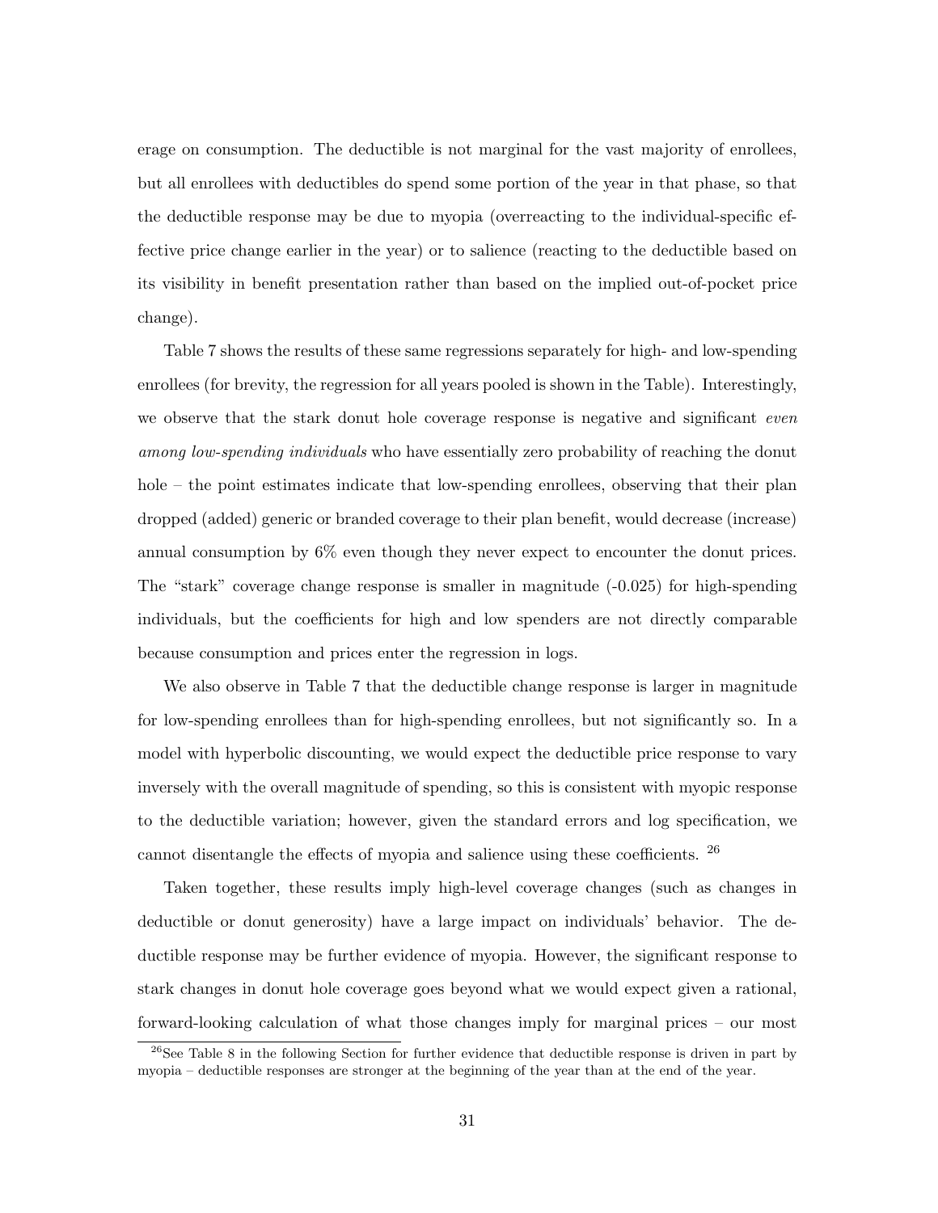erage on consumption. The deductible is not marginal for the vast majority of enrollees, but all enrollees with deductibles do spend some portion of the year in that phase, so that the deductible response may be due to myopia (overreacting to the individual-specific effective price change earlier in the year) or to salience (reacting to the deductible based on its visibility in benefit presentation rather than based on the implied out-of-pocket price change).

Table 7 shows the results of these same regressions separately for high- and low-spending enrollees (for brevity, the regression for all years pooled is shown in the Table). Interestingly, we observe that the stark donut hole coverage response is negative and significant *even among low-spending individuals* who have essentially zero probability of reaching the donut hole – the point estimates indicate that low-spending enrollees, observing that their plan dropped (added) generic or branded coverage to their plan benefit, would decrease (increase) annual consumption by 6% even though they never expect to encounter the donut prices. The "stark" coverage change response is smaller in magnitude (-0.025) for high-spending individuals, but the coefficients for high and low spenders are not directly comparable because consumption and prices enter the regression in logs.

We also observe in Table 7 that the deductible change response is larger in magnitude for low-spending enrollees than for high-spending enrollees, but not significantly so. In a model with hyperbolic discounting, we would expect the deductible price response to vary inversely with the overall magnitude of spending, so this is consistent with myopic response to the deductible variation; however, given the standard errors and log specification, we cannot disentangle the effects of myopia and salience using these coefficients. [26]

Taken together, these results imply high-level coverage changes (such as changes in deductible or donut generosity) have a large impact on individuals' behavior. The deductible response may be further evidence of myopia. However, the significant response to stark changes in donut hole coverage goes beyond what we would expect given a rational, forward-looking calculation of what those changes imply for marginal prices – our most

[26] See Table 8 in the following Section for further evidence that deductible response is driven in part by myopia – deductible responses are stronger at the beginning of the year than at the end of the year.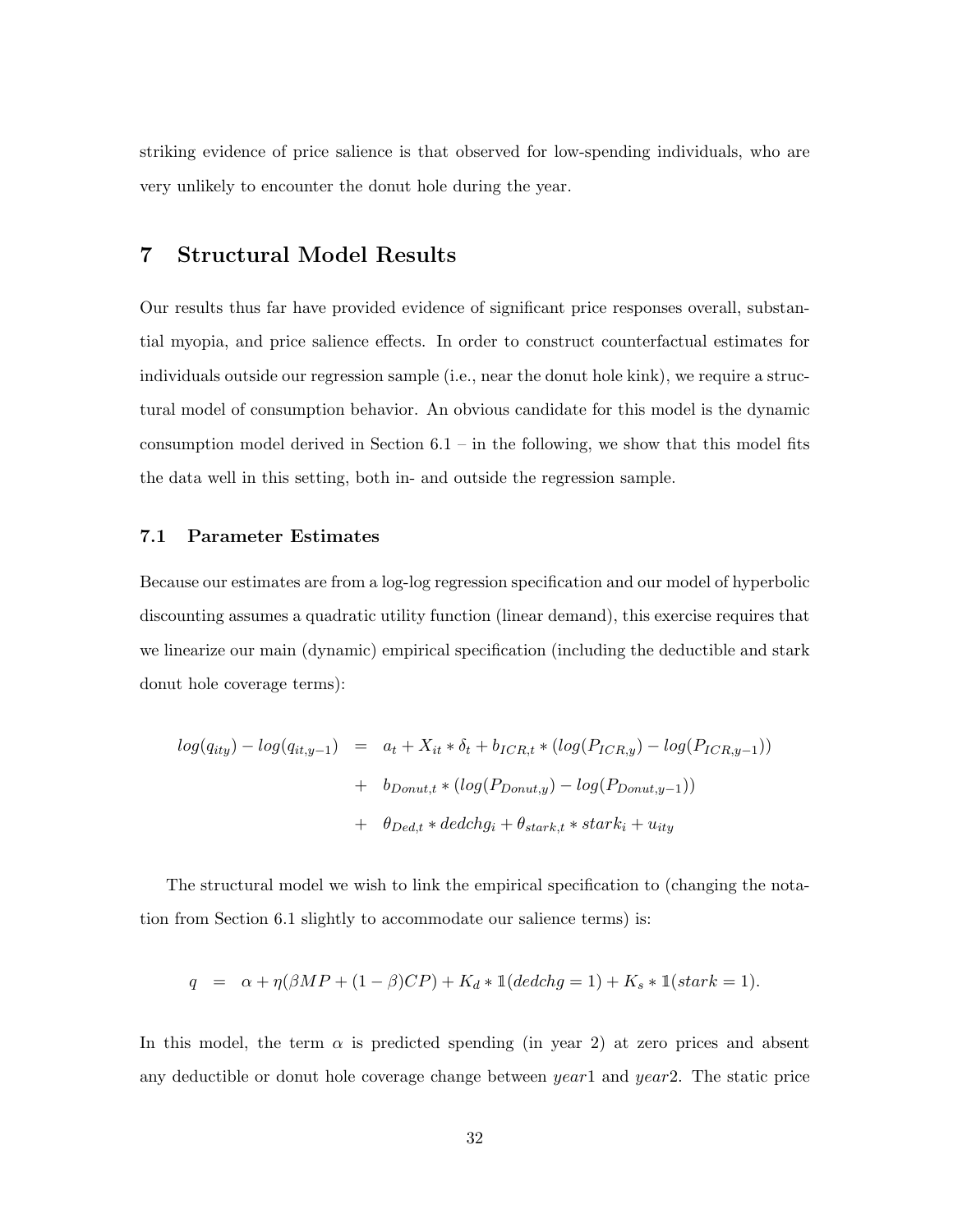striking evidence of price salience is that observed for low-spending individuals, who are very unlikely to encounter the donut hole during the year.

# 7 Structural Model Results

Our results thus far have provided evidence of significant price responses overall, substantial myopia, and price salience effects. In order to construct counterfactual estimates for individuals outside our regression sample (i.e., near the donut hole kink), we require a structural model of consumption behavior. An obvious candidate for this model is the dynamic consumption model derived in Section 6.1 – in the following, we show that this model fits the data well in this setting, both in- and outside the regression sample.

## 7.1 Parameter Estimates

Because our estimates are from a log-log regression specification and our model of hyperbolic discounting assumes a quadratic utility function (linear demand), this exercise requires that we linearize our main (dynamic) empirical specification (including the deductible and stark donut hole coverage terms):

$$
\begin{aligned}
log(q_{ity}) - log(q_{it,y-1}) &= a_t + X_{it} * \delta_t + b_{ICR,t} * (log(P_{ICR,y}) - log(P_{ICR,y-1})) \\
&+ b_{Donut,t} * (log(P_{Donut,y}) - log(P_{Donut,y-1})) \\
&+ \theta_{Ded,t} * dedchg_i + \theta_{stark,t} * stark_i + u_{ity}
\end{aligned}
$$

The structural model we wish to link the empirical specification to (changing the notation from Section 6.1 slightly to accommodate our salience terms) is:

$$
q = \alpha + \eta(\beta MP + (1-\beta)CP) + K_d * \mathbb{1}(dedchg = 1) + K_s * \mathbb{1}(stark = 1).
$$

In this model, the term $\alpha$ is predicted spending (in year 2) at zero prices and absent any deductible or donut hole coverage change between $year1$ and $year2$. The static price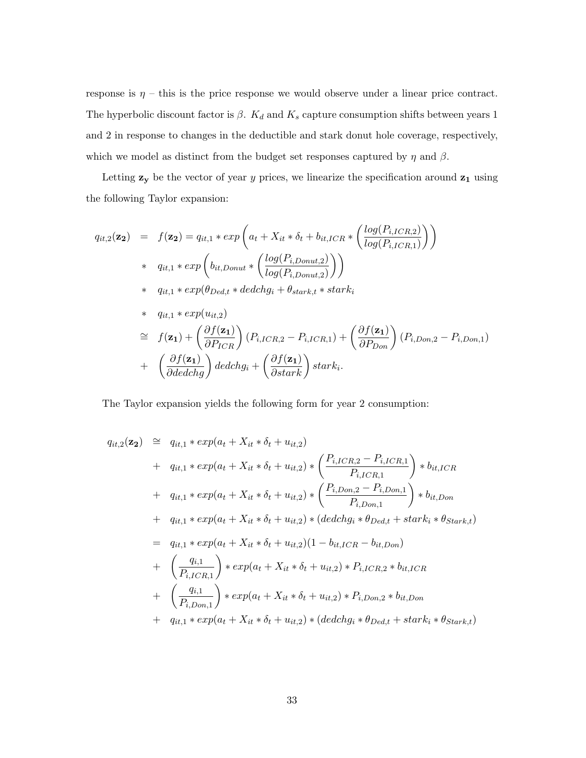response is $\eta$ – this is the price response we would observe under a linear price contract. The hyperbolic discount factor is $\beta$. $K_d$ and $K_s$ capture consumption shifts between years 1 and 2 in response to changes in the deductible and stark donut hole coverage, respectively, which we model as distinct from the budget set responses captured by $\eta$ and $\beta$.

Letting $\mathbf{z_y}$ be the vector of year $y$ prices, we linearize the specification around $\mathbf{z_1}$ using the following Taylor expansion:

$$
\begin{aligned}
q_{it,2}(\mathbf{z_2}) &= f(\mathbf{z_2}) = q_{it,1} * exp\left(a_t + X_{it} * \delta_t + b_{it,ICR} * \left(\frac{log(P_{i,ICR,2})}{log(P_{i,ICR,1})}\right)\right) \\
&* \quad q_{it,1} * exp\left(b_{it,Donut} * \left(\frac{log(P_{i,Donut,2})}{log(P_{i,Donut,2})}\right)\right) \\
&* \quad q_{it,1} * exp(\theta_{Ded,t} * dedchg_i + \theta_{stark,t} * stark_i \\
&* \quad q_{it,1} * exp(u_{it,2}) \\
&\cong f(\mathbf{z_1}) + \left(\frac{\partial f(\mathbf{z_1})}{\partial P_{ICR}}\right)(P_{i,ICR,2} - P_{i,ICR,1}) + \left(\frac{\partial f(\mathbf{z_1})}{\partial P_{Don}}\right)(P_{i,Don,2} - P_{i,Don,1}) \\
&+ \quad \left(\frac{\partial f(\mathbf{z_1})}{\partial dedchg}\right) dedchg_i + \left(\frac{\partial f(\mathbf{z_1})}{\partial stark}\right) stark_i.
\end{aligned}
$$

The Taylor expansion yields the following form for year 2 consumption:

$$
\begin{aligned}
q_{it,2}(\mathbf{z_2}) &\cong q_{it,1} * exp(a_t + X_{it} * \delta_t + u_{it,2}) \\
&+ \quad q_{it,1} * exp(a_t + X_{it} * \delta_t + u_{it,2}) * \left(\frac{P_{i,ICR,2} - P_{i,ICR,1}}{P_{i,ICR,1}}\right) * b_{it,ICR} \\
&+ \quad q_{it,1} * exp(a_t + X_{it} * \delta_t + u_{it,2}) * \left(\frac{P_{i,Don,2} - P_{i,Don,1}}{P_{i,Don,1}}\right) * b_{it,Don} \\
&+ \quad q_{it,1} * exp(a_t + X_{it} * \delta_t + u_{it,2}) * (dedchg_i * \theta_{Ded,t} + stark_i * \theta_{Stark,t}) \\
&= \quad q_{it,1} * exp(a_t + X_{it} * \delta_t + u_{it,2})(1 - b_{it,ICR} - b_{it,Don}) \\
&+ \quad \left(\frac{q_{i,1}}{P_{i,ICR,1}}\right) * exp(a_t + X_{it} * \delta_t + u_{it,2}) * P_{i,ICR,2} * b_{it,ICR} \\
&+ \quad \left(\frac{q_{i,1}}{P_{i,Don,1}}\right) * exp(a_t + X_{it} * \delta_t + u_{it,2}) * P_{i,Don,2} * b_{it,Don} \\
&+ \quad q_{it,1} * exp(a_t + X_{it} * \delta_t + u_{it,2}) * (dedchg_i * \theta_{Ded,t} + stark_i * \theta_{Stark,t})
\end{aligned}
$$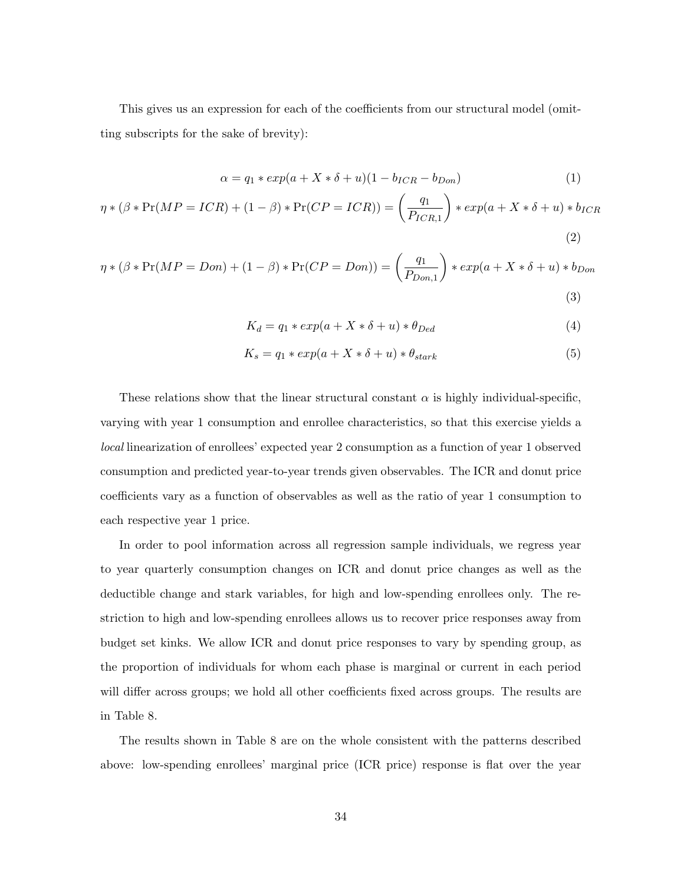This gives us an expression for each of the coefficients from our structural model (omitting subscripts for the sake of brevity):

$$\alpha = q_1 * exp(a + X * \delta + u)(1 - b_{ICR} - b_{Don}) \tag{1}$$

$$\eta * (\beta * \Pr(MP = ICR) + (1 - \beta) * \Pr(CP = ICR)) = \left(\frac{q_1}{P_{ICR,1}}\right) * exp(a + X * \delta + u) * b_{ICR} \tag{2}$$

$$\eta * (\beta * \Pr(MP = Don) + (1 - \beta) * \Pr(CP = Don)) = \left(\frac{q_1}{P_{Don,1}}\right) * exp(a + X * \delta + u) * b_{Don} \tag{3}$$

$$K_d = q_1 * exp(a + X * \delta + u) * \theta_{Ded} \tag{4}$$

$$K_s = q_1 * exp(a + X * \delta + u) * \theta_{stark} \tag{5}$$

These relations show that the linear structural constant $\alpha$ is highly individual-specific, varying with year 1 consumption and enrollee characteristics, so that this exercise yields a *local* linearization of enrollees' expected year 2 consumption as a function of year 1 observed consumption and predicted year-to-year trends given observables. The ICR and donut price coefficients vary as a function of observables as well as the ratio of year 1 consumption to each respective year 1 price.

In order to pool information across all regression sample individuals, we regress year to year quarterly consumption changes on ICR and donut price changes as well as the deductible change and stark variables, for high and low-spending enrollees only. The restriction to high and low-spending enrollees allows us to recover price responses away from budget set kinks. We allow ICR and donut price responses to vary by spending group, as the proportion of individuals for whom each phase is marginal or current in each period will differ across groups; we hold all other coefficients fixed across groups. The results are in Table 8.

The results shown in Table 8 are on the whole consistent with the patterns described above: low-spending enrollees' marginal price (ICR price) response is flat over the year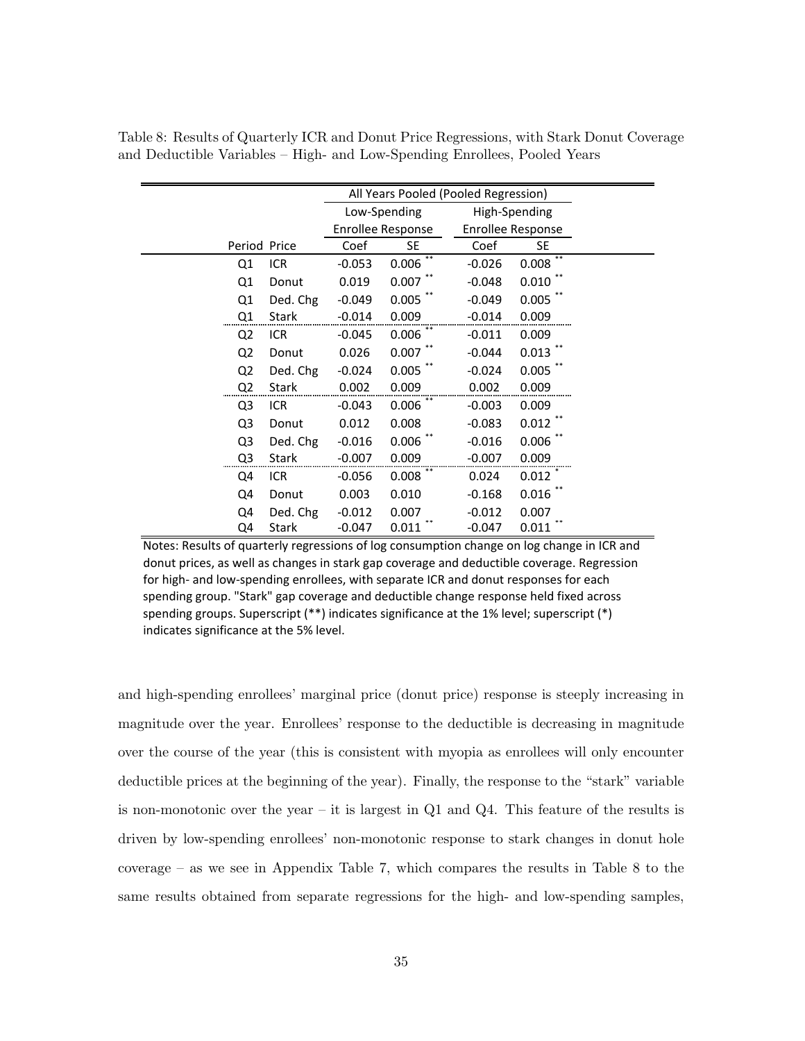Table 8: Results of Quarterly ICR and Donut Price Regressions, with Stark Donut Coverage and Deductible Variables – High- and Low-Spending Enrollees, Pooled Years

| | | All Years Pooled (Pooled Regression) | | | |
|---|---|---|---|---|---|
| | | Low-Spending Enrollee Response | | High-Spending Enrollee Response | |
| Period | Price | Coef | SE | Coef | SE |
| Q1 | ICR | -0.053 | 0.006 ** | -0.026 | 0.008 ** |
| Q1 | Donut | 0.019 | 0.007 ** | -0.048 | 0.010 ** |
| Q1 | Ded. Chg | -0.049 | 0.005 ** | -0.049 | 0.005 ** |
| Q1 | Stark | -0.014 | 0.009 | -0.014 | 0.009 |
| Q2 | ICR | -0.045 | 0.006 ** | -0.011 | 0.009 |
| Q2 | Donut | 0.026 | 0.007 ** | -0.044 | 0.013 ** |
| Q2 | Ded. Chg | -0.024 | 0.005 ** | -0.024 | 0.005 ** |
| Q2 | Stark | 0.002 | 0.009 | 0.002 | 0.009 |
| Q3 | ICR | -0.043 | 0.006 ** | -0.003 | 0.009 |
| Q3 | Donut | 0.012 | 0.008 | -0.083 | 0.012 ** |
| Q3 | Ded. Chg | -0.016 | 0.006 ** | -0.016 | 0.006 ** |
| Q3 | Stark | -0.007 | 0.009 | -0.007 | 0.009 |
| Q4 | ICR | -0.056 | 0.008 ** | 0.024 | 0.012 * |
| Q4 | Donut | 0.003 | 0.010 | -0.168 | 0.016 ** |
| Q4 | Ded. Chg | -0.012 | 0.007 | -0.012 | 0.007 |
| Q4 | Stark | -0.047 | 0.011 ** | -0.047 | 0.011 ** |

Notes: Results of quarterly regressions of log consumption change on log change in ICR and donut prices, as well as changes in stark gap coverage and deductible coverage. Regression for high- and low-spending enrollees, with separate ICR and donut responses for each spending group. "Stark" gap coverage and deductible change response held fixed across spending groups. Superscript (**) indicates significance at the 1% level; superscript (*) indicates significance at the 5% level.

and high-spending enrollees' marginal price (donut price) response is steeply increasing in magnitude over the year. Enrollees' response to the deductible is decreasing in magnitude over the course of the year (this is consistent with myopia as enrollees will only encounter deductible prices at the beginning of the year). Finally, the response to the "stark" variable is non-monotonic over the year – it is largest in Q1 and Q4. This feature of the results is driven by low-spending enrollees' non-monotonic response to stark changes in donut hole coverage – as we see in Appendix Table 7, which compares the results in Table 8 to the same results obtained from separate regressions for the high- and low-spending samples,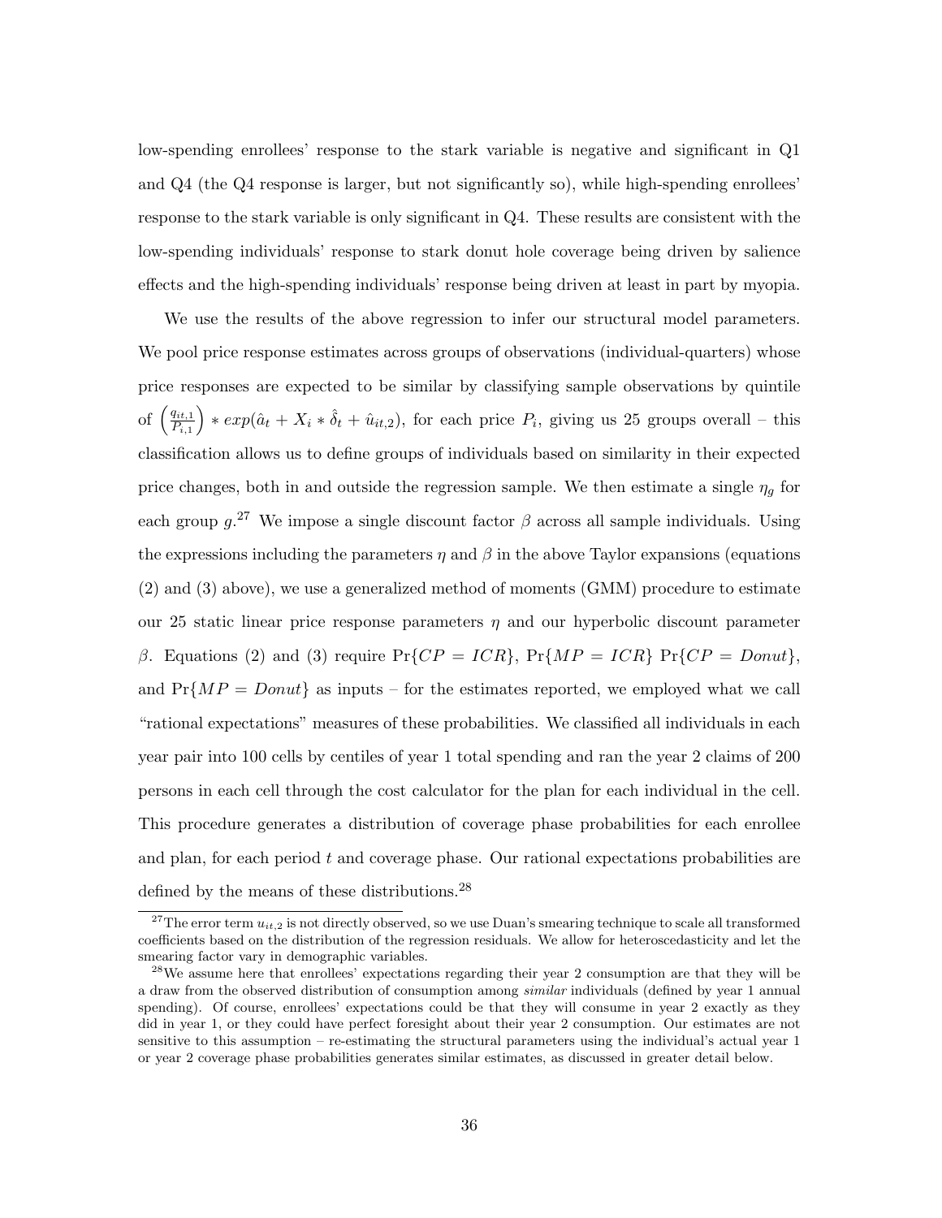low-spending enrollees' response to the stark variable is negative and significant in Q1 and Q4 (the Q4 response is larger, but not significantly so), while high-spending enrollees' response to the stark variable is only significant in Q4. These results are consistent with the low-spending individuals' response to stark donut hole coverage being driven by salience effects and the high-spending individuals' response being driven at least in part by myopia.

We use the results of the above regression to infer our structural model parameters. We pool price response estimates across groups of observations (individual-quarters) whose price responses are expected to be similar by classifying sample observations by quintile of $\left(\frac{q_{it,1}}{P_{i,1}}\right) * exp(\hat{a}_t + X_i * \hat{\delta}_t + \hat{u}_{it,2})$, for each price $P_i$, giving us 25 groups overall – this classification allows us to define groups of individuals based on similarity in their expected price changes, both in and outside the regression sample. We then estimate a single $\eta_g$ for each group $g$.[27] We impose a single discount factor $\beta$ across all sample individuals. Using the expressions including the parameters $\eta$ and $\beta$ in the above Taylor expansions (equations (2) and (3) above), we use a generalized method of moments (GMM) procedure to estimate our 25 static linear price response parameters $\eta$ and our hyperbolic discount parameter $\beta$. Equations (2) and (3) require $\Pr\{CP = ICR\}$, $\Pr\{MP = ICR\}$ $\Pr\{CP = Donut\}$, and $\Pr\{MP = Donut\}$ as inputs – for the estimates reported, we employed what we call "rational expectations" measures of these probabilities. We classified all individuals in each year pair into 100 cells by centiles of year 1 total spending and ran the year 2 claims of 200 persons in each cell through the cost calculator for the plan for each individual in the cell. This procedure generates a distribution of coverage phase probabilities for each enrollee and plan, for each period $t$ and coverage phase. Our rational expectations probabilities are defined by the means of these distributions.[28]

[27] The error term $u_{it,2}$ is not directly observed, so we use Duan's smearing technique to scale all transformed coefficients based on the distribution of the regression residuals. We allow for heteroscedasticity and let the smearing factor vary in demographic variables.

[28] We assume here that enrollees' expectations regarding their year 2 consumption are that they will be a draw from the observed distribution of consumption among *similar* individuals (defined by year 1 annual spending). Of course, enrollees' expectations could be that they will consume in year 2 exactly as they did in year 1, or they could have perfect foresight about their year 2 consumption. Our estimates are not sensitive to this assumption – re-estimating the structural parameters using the individual's actual year 1 or year 2 coverage phase probabilities generates similar estimates, as discussed in greater detail below.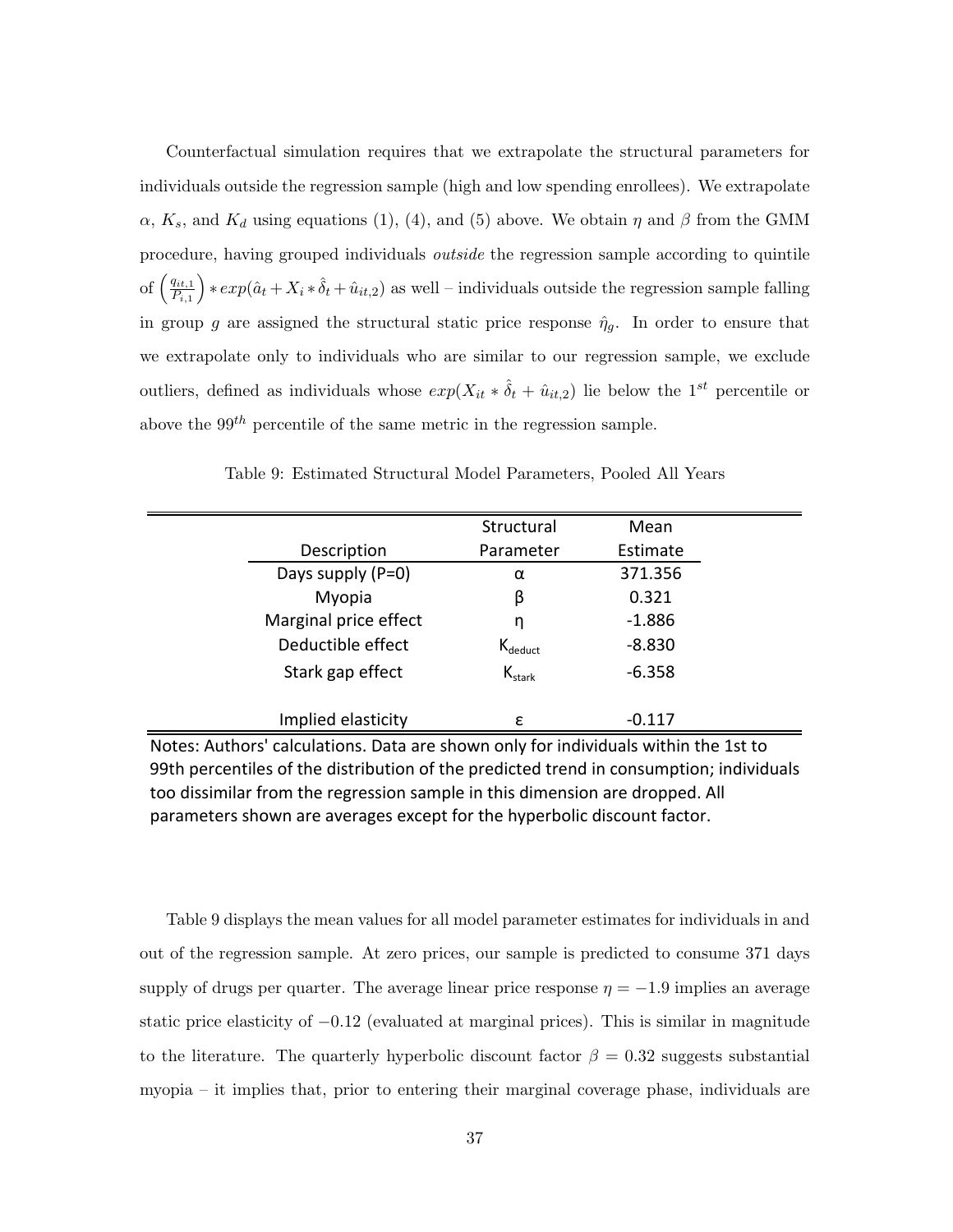Counterfactual simulation requires that we extrapolate the structural parameters for individuals outside the regression sample (high and low spending enrollees). We extrapolate $\alpha$, $K_s$, and $K_d$ using equations (1), (4), and (5) above. We obtain $\eta$ and $\beta$ from the GMM procedure, having grouped individuals *outside* the regression sample according to quintile of $\left(\frac{q_{it,1}}{P_{i,1}}\right) * exp(\hat{a}_t + X_i * \hat{\delta}_t + \hat{u}_{it,2})$ as well – individuals outside the regression sample falling in group $g$ are assigned the structural static price response $\hat{\eta}_g$. In order to ensure that we extrapolate only to individuals who are similar to our regression sample, we exclude outliers, defined as individuals whose $exp(X_{it} * \hat{\delta}_t + \hat{u}_{it,2})$ lie below the $1^{st}$ percentile or above the $99^{th}$ percentile of the same metric in the regression sample.

Table 9: Estimated Structural Model Parameters, Pooled All Years

| Description | Structural Parameter | Mean Estimate |
|---|---|---|
| Days supply (P=0) | $\alpha$ | 371.356 |
| Myopia | $\beta$ | 0.321 |
| Marginal price effect | $\eta$ | -1.886 |
| Deductible effect | $K_{deduct}$ | -8.830 |
| Stark gap effect | $K_{stark}$ | -6.358 |
| Implied elasticity | $\varepsilon$ | -0.117 |

Notes: Authors' calculations. Data are shown only for individuals within the 1st to 99th percentiles of the distribution of the predicted trend in consumption; individuals too dissimilar from the regression sample in this dimension are dropped. All parameters shown are averages except for the hyperbolic discount factor.

Table 9 displays the mean values for all model parameter estimates for individuals in and out of the regression sample. At zero prices, our sample is predicted to consume 371 days supply of drugs per quarter. The average linear price response $\eta = -1.9$ implies an average static price elasticity of $-0.12$ (evaluated at marginal prices). This is similar in magnitude to the literature. The quarterly hyperbolic discount factor $\beta = 0.32$ suggests substantial myopia – it implies that, prior to entering their marginal coverage phase, individuals are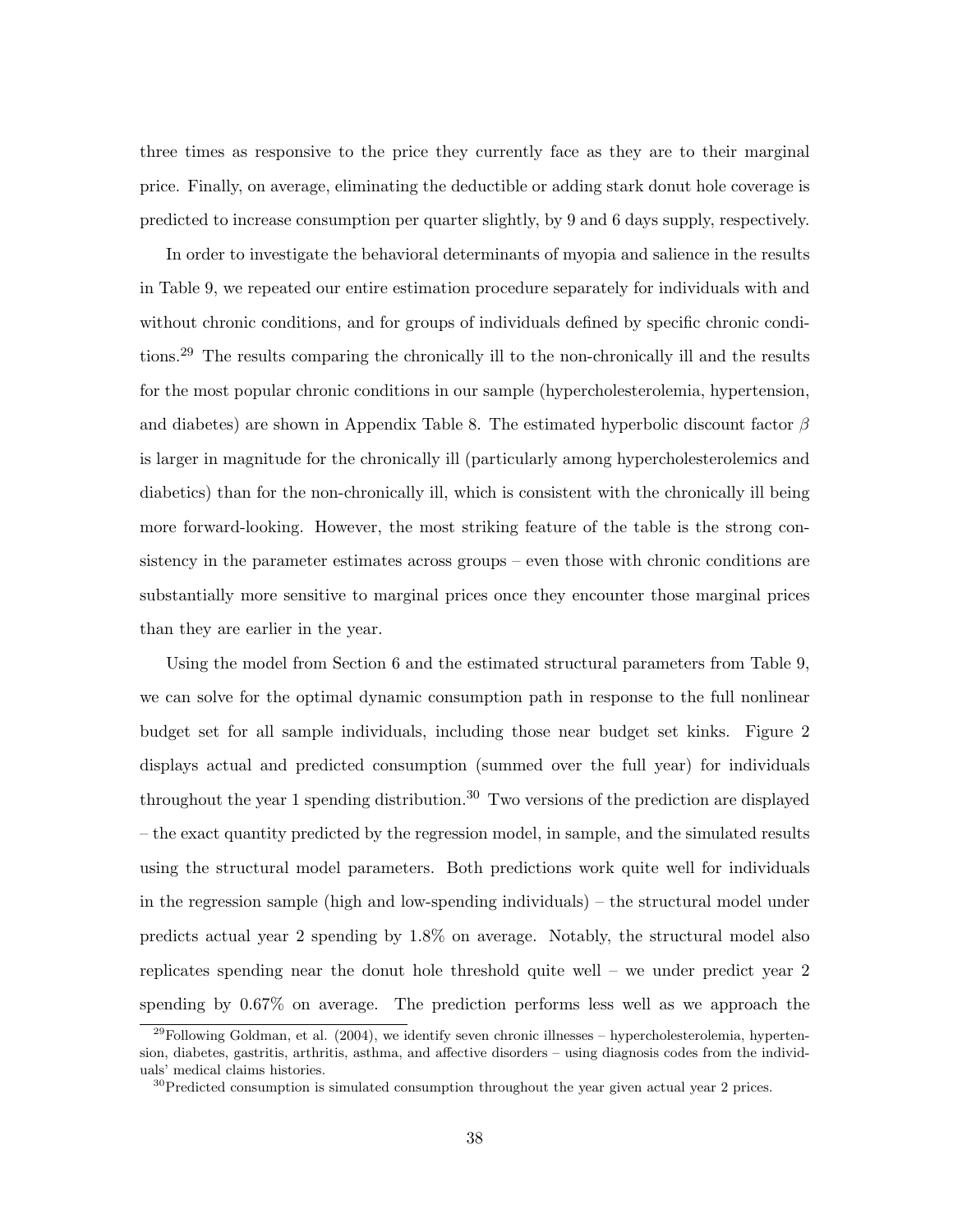three times as responsive to the price they currently face as they are to their marginal price. Finally, on average, eliminating the deductible or adding stark donut hole coverage is predicted to increase consumption per quarter slightly, by 9 and 6 days supply, respectively.

In order to investigate the behavioral determinants of myopia and salience in the results in Table 9, we repeated our entire estimation procedure separately for individuals with and without chronic conditions, and for groups of individuals defined by specific chronic conditions.[29] The results comparing the chronically ill to the non-chronically ill and the results for the most popular chronic conditions in our sample (hypercholesterolemia, hypertension, and diabetes) are shown in Appendix Table 8. The estimated hyperbolic discount factor $\beta$ is larger in magnitude for the chronically ill (particularly among hypercholesterolemics and diabetics) than for the non-chronically ill, which is consistent with the chronically ill being more forward-looking. However, the most striking feature of the table is the strong consistency in the parameter estimates across groups – even those with chronic conditions are substantially more sensitive to marginal prices once they encounter those marginal prices than they are earlier in the year.

Using the model from Section 6 and the estimated structural parameters from Table 9, we can solve for the optimal dynamic consumption path in response to the full nonlinear budget set for all sample individuals, including those near budget set kinks. Figure 2 displays actual and predicted consumption (summed over the full year) for individuals throughout the year 1 spending distribution.[30] Two versions of the prediction are displayed – the exact quantity predicted by the regression model, in sample, and the simulated results using the structural model parameters. Both predictions work quite well for individuals in the regression sample (high and low-spending individuals) – the structural model under predicts actual year 2 spending by 1.8% on average. Notably, the structural model also replicates spending near the donut hole threshold quite well – we under predict year 2 spending by 0.67% on average. The prediction performs less well as we approach the

[29]Following Goldman, et al. (2004), we identify seven chronic illnesses – hypercholesterolemia, hypertension, diabetes, gastritis, arthritis, asthma, and affective disorders – using diagnosis codes from the individuals' medical claims histories.

[30]Predicted consumption is simulated consumption throughout the year given actual year 2 prices.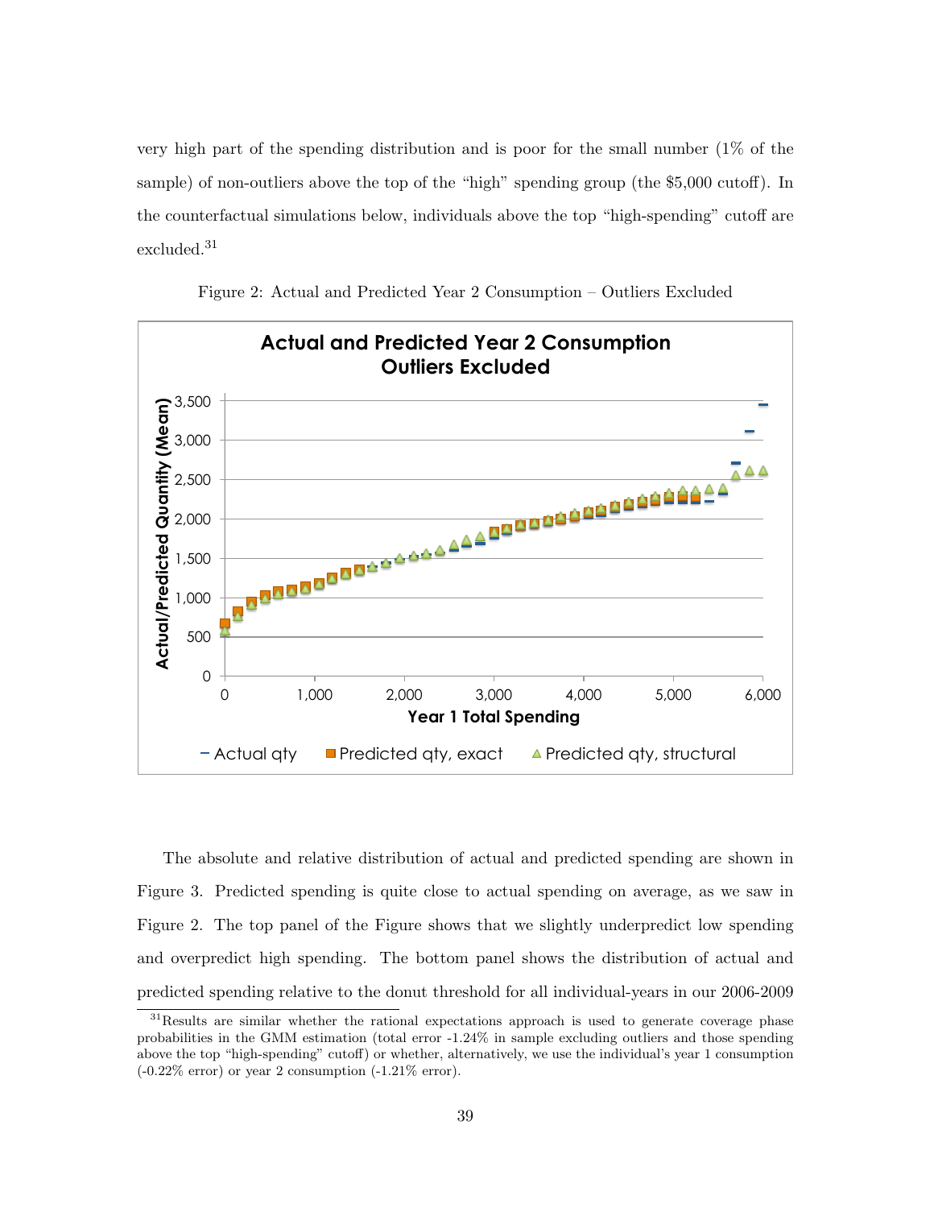very high part of the spending distribution and is poor for the small number (1% of the sample) of non-outliers above the top of the "high" spending group (the $5,000 cutoff). In the counterfactual simulations below, individuals above the top "high-spending" cutoff are excluded.[31]

Figure 2: Actual and Predicted Year 2 Consumption – Outliers Excluded

The absolute and relative distribution of actual and predicted spending are shown in Figure 3. Predicted spending is quite close to actual spending on average, as we saw in Figure 2. The top panel of the Figure shows that we slightly underpredict low spending and overpredict high spending. The bottom panel shows the distribution of actual and predicted spending relative to the donut threshold for all individual-years in our 2006-2009

[31] Results are similar whether the rational expectations approach is used to generate coverage phase probabilities in the GMM estimation (total error -1.24% in sample excluding outliers and those spending above the top "high-spending" cutoff) or whether, alternatively, we use the individual's year 1 consumption (-0.22% error) or year 2 consumption (-1.21% error).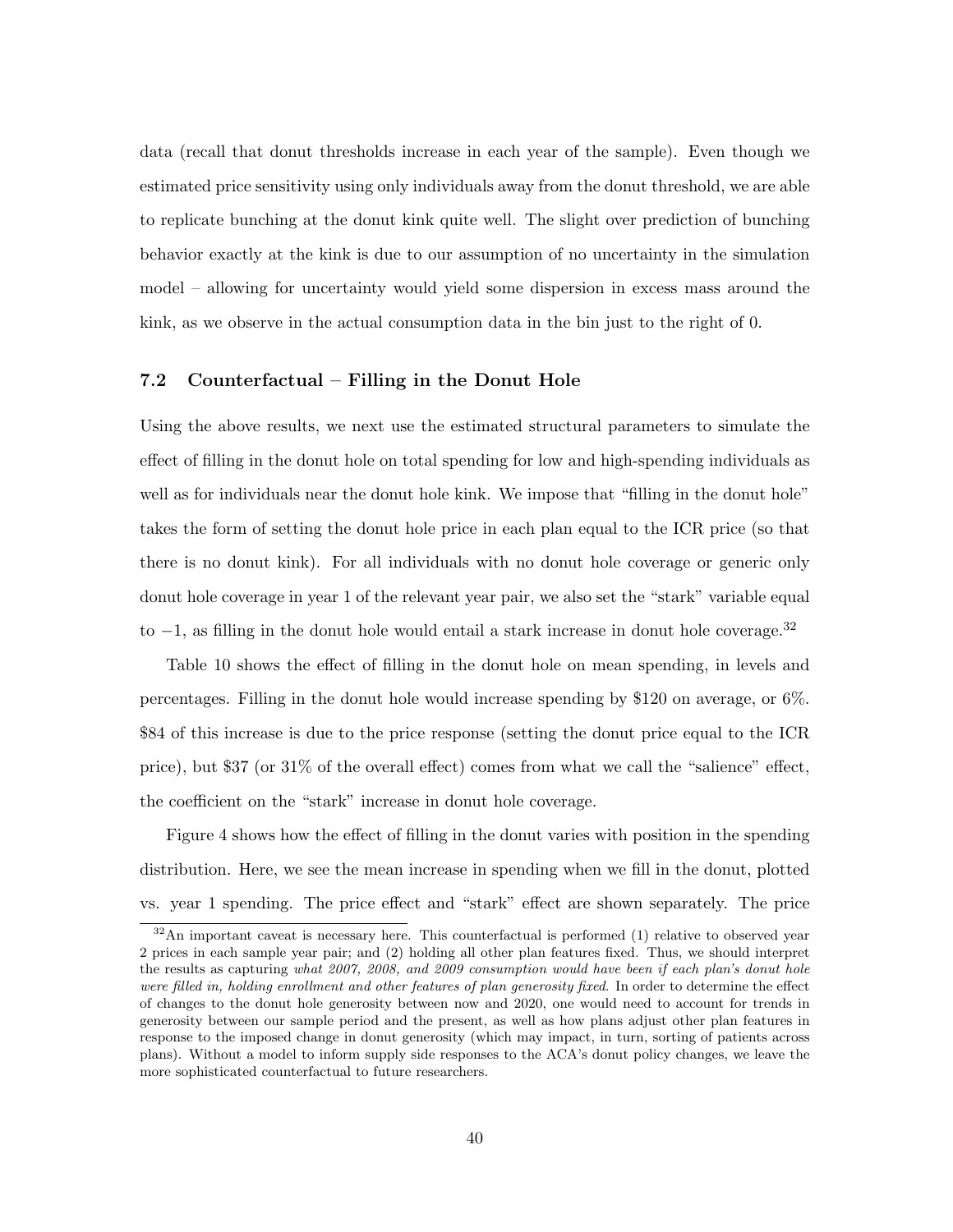data (recall that donut thresholds increase in each year of the sample). Even though we estimated price sensitivity using only individuals away from the donut threshold, we are able to replicate bunching at the donut kink quite well. The slight over prediction of bunching behavior exactly at the kink is due to our assumption of no uncertainty in the simulation model – allowing for uncertainty would yield some dispersion in excess mass around the kink, as we observe in the actual consumption data in the bin just to the right of 0.

### 7.2 Counterfactual – Filling in the Donut Hole

Using the above results, we next use the estimated structural parameters to simulate the effect of filling in the donut hole on total spending for low and high-spending individuals as well as for individuals near the donut hole kink. We impose that "filling in the donut hole" takes the form of setting the donut hole price in each plan equal to the ICR price (so that there is no donut kink). For all individuals with no donut hole coverage or generic only donut hole coverage in year 1 of the relevant year pair, we also set the "stark" variable equal to $-1$, as filling in the donut hole would entail a stark increase in donut hole coverage.[32]

Table 10 shows the effect of filling in the donut hole on mean spending, in levels and percentages. Filling in the donut hole would increase spending by \$120 on average, or 6%. \$84 of this increase is due to the price response (setting the donut price equal to the ICR price), but \$37 (or 31% of the overall effect) comes from what we call the "salience" effect, the coefficient on the "stark" increase in donut hole coverage.

Figure 4 shows how the effect of filling in the donut varies with position in the spending distribution. Here, we see the mean increase in spending when we fill in the donut, plotted vs. year 1 spending. The price effect and "stark" effect are shown separately. The price

[32] An important caveat is necessary here. This counterfactual is performed (1) relative to observed year 2 prices in each sample year pair; and (2) holding all other plan features fixed. Thus, we should interpret the results as capturing *what 2007, 2008, and 2009 consumption would have been if each plan's donut hole were filled in, holding enrollment and other features of plan generosity fixed*. In order to determine the effect of changes to the donut hole generosity between now and 2020, one would need to account for trends in generosity between our sample period and the present, as well as how plans adjust other plan features in response to the imposed change in donut generosity (which may impact, in turn, sorting of patients across plans). Without a model to inform supply side responses to the ACA's donut policy changes, we leave the more sophisticated counterfactual to future researchers.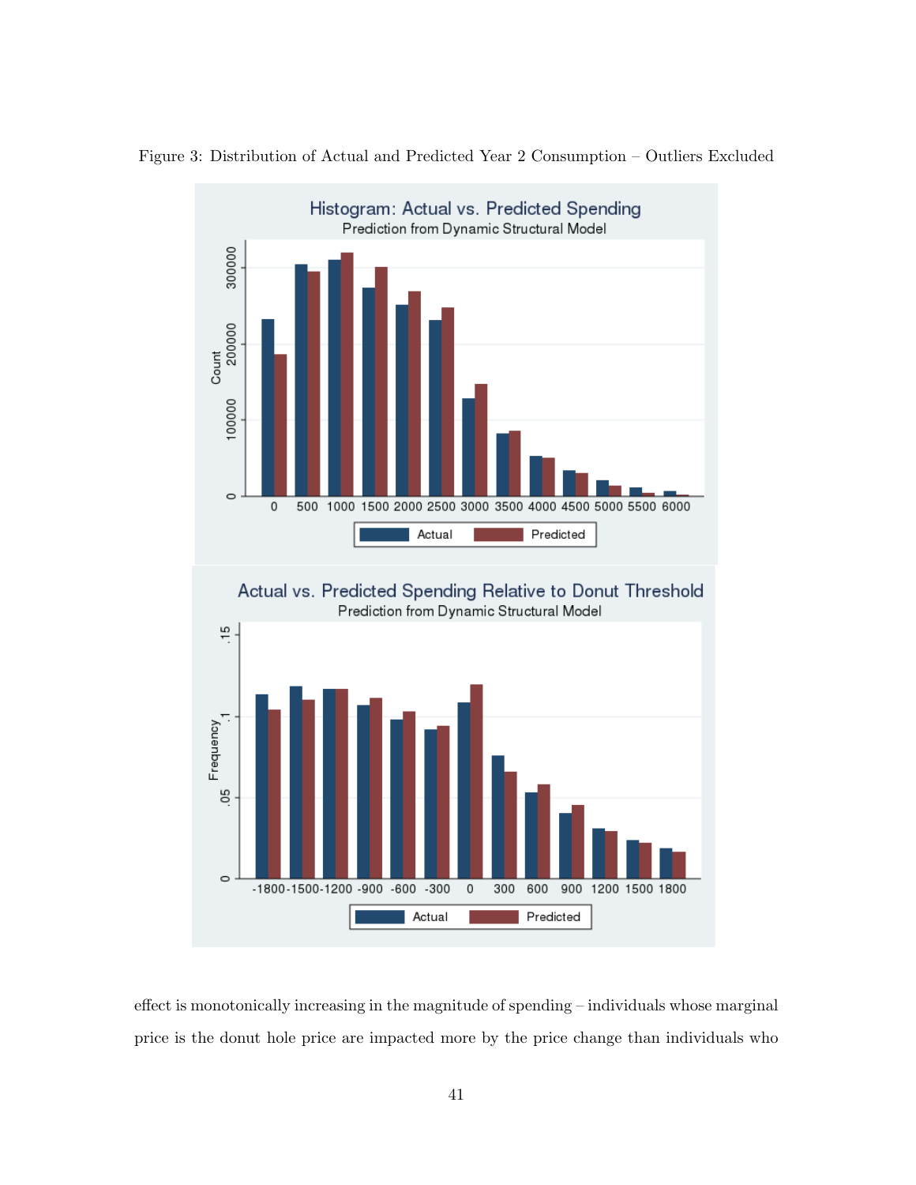Figure 3: Distribution of Actual and Predicted Year 2 Consumption – Outliers Excluded

effect is monotonically increasing in the magnitude of spending – individuals whose marginal price is the donut hole price are impacted more by the price change than individuals who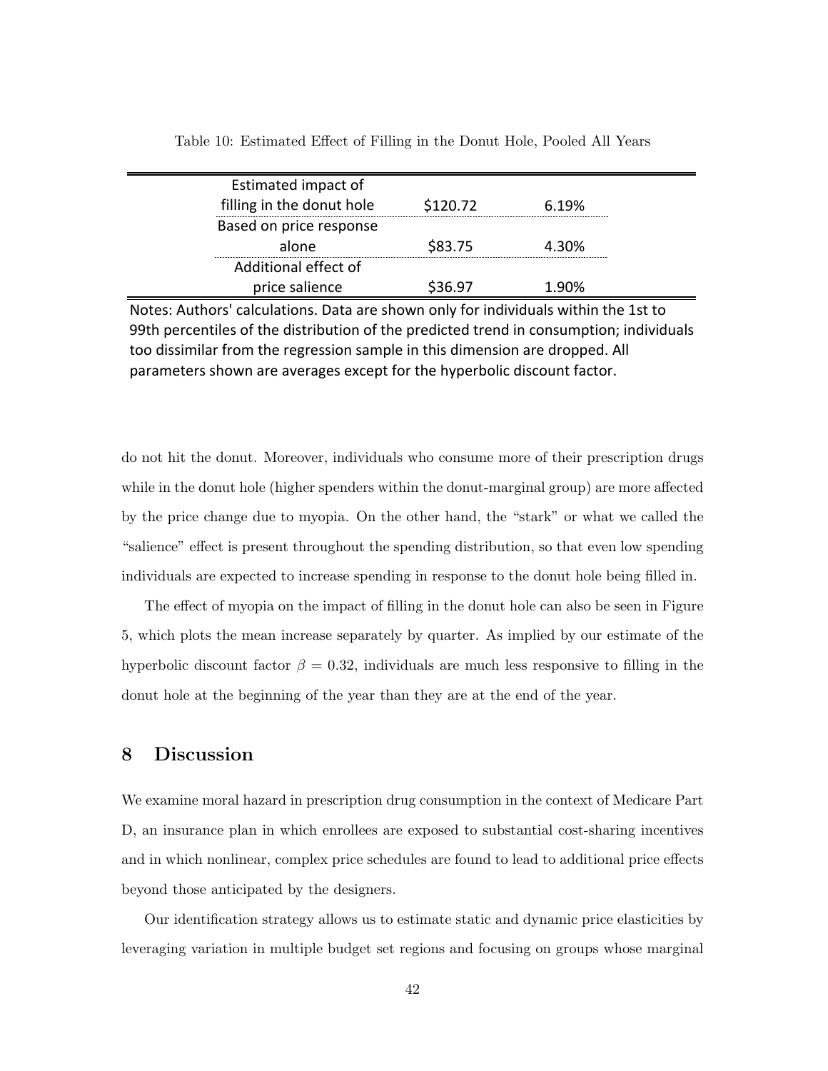Table 10: Estimated Effect of Filling in the Donut Hole, Pooled All Years

| | | |
|---|---|---|
| Estimated impact of filling in the donut hole | \$120.72 | 6.19% |
| Based on price response alone | \$83.75 | 4.30% |
| Additional effect of price salience | \$36.97 | 1.90% |

Notes: Authors' calculations. Data are shown only for individuals within the 1st to 99th percentiles of the distribution of the predicted trend in consumption; individuals too dissimilar from the regression sample in this dimension are dropped. All parameters shown are averages except for the hyperbolic discount factor.

do not hit the donut. Moreover, individuals who consume more of their prescription drugs while in the donut hole (higher spenders within the donut-marginal group) are more affected by the price change due to myopia. On the other hand, the "stark" or what we called the "salience" effect is present throughout the spending distribution, so that even low spending individuals are expected to increase spending in response to the donut hole being filled in.

The effect of myopia on the impact of filling in the donut hole can also be seen in Figure 5, which plots the mean increase separately by quarter. As implied by our estimate of the hyperbolic discount factor $\beta = 0.32$, individuals are much less responsive to filling in the donut hole at the beginning of the year than they are at the end of the year.

## 8 Discussion

We examine moral hazard in prescription drug consumption in the context of Medicare Part D, an insurance plan in which enrollees are exposed to substantial cost-sharing incentives and in which nonlinear, complex price schedules are found to lead to additional price effects beyond those anticipated by the designers.

Our identification strategy allows us to estimate static and dynamic price elasticities by leveraging variation in multiple budget set regions and focusing on groups whose marginal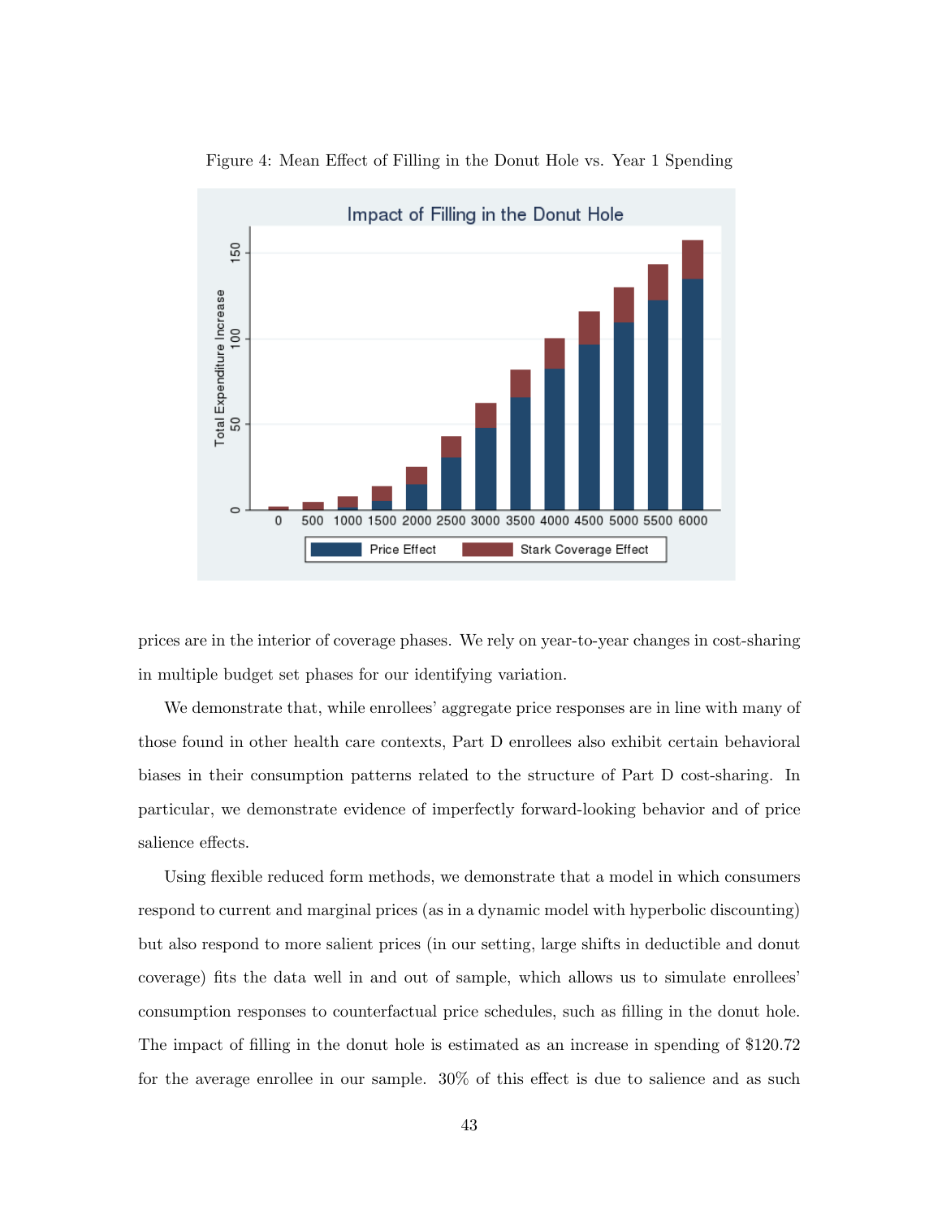Figure 4: Mean Effect of Filling in the Donut Hole vs. Year 1 Spending

prices are in the interior of coverage phases. We rely on year-to-year changes in cost-sharing in multiple budget set phases for our identifying variation.

We demonstrate that, while enrollees' aggregate price responses are in line with many of those found in other health care contexts, Part D enrollees also exhibit certain behavioral biases in their consumption patterns related to the structure of Part D cost-sharing. In particular, we demonstrate evidence of imperfectly forward-looking behavior and of price salience effects.

Using flexible reduced form methods, we demonstrate that a model in which consumers respond to current and marginal prices (as in a dynamic model with hyperbolic discounting) but also respond to more salient prices (in our setting, large shifts in deductible and donut coverage) fits the data well in and out of sample, which allows us to simulate enrollees' consumption responses to counterfactual price schedules, such as filling in the donut hole. The impact of filling in the donut hole is estimated as an increase in spending of \$120.72 for the average enrollee in our sample. 30% of this effect is due to salience and as such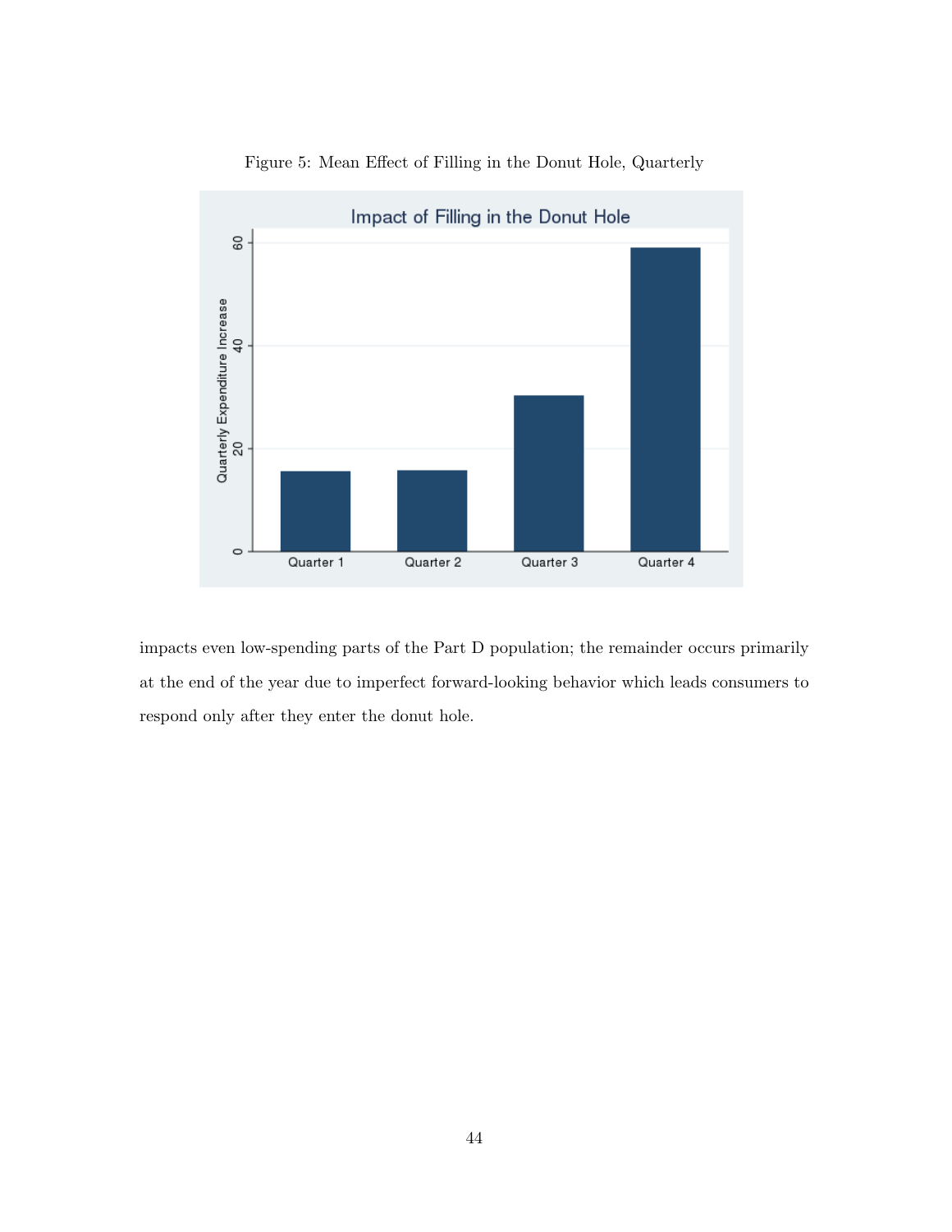Figure 5: Mean Effect of Filling in the Donut Hole, Quarterly

impacts even low-spending parts of the Part D population; the remainder occurs primarily at the end of the year due to imperfect forward-looking behavior which leads consumers to respond only after they enter the donut hole.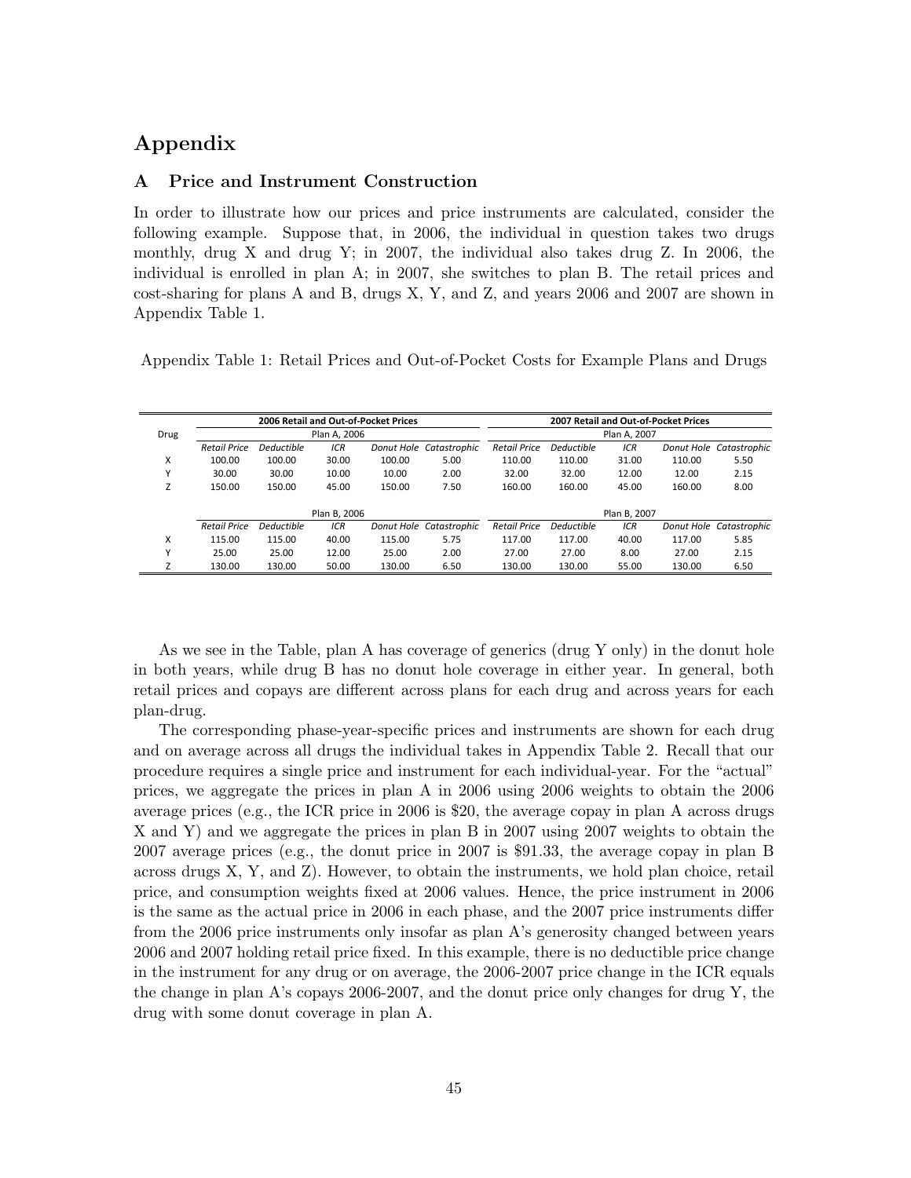# Appendix

## A Price and Instrument Construction

In order to illustrate how our prices and price instruments are calculated, consider the following example. Suppose that, in 2006, the individual in question takes two drugs monthly, drug X and drug Y; in 2007, the individual also takes drug Z. In 2006, the individual is enrolled in plan A; in 2007, she switches to plan B. The retail prices and cost-sharing for plans A and B, drugs X, Y, and Z, and years 2006 and 2007 are shown in Appendix Table 1.

Appendix Table 1: Retail Prices and Out-of-Pocket Costs for Example Plans and Drugs

| | 2006 Retail and Out-of-Pocket Prices | | | | | 2007 Retail and Out-of-Pocket Prices | | | | |
|---|---|---|---|---|---|---|---|---|---|---|
| Drug | Plan A, 2006 | | | | | Plan A, 2007 | | | | |
| | *Retail Price* | *Deductible* | *ICR* | *Donut Hole* | *Catastrophic* | *Retail Price* | *Deductible* | *ICR* | *Donut Hole* | *Catastrophic* |
| X | 100.00 | 100.00 | 30.00 | 100.00 | 5.00 | 110.00 | 110.00 | 31.00 | 110.00 | 5.50 |
| Y | 30.00 | 30.00 | 10.00 | 10.00 | 2.00 | 32.00 | 32.00 | 12.00 | 12.00 | 2.15 |
| Z | 150.00 | 150.00 | 45.00 | 150.00 | 7.50 | 160.00 | 160.00 | 45.00 | 160.00 | 8.00 |
| | Plan B, 2006 | | | | | Plan B, 2007 | | | | |
| | *Retail Price* | *Deductible* | *ICR* | *Donut Hole* | *Catastrophic* | *Retail Price* | *Deductible* | *ICR* | *Donut Hole* | *Catastrophic* |
| X | 115.00 | 115.00 | 40.00 | 115.00 | 5.75 | 117.00 | 117.00 | 40.00 | 117.00 | 5.85 |
| Y | 25.00 | 25.00 | 12.00 | 25.00 | 2.00 | 27.00 | 27.00 | 8.00 | 27.00 | 2.15 |
| Z | 130.00 | 130.00 | 50.00 | 130.00 | 6.50 | 130.00 | 130.00 | 55.00 | 130.00 | 6.50 |

As we see in the Table, plan A has coverage of generics (drug Y only) in the donut hole in both years, while drug B has no donut hole coverage in either year. In general, both retail prices and copays are different across plans for each drug and across years for each plan-drug.

The corresponding phase-year-specific prices and instruments are shown for each drug and on average across all drugs the individual takes in Appendix Table 2. Recall that our procedure requires a single price and instrument for each individual-year. For the "actual" prices, we aggregate the prices in plan A in 2006 using 2006 weights to obtain the 2006 average prices (e.g., the ICR price in 2006 is \$20, the average copay in plan A across drugs X and Y) and we aggregate the prices in plan B in 2007 using 2007 weights to obtain the 2007 average prices (e.g., the donut price in 2007 is \$91.33, the average copay in plan B across drugs X, Y, and Z). However, to obtain the instruments, we hold plan choice, retail price, and consumption weights fixed at 2006 values. Hence, the price instrument in 2006 is the same as the actual price in 2006 in each phase, and the 2007 price instruments differ from the 2006 price instruments only insofar as plan A's generosity changed between years 2006 and 2007 holding retail price fixed. In this example, there is no deductible price change in the instrument for any drug or on average, the 2006-2007 price change in the ICR equals the change in plan A's copays 2006-2007, and the donut price only changes for drug Y, the drug with some donut coverage in plan A.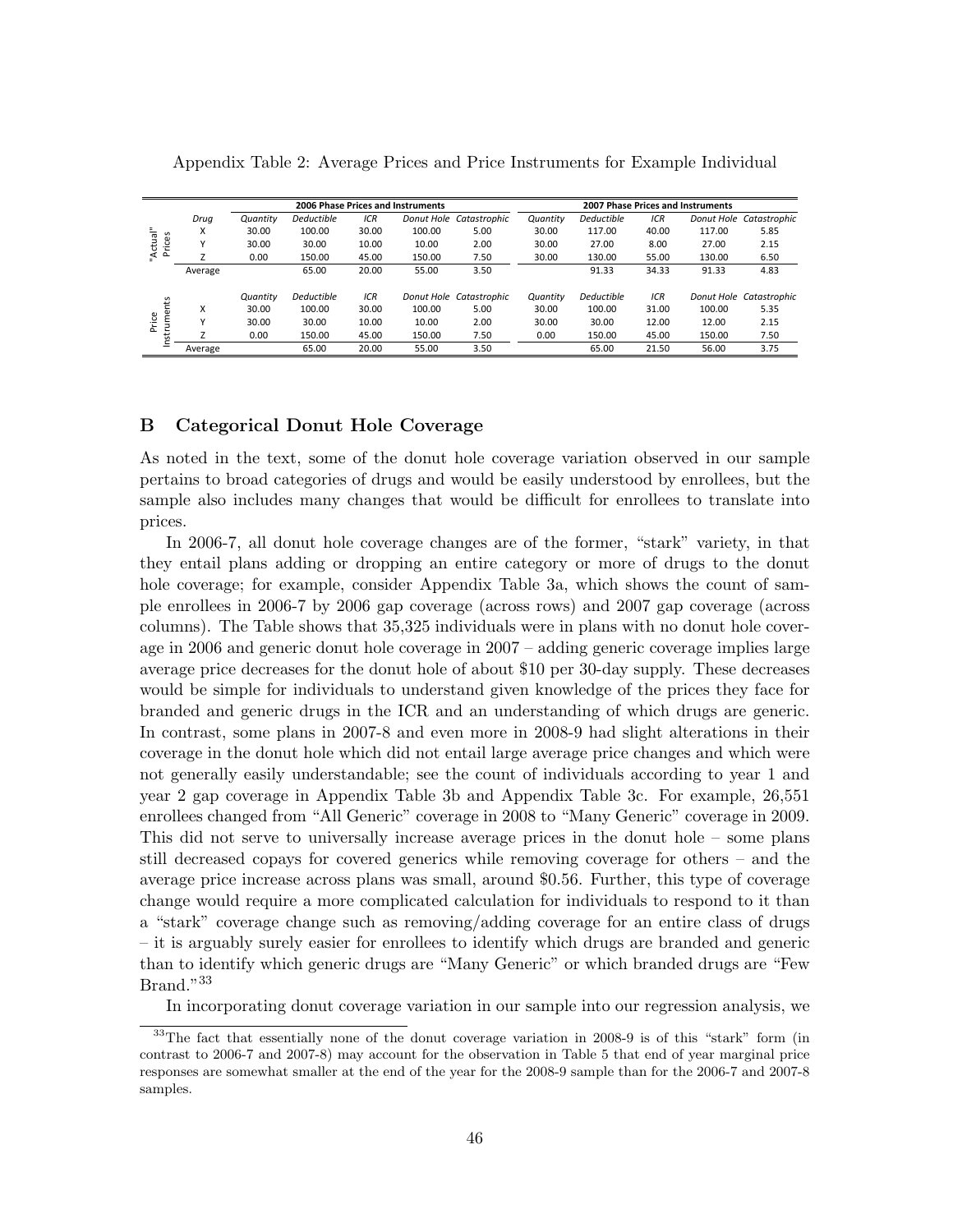Appendix Table 2: Average Prices and Price Instruments for Example Individual

| | Drug | 2006 Phase Prices and Instruments | | | | | 2007 Phase Prices and Instruments | | | | |
|---|---|---|---|---|---|---|---|---|---|---|---|
| | | Quantity | Deductible | ICR | Donut Hole | Catastrophic | Quantity | Deductible | ICR | Donut Hole | Catastrophic |
| "Actual" Prices | X | 30.00 | 100.00 | 30.00 | 100.00 | 5.00 | 30.00 | 117.00 | 40.00 | 117.00 | 5.85 |
| | Y | 30.00 | 30.00 | 10.00 | 10.00 | 2.00 | 30.00 | 27.00 | 8.00 | 27.00 | 2.15 |
| | Z | 0.00 | 150.00 | 45.00 | 150.00 | 7.50 | 30.00 | 130.00 | 55.00 | 130.00 | 6.50 |
| | Average | | 65.00 | 20.00 | 55.00 | 3.50 | | 91.33 | 34.33 | 91.33 | 4.83 |
| | | Quantity | Deductible | ICR | Donut Hole | Catastrophic | Quantity | Deductible | ICR | Donut Hole | Catastrophic |
| Price Instruments | X | 30.00 | 100.00 | 30.00 | 100.00 | 5.00 | 30.00 | 100.00 | 31.00 | 100.00 | 5.35 |
| | Y | 30.00 | 30.00 | 10.00 | 10.00 | 2.00 | 30.00 | 30.00 | 12.00 | 12.00 | 2.15 |
| | Z | 0.00 | 150.00 | 45.00 | 150.00 | 7.50 | 0.00 | 150.00 | 45.00 | 150.00 | 7.50 |
| | Average | | 65.00 | 20.00 | 55.00 | 3.50 | | 65.00 | 21.50 | 56.00 | 3.75 |

## B Categorical Donut Hole Coverage

As noted in the text, some of the donut hole coverage variation observed in our sample pertains to broad categories of drugs and would be easily understood by enrollees, but the sample also includes many changes that would be difficult for enrollees to translate into prices.

In 2006-7, all donut hole coverage changes are of the former, "stark" variety, in that they entail plans adding or dropping an entire category or more of drugs to the donut hole coverage; for example, consider Appendix Table 3a, which shows the count of sample enrollees in 2006-7 by 2006 gap coverage (across rows) and 2007 gap coverage (across columns). The Table shows that 35,325 individuals were in plans with no donut hole coverage in 2006 and generic donut hole coverage in 2007 – adding generic coverage implies large average price decreases for the donut hole of about \$10 per 30-day supply. These decreases would be simple for individuals to understand given knowledge of the prices they face for branded and generic drugs in the ICR and an understanding of which drugs are generic. In contrast, some plans in 2007-8 and even more in 2008-9 had slight alterations in their coverage in the donut hole which did not entail large average price changes and which were not generally easily understandable; see the count of individuals according to year 1 and year 2 gap coverage in Appendix Table 3b and Appendix Table 3c. For example, 26,551 enrollees changed from "All Generic" coverage in 2008 to "Many Generic" coverage in 2009. This did not serve to universally increase average prices in the donut hole – some plans still decreased copays for covered generics while removing coverage for others – and the average price increase across plans was small, around \$0.56. Further, this type of coverage change would require a more complicated calculation for individuals to respond to it than a "stark" coverage change such as removing/adding coverage for an entire class of drugs – it is arguably surely easier for enrollees to identify which drugs are branded and generic than to identify which generic drugs are "Many Generic" or which branded drugs are "Few Brand."[33]

In incorporating donut coverage variation in our sample into our regression analysis, we

[33]The fact that essentially none of the donut coverage variation in 2008-9 is of this "stark" form (in contrast to 2006-7 and 2007-8) may account for the observation in Table 5 that end of year marginal price responses are somewhat smaller at the end of the year for the 2008-9 sample than for the 2006-7 and 2007-8 samples.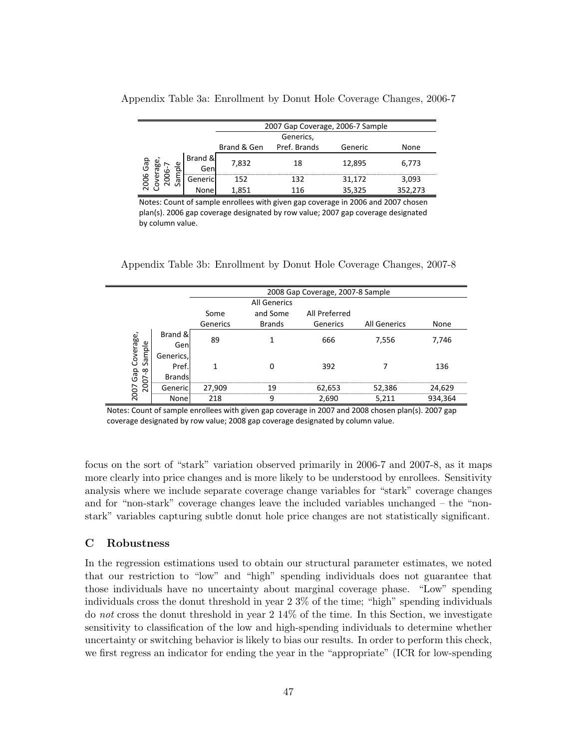Appendix Table 3a: Enrollment by Donut Hole Coverage Changes, 2006-7

| | | 2007 Gap Coverage, 2006-7 Sample | | | |
|---|---|---|---|---|---|
| | | Brand & Gen | Generics, Pref. Brands | Generic | None |
| 2006 Gap Coverage, 2006-7 Sample | Brand & Gen | 7,832 | 18 | 12,895 | 6,773 |
| | Generic | 152 | 132 | 31,172 | 3,093 |
| | None | 1,851 | 116 | 35,325 | 352,273 |

Notes: Count of sample enrollees with given gap coverage in 2006 and 2007 chosen plan(s). 2006 gap coverage designated by row value; 2007 gap coverage designated by column value.

Appendix Table 3b: Enrollment by Donut Hole Coverage Changes, 2007-8

| | | 2008 Gap Coverage, 2007-8 Sample | | | | |
|---|---|---|---|---|---|---|
| | | Some Generics | All Generics and Some Brands | All Preferred Generics | All Generics | None |
| 2007 Gap Coverage, 2007-8 Sample | Brand & Gen | 89 | 1 | 666 | 7,556 | 7,746 |
| | Generics, Pref. Brands | 1 | 0 | 392 | 7 | 136 |
| | Generic | 27,909 | 19 | 62,653 | 52,386 | 24,629 |
| | None | 218 | 9 | 2,690 | 5,211 | 934,364 |

Notes: Count of sample enrollees with given gap coverage in 2007 and 2008 chosen plan(s). 2007 gap coverage designated by row value; 2008 gap coverage designated by column value.

focus on the sort of "stark" variation observed primarily in 2006-7 and 2007-8, as it maps more clearly into price changes and is more likely to be understood by enrollees. Sensitivity analysis where we include separate coverage change variables for "stark" coverage changes and for "non-stark" coverage changes leave the included variables unchanged – the "non-stark" variables capturing subtle donut hole price changes are not statistically significant.

## C Robustness

In the regression estimations used to obtain our structural parameter estimates, we noted that our restriction to "low" and "high" spending individuals does not guarantee that those individuals have no uncertainty about marginal coverage phase. "Low" spending individuals cross the donut threshold in year 2 3% of the time; "high" spending individuals do *not* cross the donut threshold in year 2 14% of the time. In this Section, we investigate sensitivity to classification of the low and high-spending individuals to determine whether uncertainty or switching behavior is likely to bias our results. In order to perform this check, we first regress an indicator for ending the year in the "appropriate" (ICR for low-spending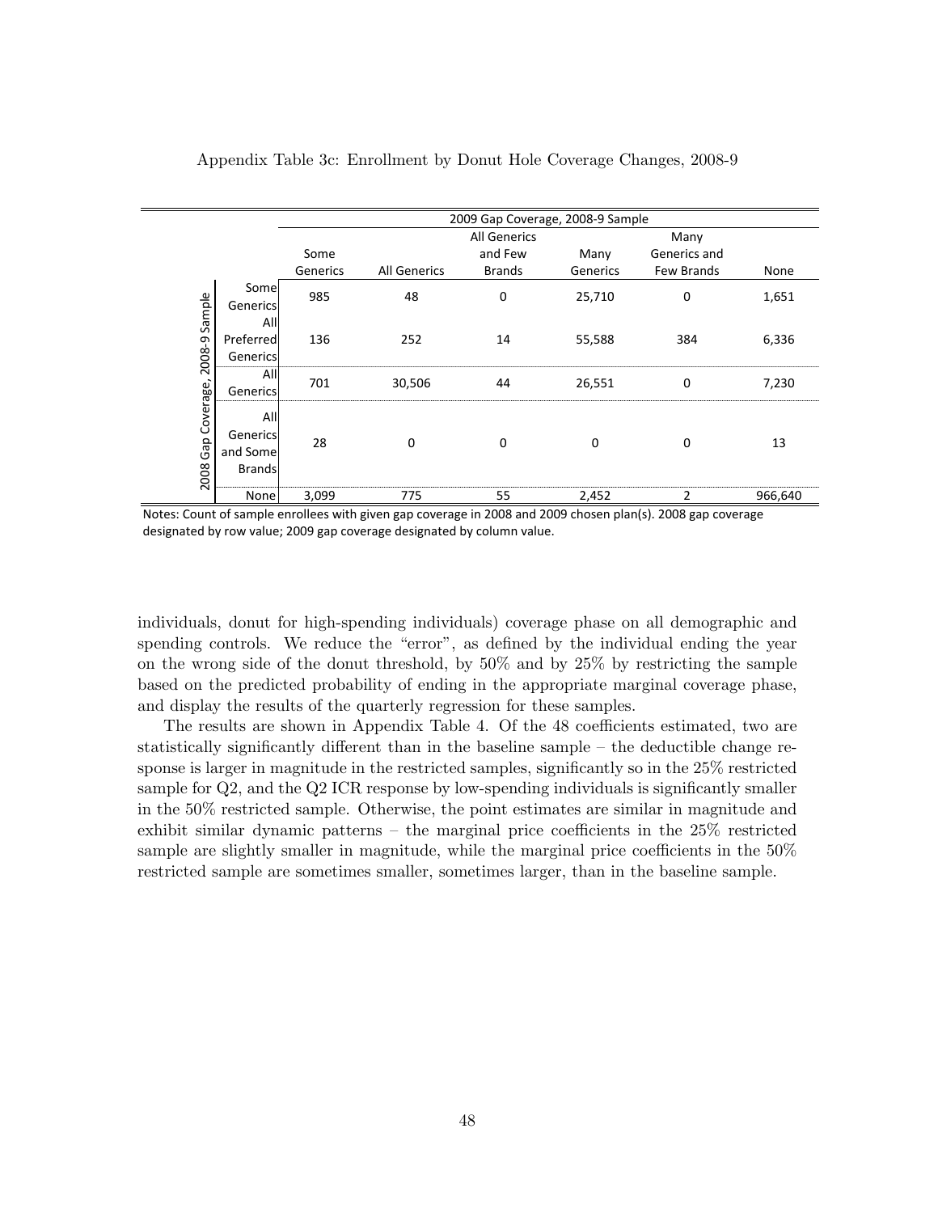Appendix Table 3c: Enrollment by Donut Hole Coverage Changes, 2008-9

| 2008 Gap Coverage, 2008-9 Sample | 2009 Gap Coverage, 2008-9 Sample: Some Generics | All Generics | All Generics and Few Brands | Many Generics | Many Generics and Few Brands | None |
|---|---|---|---|---|---|---|
| Some Generics | 985 | 48 | 0 | 25,710 | 0 | 1,651 |
| All Preferred Generics | 136 | 252 | 14 | 55,588 | 384 | 6,336 |
| All Generics | 701 | 30,506 | 44 | 26,551 | 0 | 7,230 |
| All Generics and Some Brands | 28 | 0 | 0 | 0 | 0 | 13 |
| None | 3,099 | 775 | 55 | 2,452 | 2 | 966,640 |

Notes: Count of sample enrollees with given gap coverage in 2008 and 2009 chosen plan(s). 2008 gap coverage designated by row value; 2009 gap coverage designated by column value.

individuals, donut for high-spending individuals) coverage phase on all demographic and spending controls. We reduce the "error", as defined by the individual ending the year on the wrong side of the donut threshold, by 50% and by 25% by restricting the sample based on the predicted probability of ending in the appropriate marginal coverage phase, and display the results of the quarterly regression for these samples.

The results are shown in Appendix Table 4. Of the 48 coefficients estimated, two are statistically significantly different than in the baseline sample – the deductible change response is larger in magnitude in the restricted samples, significantly so in the 25% restricted sample for Q2, and the Q2 ICR response by low-spending individuals is significantly smaller in the 50% restricted sample. Otherwise, the point estimates are similar in magnitude and exhibit similar dynamic patterns – the marginal price coefficients in the 25% restricted sample are slightly smaller in magnitude, while the marginal price coefficients in the 50% restricted sample are sometimes smaller, sometimes larger, than in the baseline sample.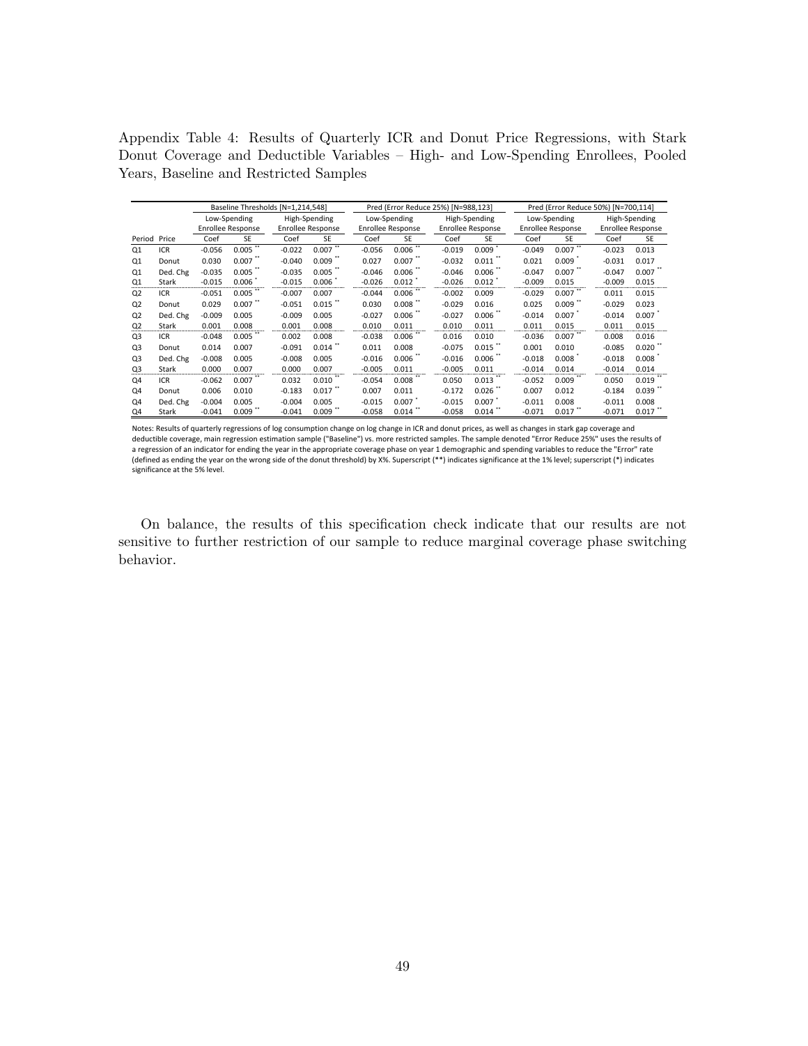Appendix Table 4: Results of Quarterly ICR and Donut Price Regressions, with Stark Donut Coverage and Deductible Variables – High- and Low-Spending Enrollees, Pooled Years, Baseline and Restricted Samples

| | | Baseline Thresholds [N=1,214,548] | | | | Pred (Error Reduce 25%) [N=988,123] | | | | Pred (Error Reduce 50%) [N=700,114] | | | |
|---|---|---|---|---|---|---|---|---|---|---|---|---|---|
| | | Low-Spending Enrollee Response | | High-Spending Enrollee Response | | Low-Spending Enrollee Response | | High-Spending Enrollee Response | | Low-Spending Enrollee Response | | High-Spending Enrollee Response | |
| Period | Price | Coef | SE | Coef | SE | Coef | SE | Coef | SE | Coef | SE | Coef | SE |
| Q1 | ICR | -0.056 | 0.005 ** | -0.022 | 0.007 ** | -0.056 | 0.006 ** | -0.019 | 0.009 * | -0.049 | 0.007 ** | -0.023 | 0.013 |
| Q1 | Donut | 0.030 | 0.007 ** | -0.040 | 0.009 ** | 0.027 | 0.007 ** | -0.032 | 0.011 ** | 0.021 | 0.009 * | -0.031 | 0.017 |
| Q1 | Ded. Chg | -0.035 | 0.005 ** | -0.035 | 0.005 ** | -0.046 | 0.006 ** | -0.046 | 0.006 ** | -0.047 | 0.007 ** | -0.047 | 0.007 ** |
| Q1 | Stark | -0.015 | 0.006 * | -0.015 | 0.006 * | -0.026 | 0.012 * | -0.026 | 0.012 * | -0.009 | 0.015 | -0.009 | 0.015 |
| Q2 | ICR | -0.051 | 0.005 ** | -0.007 | 0.007 | -0.044 | 0.006 ** | -0.002 | 0.009 | -0.029 | 0.007 ** | 0.011 | 0.015 |
| Q2 | Donut | 0.029 | 0.007 ** | -0.051 | 0.015 ** | 0.030 | 0.008 ** | -0.029 | 0.016 | 0.025 | 0.009 ** | -0.029 | 0.023 |
| Q2 | Ded. Chg | -0.009 | 0.005 | -0.009 | 0.005 | -0.027 | 0.006 ** | -0.027 | 0.006 ** | -0.014 | 0.007 * | -0.014 | 0.007 * |
| Q2 | Stark | 0.001 | 0.008 | 0.001 | 0.008 | 0.010 | 0.011 | 0.010 | 0.011 | 0.011 | 0.015 | 0.011 | 0.015 |
| Q3 | ICR | -0.048 | 0.005 ** | 0.002 | 0.008 | -0.038 | 0.006 ** | 0.016 | 0.010 | -0.036 | 0.007 ** | 0.008 | 0.016 |
| Q3 | Donut | 0.014 | 0.007 | -0.091 | 0.014 ** | 0.011 | 0.008 | -0.075 | 0.015 ** | 0.001 | 0.010 | -0.085 | 0.020 ** |
| Q3 | Ded. Chg | -0.008 | 0.005 | -0.008 | 0.005 | -0.016 | 0.006 ** | -0.016 | 0.006 ** | -0.018 | 0.008 * | -0.018 | 0.008 * |
| Q3 | Stark | 0.000 | 0.007 | 0.000 | 0.007 | -0.005 | 0.011 | -0.005 | 0.011 | -0.014 | 0.014 | -0.014 | 0.014 |
| Q4 | ICR | -0.062 | 0.007 ** | 0.032 | 0.010 ** | -0.054 | 0.008 ** | 0.050 | 0.013 ** | -0.052 | 0.009 ** | 0.050 | 0.019 ** |
| Q4 | Donut | 0.006 | 0.010 | -0.183 | 0.017 ** | 0.007 | 0.011 | -0.172 | 0.026 ** | 0.007 | 0.012 | -0.184 | 0.039 ** |
| Q4 | Ded. Chg | -0.004 | 0.005 | -0.004 | 0.005 | -0.015 | 0.007 * | -0.015 | 0.007 * | -0.011 | 0.008 | -0.011 | 0.008 |
| Q4 | Stark | -0.041 | 0.009 ** | -0.041 | 0.009 ** | -0.058 | 0.014 ** | -0.058 | 0.014 ** | -0.071 | 0.017 ** | -0.071 | 0.017 ** |

Notes: Results of quarterly regressions of log consumption change on log change in ICR and donut prices, as well as changes in stark gap coverage and deductible coverage, main regression estimation sample ("Baseline") vs. more restricted samples. The sample denoted "Error Reduce 25%" uses the results of a regression of an indicator for ending the year in the appropriate coverage phase on year 1 demographic and spending variables to reduce the "Error" rate (defined as ending the year on the wrong side of the donut threshold) by X%. Superscript (**) indicates significance at the 1% level; superscript (*) indicates significance at the 5% level.

On balance, the results of this specification check indicate that our results are not sensitive to further restriction of our sample to reduce marginal coverage phase switching behavior.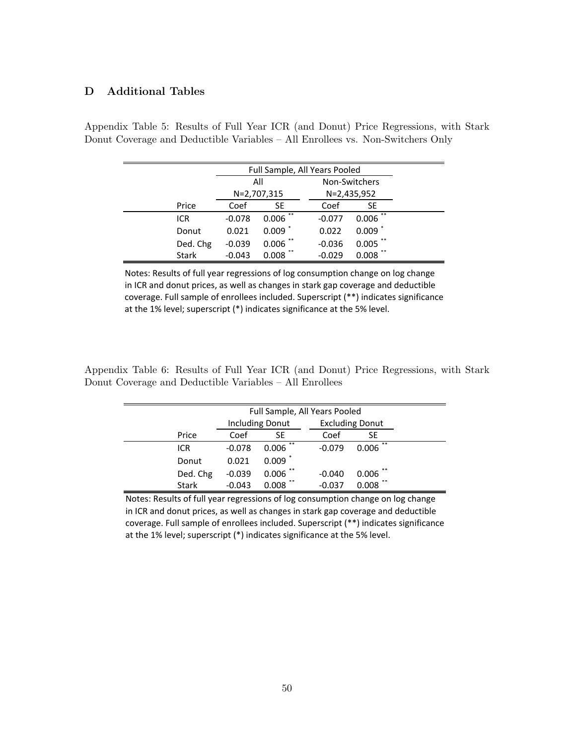## D Additional Tables

Appendix Table 5: Results of Full Year ICR (and Donut) Price Regressions, with Stark Donut Coverage and Deductible Variables – All Enrollees vs. Non-Switchers Only

| | Full Sample, All Years Pooled | | | |
|---|---|---|---|---|
| | All | | Non-Switchers | |
| | N=2,707,315 | | N=2,435,952 | |
| Price | Coef | SE | Coef | SE |
| ICR | -0.078 | 0.006 ** | -0.077 | 0.006 ** |
| Donut | 0.021 | 0.009 * | 0.022 | 0.009 * |
| Ded. Chg | -0.039 | 0.006 ** | -0.036 | 0.005 ** |
| Stark | -0.043 | 0.008 ** | -0.029 | 0.008 ** |

Notes: Results of full year regressions of log consumption change on log change in ICR and donut prices, as well as changes in stark gap coverage and deductible coverage. Full sample of enrollees included. Superscript (**) indicates significance at the 1% level; superscript (*) indicates significance at the 5% level.

Appendix Table 6: Results of Full Year ICR (and Donut) Price Regressions, with Stark Donut Coverage and Deductible Variables – All Enrollees

| | Full Sample, All Years Pooled | | | |
|---|---|---|---|---|
| | Including Donut | | Excluding Donut | |
| Price | Coef | SE | Coef | SE |
| ICR | -0.078 | 0.006 ** | -0.079 | 0.006 ** |
| Donut | 0.021 | 0.009 * | | |
| Ded. Chg | -0.039 | 0.006 ** | -0.040 | 0.006 ** |
| Stark | -0.043 | 0.008 ** | -0.037 | 0.008 ** |

Notes: Results of full year regressions of log consumption change on log change in ICR and donut prices, as well as changes in stark gap coverage and deductible coverage. Full sample of enrollees included. Superscript (**) indicates significance at the 1% level; superscript (*) indicates significance at the 5% level.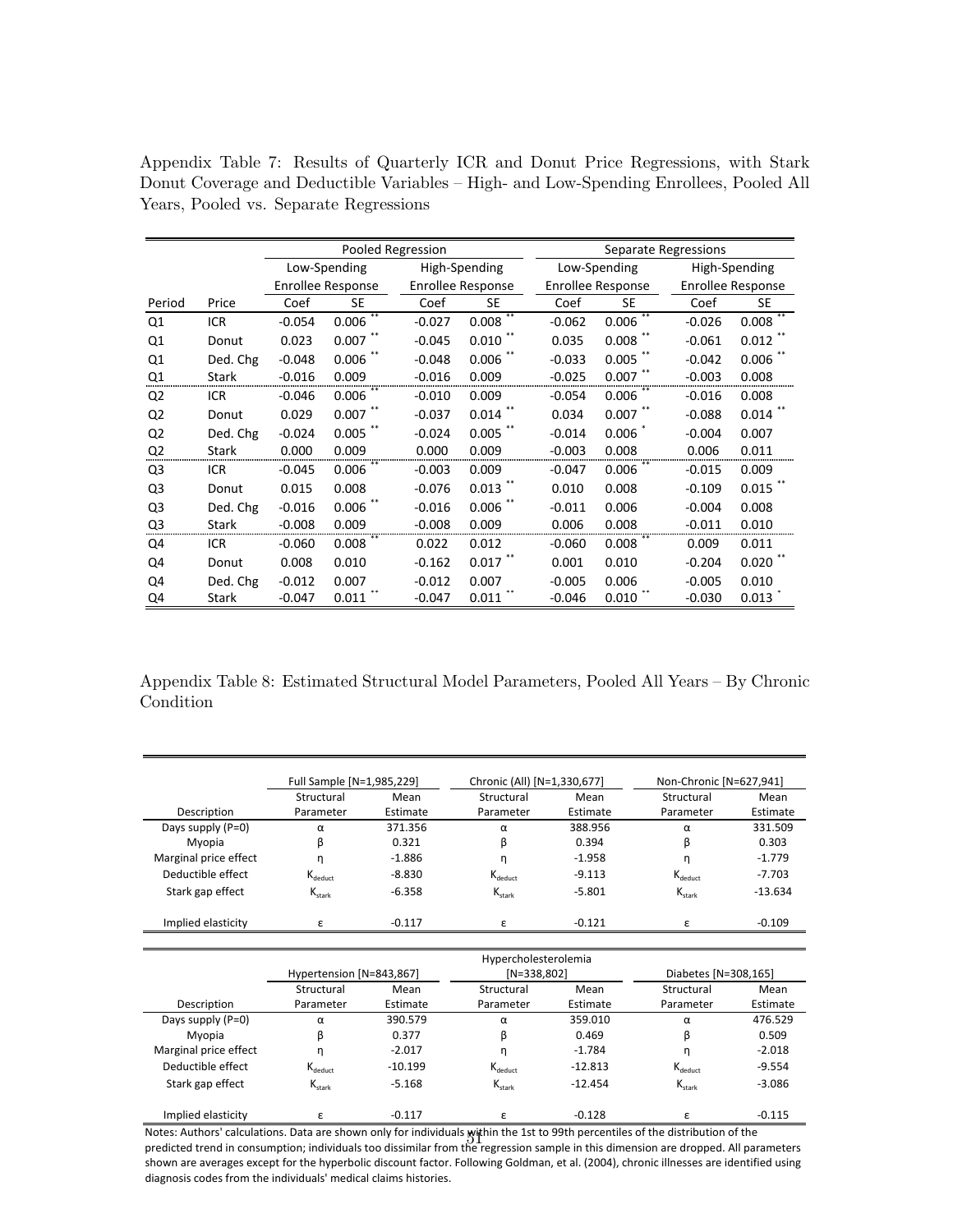Appendix Table 7: Results of Quarterly ICR and Donut Price Regressions, with Stark Donut Coverage and Deductible Variables – High- and Low-Spending Enrollees, Pooled All Years, Pooled vs. Separate Regressions

| | | Pooled Regression | | | | Separate Regressions | | | |
|---|---|---|---|---|---|---|---|---|---|
| | | Low-Spending Enrollee Response | | High-Spending Enrollee Response | | Low-Spending Enrollee Response | | High-Spending Enrollee Response | |
| Period | Price | Coef | SE | Coef | SE | Coef | SE | Coef | SE |
| Q1 | ICR | -0.054 | 0.006 ** | -0.027 | 0.008 ** | -0.062 | 0.006 ** | -0.026 | 0.008 ** |
| Q1 | Donut | 0.023 | 0.007 ** | -0.045 | 0.010 ** | 0.035 | 0.008 ** | -0.061 | 0.012 ** |
| Q1 | Ded. Chg | -0.048 | 0.006 ** | -0.048 | 0.006 ** | -0.033 | 0.005 ** | -0.042 | 0.006 ** |
| Q1 | Stark | -0.016 | 0.009 | -0.016 | 0.009 | -0.025 | 0.007 ** | -0.003 | 0.008 |
| Q2 | ICR | -0.046 | 0.006 ** | -0.010 | 0.009 | -0.054 | 0.006 ** | -0.016 | 0.008 |
| Q2 | Donut | 0.029 | 0.007 ** | -0.037 | 0.014 ** | 0.034 | 0.007 ** | -0.088 | 0.014 ** |
| Q2 | Ded. Chg | -0.024 | 0.005 ** | -0.024 | 0.005 ** | -0.014 | 0.006 * | -0.004 | 0.007 |
| Q2 | Stark | 0.000 | 0.009 | 0.000 | 0.009 | -0.003 | 0.008 | 0.006 | 0.011 |
| Q3 | ICR | -0.045 | 0.006 ** | -0.003 | 0.009 | -0.047 | 0.006 ** | -0.015 | 0.009 |
| Q3 | Donut | 0.015 | 0.008 | -0.076 | 0.013 ** | 0.010 | 0.008 | -0.109 | 0.015 ** |
| Q3 | Ded. Chg | -0.016 | 0.006 ** | -0.016 | 0.006 ** | -0.011 | 0.006 | -0.004 | 0.008 |
| Q3 | Stark | -0.008 | 0.009 | -0.008 | 0.009 | 0.006 | 0.008 | -0.011 | 0.010 |
| Q4 | ICR | -0.060 | 0.008 ** | 0.022 | 0.012 | -0.060 | 0.008 ** | 0.009 | 0.011 |
| Q4 | Donut | 0.008 | 0.010 | -0.162 | 0.017 ** | 0.001 | 0.010 | -0.204 | 0.020 ** |
| Q4 | Ded. Chg | -0.012 | 0.007 | -0.012 | 0.007 | -0.005 | 0.006 | -0.005 | 0.010 |
| Q4 | Stark | -0.047 | 0.011 ** | -0.047 | 0.011 ** | -0.046 | 0.010 ** | -0.030 | 0.013 * |

Appendix Table 8: Estimated Structural Model Parameters, Pooled All Years – By Chronic Condition

| | Full Sample [N=1,985,229] | | Chronic (All) [N=1,330,677] | | Non-Chronic [N=627,941] | |
|---|---|---|---|---|---|---|
| Description | Structural Parameter | Mean Estimate | Structural Parameter | Mean Estimate | Structural Parameter | Mean Estimate |
| Days supply (P=0) | $\alpha$ | 371.356 | $\alpha$ | 388.956 | $\alpha$ | 331.509 |
| Myopia | $\beta$ | 0.321 | $\beta$ | 0.394 | $\beta$ | 0.303 |
| Marginal price effect | $\eta$ | -1.886 | $\eta$ | -1.958 | $\eta$ | -1.779 |
| Deductible effect | $K_{deduct}$ | -8.830 | $K_{deduct}$ | -9.113 | $K_{deduct}$ | -7.703 |
| Stark gap effect | $K_{stark}$ | -6.358 | $K_{stark}$ | -5.801 | $K_{stark}$ | -13.634 |
| Implied elasticity | $\varepsilon$ | -0.117 | $\varepsilon$ | -0.121 | $\varepsilon$ | -0.109 |

| | Hypertension [N=843,867] | | Hypercholesterolemia [N=338,802] | | Diabetes [N=308,165] | |
|---|---|---|---|---|---|---|
| Description | Structural Parameter | Mean Estimate | Structural Parameter | Mean Estimate | Structural Parameter | Mean Estimate |
| Days supply (P=0) | $\alpha$ | 390.579 | $\alpha$ | 359.010 | $\alpha$ | 476.529 |
| Myopia | $\beta$ | 0.377 | $\beta$ | 0.469 | $\beta$ | 0.509 |
| Marginal price effect | $\eta$ | -2.017 | $\eta$ | -1.784 | $\eta$ | -2.018 |
| Deductible effect | $K_{deduct}$ | -10.199 | $K_{deduct}$ | -12.813 | $K_{deduct}$ | -9.554 |
| Stark gap effect | $K_{stark}$ | -5.168 | $K_{stark}$ | -12.454 | $K_{stark}$ | -3.086 |
| Implied elasticity | $\varepsilon$ | -0.117 | $\varepsilon$ | -0.128 | $\varepsilon$ | -0.115 |

Notes: Authors' calculations. Data are shown only for individuals within the 1st to 99th percentiles of the distribution of the predicted trend in consumption; individuals too dissimilar from the regression sample in this dimension are dropped. All parameters shown are averages except for the hyperbolic discount factor. Following Goldman, et al. (2004), chronic illnesses are identified using diagnosis codes from the individuals' medical claims histories.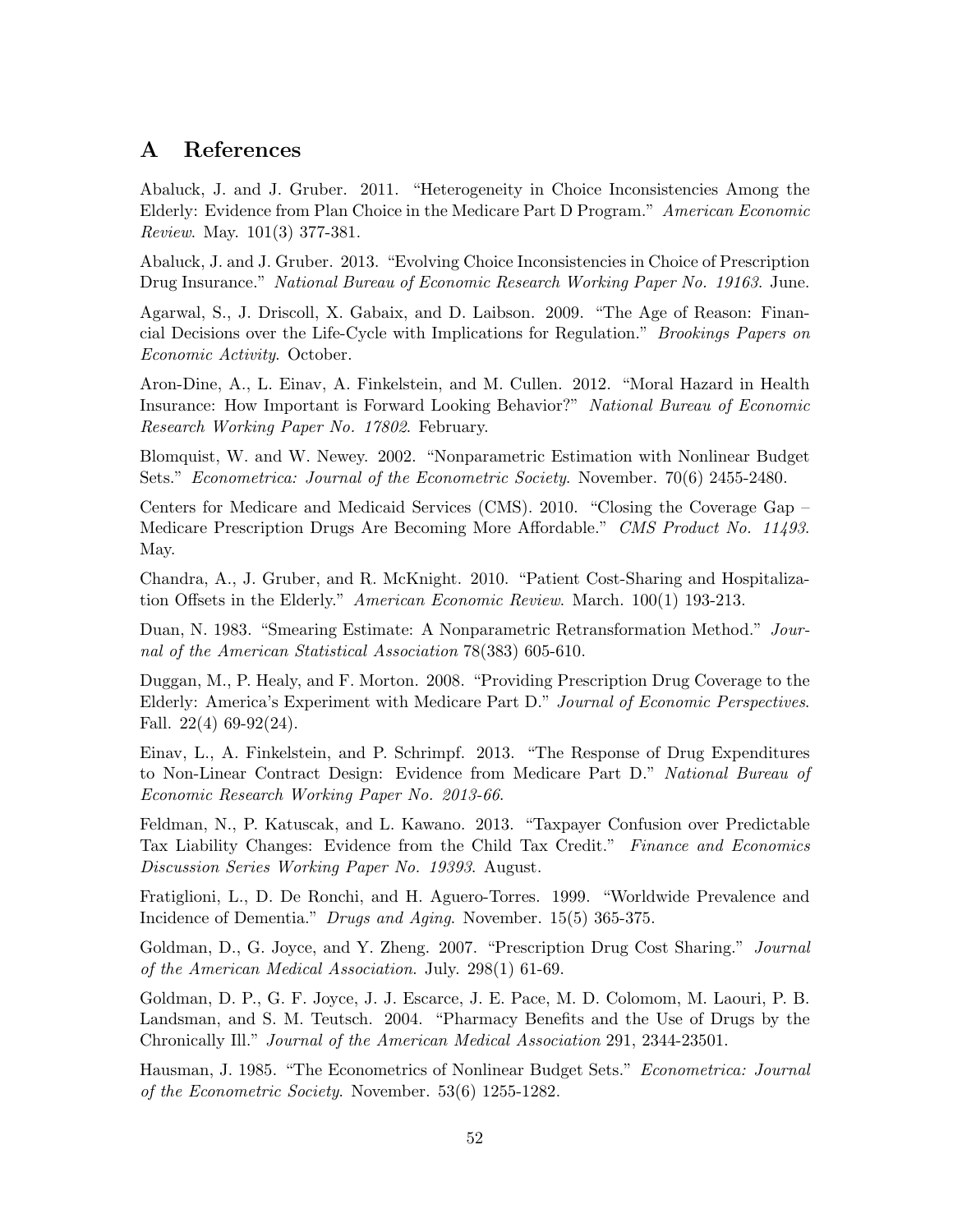# A References

Abaluck, J. and J. Gruber. 2011. "Heterogeneity in Choice Inconsistencies Among the Elderly: Evidence from Plan Choice in the Medicare Part D Program." *American Economic Review*. May. 101(3) 377-381.

Abaluck, J. and J. Gruber. 2013. "Evolving Choice Inconsistencies in Choice of Prescription Drug Insurance." *National Bureau of Economic Research Working Paper No. 19163*. June.

Agarwal, S., J. Driscoll, X. Gabaix, and D. Laibson. 2009. "The Age of Reason: Financial Decisions over the Life-Cycle with Implications for Regulation." *Brookings Papers on Economic Activity*. October.

Aron-Dine, A., L. Einav, A. Finkelstein, and M. Cullen. 2012. "Moral Hazard in Health Insurance: How Important is Forward Looking Behavior?" *National Bureau of Economic Research Working Paper No. 17802*. February.

Blomquist, W. and W. Newey. 2002. "Nonparametric Estimation with Nonlinear Budget Sets." *Econometrica: Journal of the Econometric Society*. November. 70(6) 2455-2480.

Centers for Medicare and Medicaid Services (CMS). 2010. "Closing the Coverage Gap – Medicare Prescription Drugs Are Becoming More Affordable." *CMS Product No. 11493*. May.

Chandra, A., J. Gruber, and R. McKnight. 2010. "Patient Cost-Sharing and Hospitalization Offsets in the Elderly." *American Economic Review*. March. 100(1) 193-213.

Duan, N. 1983. "Smearing Estimate: A Nonparametric Retransformation Method." *Journal of the American Statistical Association* 78(383) 605-610.

Duggan, M., P. Healy, and F. Morton. 2008. "Providing Prescription Drug Coverage to the Elderly: America's Experiment with Medicare Part D." *Journal of Economic Perspectives*. Fall. 22(4) 69-92(24).

Einav, L., A. Finkelstein, and P. Schrimpf. 2013. "The Response of Drug Expenditures to Non-Linear Contract Design: Evidence from Medicare Part D." *National Bureau of Economic Research Working Paper No. 2013-66*.

Feldman, N., P. Katuscak, and L. Kawano. 2013. "Taxpayer Confusion over Predictable Tax Liability Changes: Evidence from the Child Tax Credit." *Finance and Economics Discussion Series Working Paper No. 19393*. August.

Fratiglioni, L., D. De Ronchi, and H. Aguero-Torres. 1999. "Worldwide Prevalence and Incidence of Dementia." *Drugs and Aging*. November. 15(5) 365-375.

Goldman, D., G. Joyce, and Y. Zheng. 2007. "Prescription Drug Cost Sharing." *Journal of the American Medical Association*. July. 298(1) 61-69.

Goldman, D. P., G. F. Joyce, J. J. Escarce, J. E. Pace, M. D. Colomom, M. Laouri, P. B. Landsman, and S. M. Teutsch. 2004. "Pharmacy Benefits and the Use of Drugs by the Chronically Ill." *Journal of the American Medical Association* 291, 2344-23501.

Hausman, J. 1985. "The Econometrics of Nonlinear Budget Sets." *Econometrica: Journal of the Econometric Society*. November. 53(6) 1255-1282.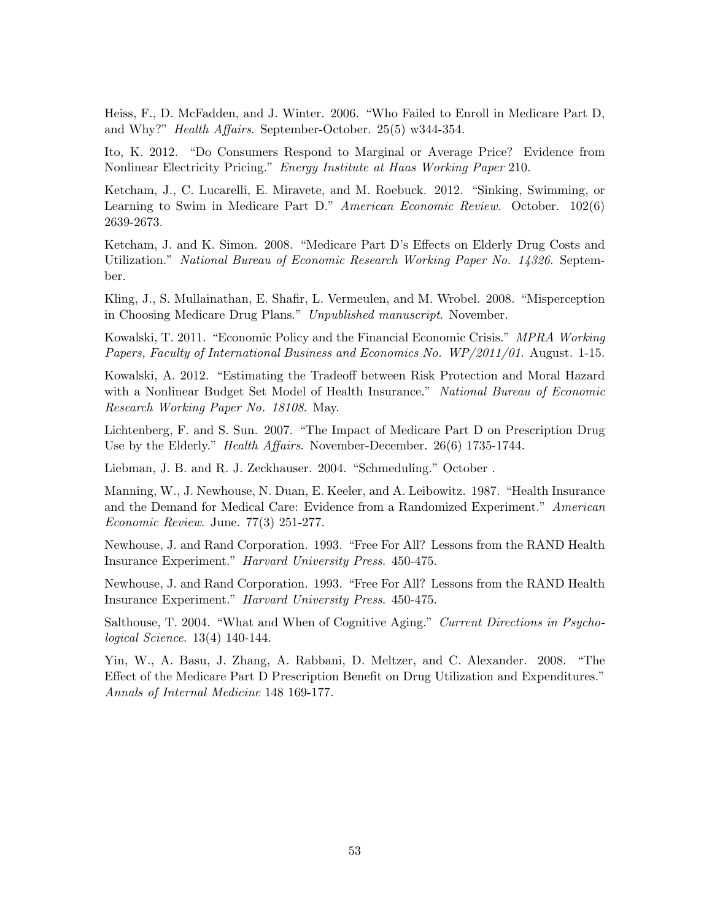Heiss, F., D. McFadden, and J. Winter. 2006. "Who Failed to Enroll in Medicare Part D, and Why?" *Health Affairs*. September-October. 25(5) w344-354.

Ito, K. 2012. "Do Consumers Respond to Marginal or Average Price? Evidence from Nonlinear Electricity Pricing." *Energy Institute at Haas Working Paper* 210.

Ketcham, J., C. Lucarelli, E. Miravete, and M. Roebuck. 2012. "Sinking, Swimming, or Learning to Swim in Medicare Part D." *American Economic Review*. October. 102(6) 2639-2673.

Ketcham, J. and K. Simon. 2008. "Medicare Part D's Effects on Elderly Drug Costs and Utilization." *National Bureau of Economic Research Working Paper No. 14326*. September.

Kling, J., S. Mullainathan, E. Shafir, L. Vermeulen, and M. Wrobel. 2008. "Misperception in Choosing Medicare Drug Plans." *Unpublished manuscript*. November.

Kowalski, T. 2011. "Economic Policy and the Financial Economic Crisis." *MPRA Working Papers, Faculty of International Business and Economics No. WP/2011/01*. August. 1-15.

Kowalski, A. 2012. "Estimating the Tradeoff between Risk Protection and Moral Hazard with a Nonlinear Budget Set Model of Health Insurance." *National Bureau of Economic Research Working Paper No. 18108*. May.

Lichtenberg, F. and S. Sun. 2007. "The Impact of Medicare Part D on Prescription Drug Use by the Elderly." *Health Affairs*. November-December. 26(6) 1735-1744.

Liebman, J. B. and R. J. Zeckhauser. 2004. "Schmeduling." October .

Manning, W., J. Newhouse, N. Duan, E. Keeler, and A. Leibowitz. 1987. "Health Insurance and the Demand for Medical Care: Evidence from a Randomized Experiment." *American Economic Review*. June. 77(3) 251-277.

Newhouse, J. and Rand Corporation. 1993. "Free For All? Lessons from the RAND Health Insurance Experiment." *Harvard University Press*. 450-475.

Newhouse, J. and Rand Corporation. 1993. "Free For All? Lessons from the RAND Health Insurance Experiment." *Harvard University Press*. 450-475.

Salthouse, T. 2004. "What and When of Cognitive Aging." *Current Directions in Psychological Science*. 13(4) 140-144.

Yin, W., A. Basu, J. Zhang, A. Rabbani, D. Meltzer, and C. Alexander. 2008. "The Effect of the Medicare Part D Prescription Benefit on Drug Utilization and Expenditures." *Annals of Internal Medicine* 148 169-177.